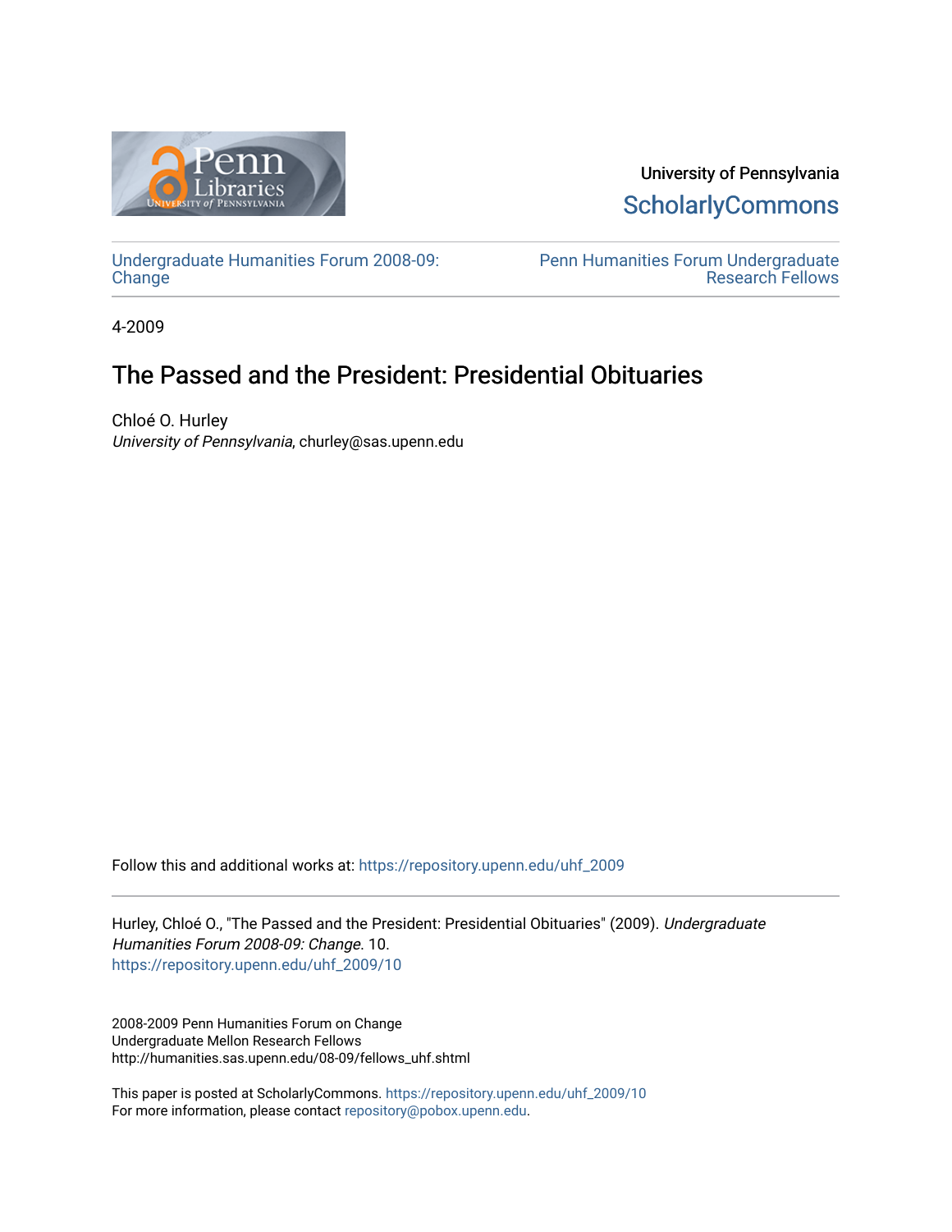University of Pennsylvania
ScholarlyCommons

Undergraduate Humanities Forum 2008-09: Change

Penn Humanities Forum Undergraduate Research Fellows

4-2009

# The Passed and the President: Presidential Obituaries

Chloé O. Hurley
*University of Pennsylvania*, churley@sas.upenn.edu

Follow this and additional works at: https://repository.upenn.edu/uhf_2009

Hurley, Chloé O., "The Passed and the President: Presidential Obituaries" (2009). *Undergraduate Humanities Forum 2008-09: Change*. 10.
https://repository.upenn.edu/uhf_2009/10

2008-2009 Penn Humanities Forum on Change
Undergraduate Mellon Research Fellows
http://humanities.sas.upenn.edu/08-09/fellows_uhf.shtml

This paper is posted at ScholarlyCommons. https://repository.upenn.edu/uhf_2009/10
For more information, please contact repository@pobox.upenn.edu.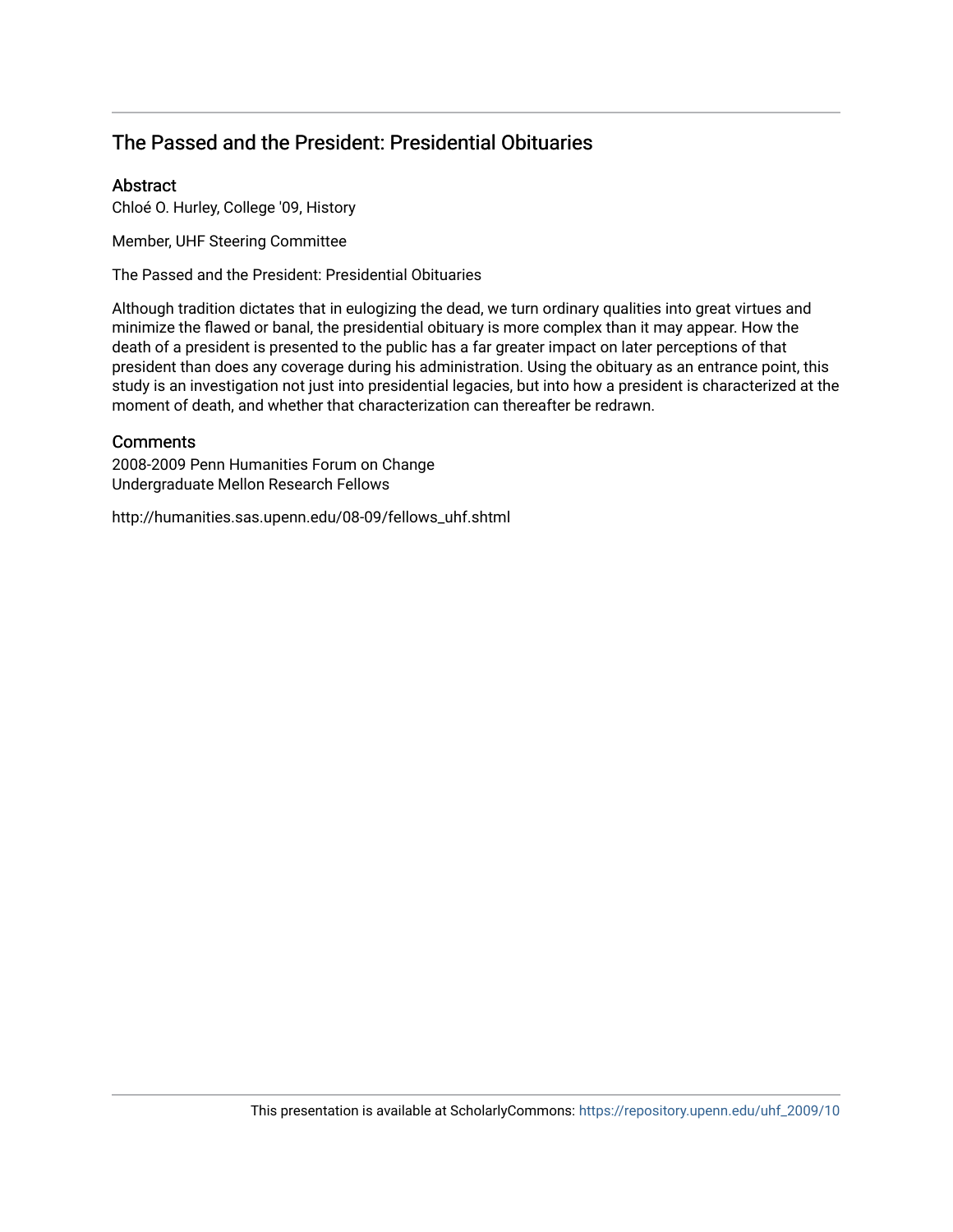## The Passed and the President: Presidential Obituaries

### Abstract

Chloé O. Hurley, College '09, History

Member, UHF Steering Committee

The Passed and the President: Presidential Obituaries

Although tradition dictates that in eulogizing the dead, we turn ordinary qualities into great virtues and minimize the flawed or banal, the presidential obituary is more complex than it may appear. How the death of a president is presented to the public has a far greater impact on later perceptions of that president than does any coverage during his administration. Using the obituary as an entrance point, this study is an investigation not just into presidential legacies, but into how a president is characterized at the moment of death, and whether that characterization can thereafter be redrawn.

### Comments

2008-2009 Penn Humanities Forum on Change
Undergraduate Mellon Research Fellows

http://humanities.sas.upenn.edu/08-09/fellows_uhf.shtml

This presentation is available at ScholarlyCommons: https://repository.upenn.edu/uhf_2009/10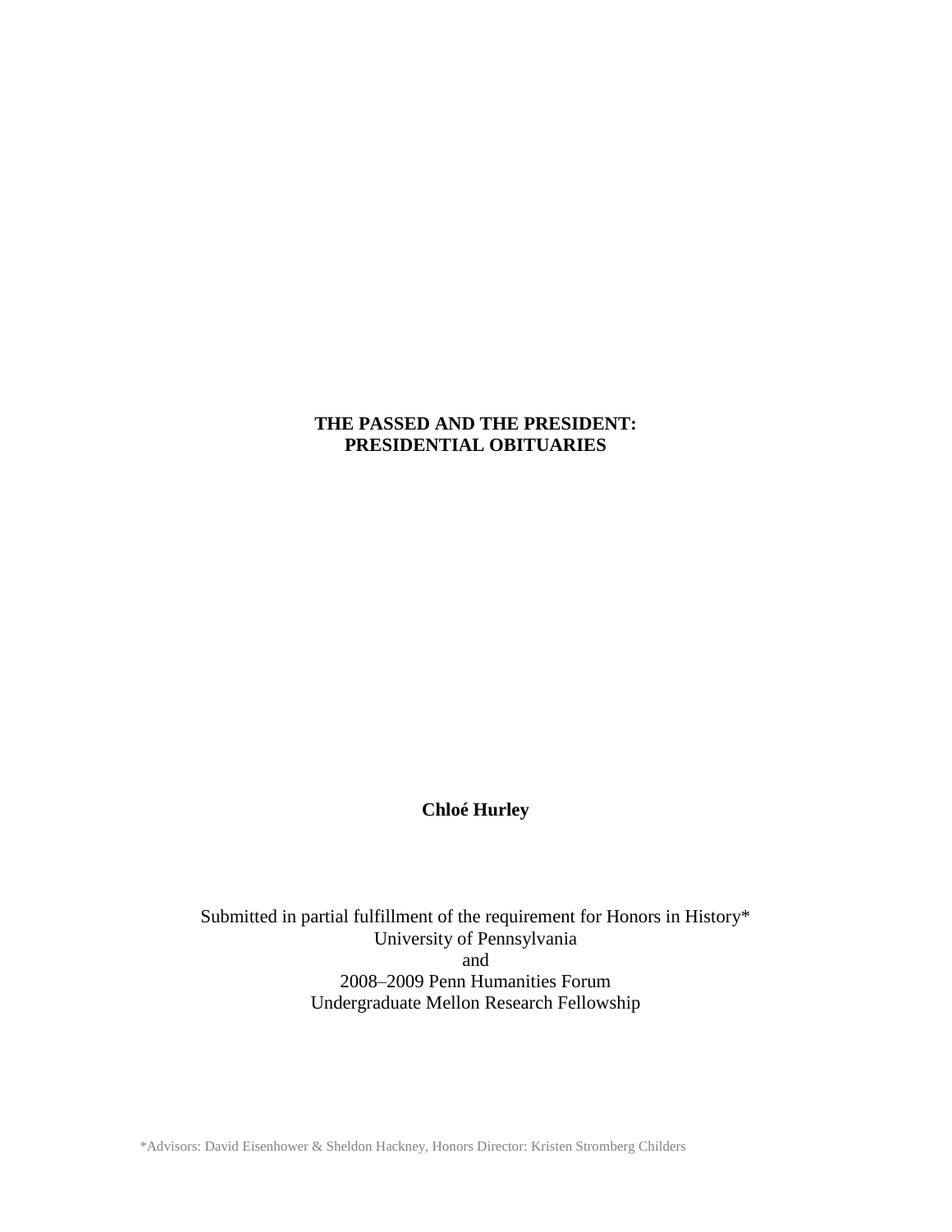# THE PASSED AND THE PRESIDENT: PRESIDENTIAL OBITUARIES

**Chloé Hurley**

Submitted in partial fulfillment of the requirement for Honors in History*
University of Pennsylvania
and
2008–2009 Penn Humanities Forum
Undergraduate Mellon Research Fellowship

*Advisors: David Eisenhower & Sheldon Hackney, Honors Director: Kristen Stromberg Childers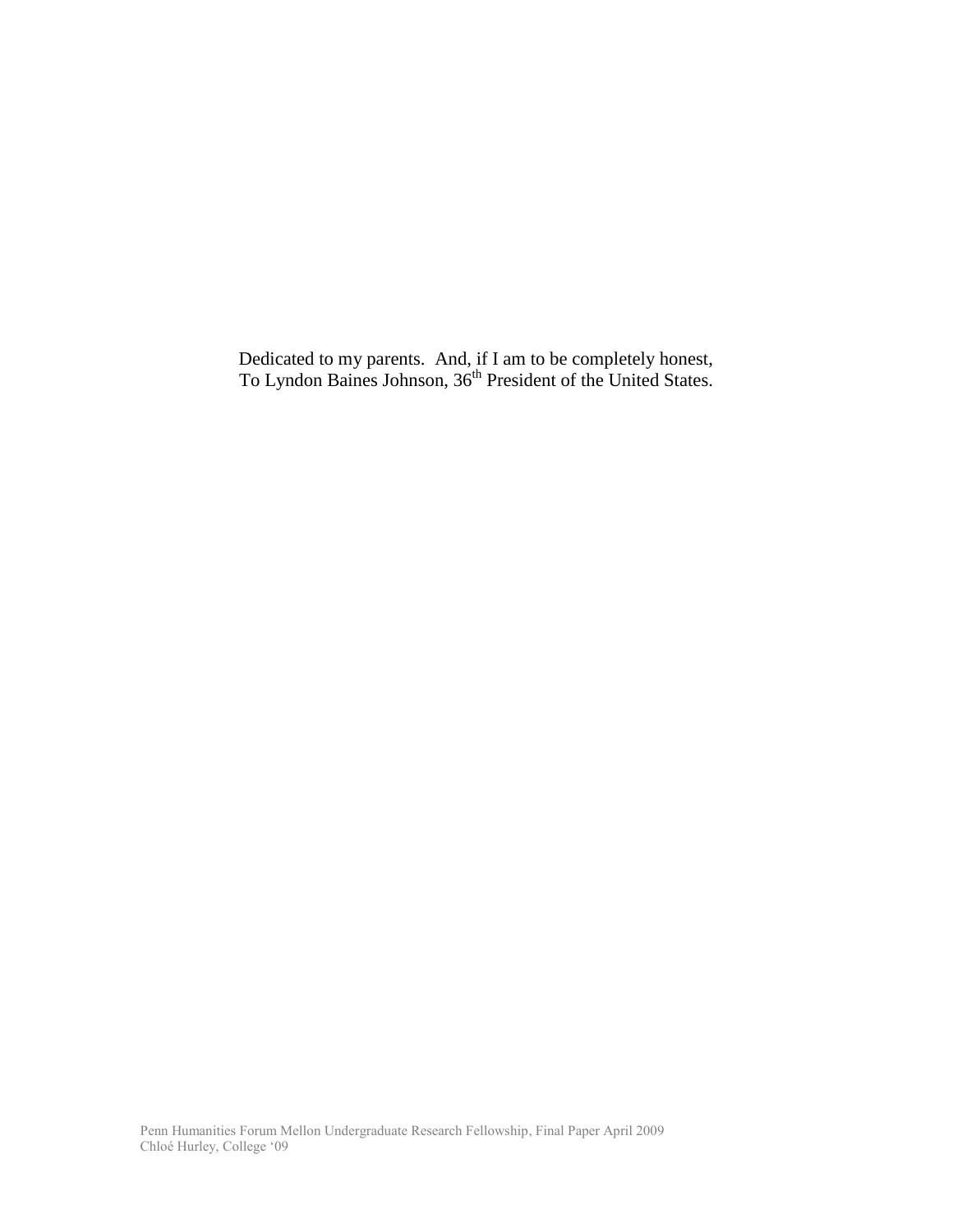Dedicated to my parents. And, if I am to be completely honest,
To Lyndon Baines Johnson, 36th President of the United States.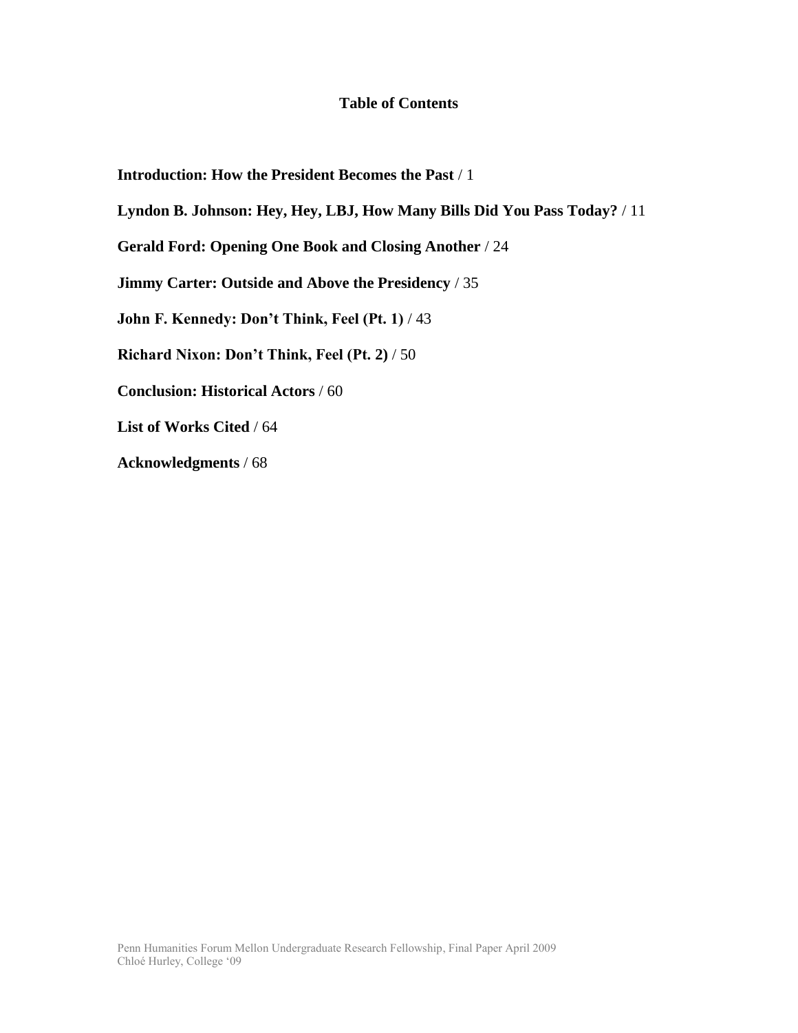# Table of Contents

**Introduction: How the President Becomes the Past** / 1

**Lyndon B. Johnson: Hey, Hey, LBJ, How Many Bills Did You Pass Today?** / 11

**Gerald Ford: Opening One Book and Closing Another** / 24

**Jimmy Carter: Outside and Above the Presidency** / 35

**John F. Kennedy: Don't Think, Feel (Pt. 1)** / 43

**Richard Nixon: Don't Think, Feel (Pt. 2)** / 50

**Conclusion: Historical Actors** / 60

**List of Works Cited** / 64

**Acknowledgments** / 68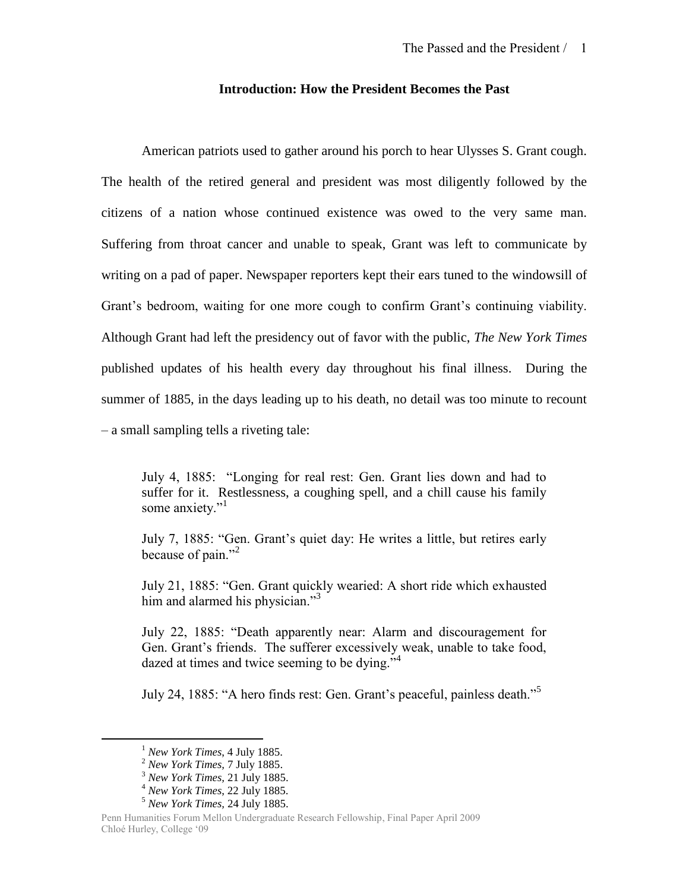## Introduction: How the President Becomes the Past

American patriots used to gather around his porch to hear Ulysses S. Grant cough. The health of the retired general and president was most diligently followed by the citizens of a nation whose continued existence was owed to the very same man. Suffering from throat cancer and unable to speak, Grant was left to communicate by writing on a pad of paper. Newspaper reporters kept their ears tuned to the windowsill of Grant's bedroom, waiting for one more cough to confirm Grant's continuing viability. Although Grant had left the presidency out of favor with the public, *The New York Times* published updates of his health every day throughout his final illness. During the summer of 1885, in the days leading up to his death, no detail was too minute to recount – a small sampling tells a riveting tale:

> July 4, 1885: "Longing for real rest: Gen. Grant lies down and had to suffer for it. Restlessness, a coughing spell, and a chill cause his family some anxiety."[1]
>
> July 7, 1885: "Gen. Grant's quiet day: He writes a little, but retires early because of pain."[2]
>
> July 21, 1885: "Gen. Grant quickly wearied: A short ride which exhausted him and alarmed his physician."[3]
>
> July 22, 1885: "Death apparently near: Alarm and discouragement for Gen. Grant's friends. The sufferer excessively weak, unable to take food, dazed at times and twice seeming to be dying."[4]
>
> July 24, 1885: "A hero finds rest: Gen. Grant's peaceful, painless death."[5]

---

[1] *New York Times*, 4 July 1885.

[2] *New York Times*, 7 July 1885.

[3] *New York Times*, 21 July 1885.

[4] *New York Times*, 22 July 1885.

[5] *New York Times*, 24 July 1885.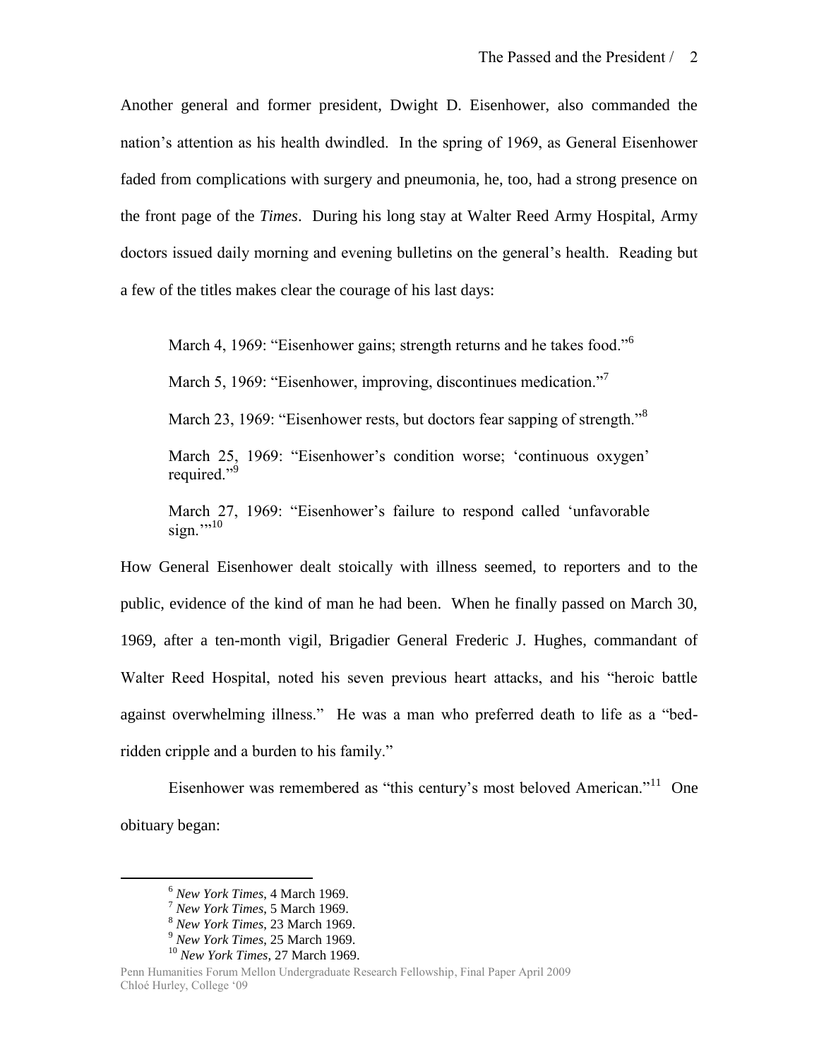Another general and former president, Dwight D. Eisenhower, also commanded the nation's attention as his health dwindled. In the spring of 1969, as General Eisenhower faded from complications with surgery and pneumonia, he, too, had a strong presence on the front page of the *Times*. During his long stay at Walter Reed Army Hospital, Army doctors issued daily morning and evening bulletins on the general's health. Reading but a few of the titles makes clear the courage of his last days:

> March 4, 1969: "Eisenhower gains; strength returns and he takes food."[6]
>
> March 5, 1969: "Eisenhower, improving, discontinues medication."[7]
>
> March 23, 1969: "Eisenhower rests, but doctors fear sapping of strength."[8]
>
> March 25, 1969: "Eisenhower's condition worse; 'continuous oxygen' required."[9]
>
> March 27, 1969: "Eisenhower's failure to respond called 'unfavorable sign.'"[10]

How General Eisenhower dealt stoically with illness seemed, to reporters and to the public, evidence of the kind of man he had been. When he finally passed on March 30, 1969, after a ten-month vigil, Brigadier General Frederic J. Hughes, commandant of Walter Reed Hospital, noted his seven previous heart attacks, and his "heroic battle against overwhelming illness." He was a man who preferred death to life as a "bed-ridden cripple and a burden to his family."

Eisenhower was remembered as "this century's most beloved American."[11] One obituary began:

---

[6] *New York Times*, 4 March 1969.

[7] *New York Times*, 5 March 1969.

[8] *New York Times*, 23 March 1969.

[9] *New York Times*, 25 March 1969.

[10] *New York Times*, 27 March 1969.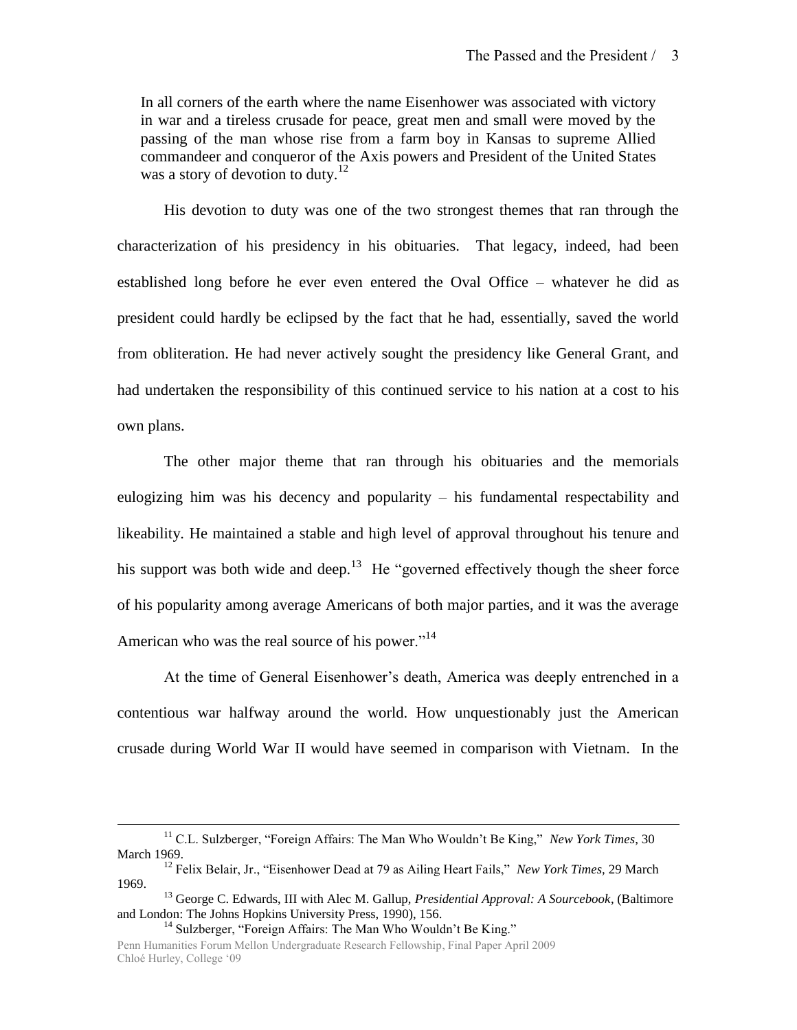> In all corners of the earth where the name Eisenhower was associated with victory in war and a tireless crusade for peace, great men and small were moved by the passing of the man whose rise from a farm boy in Kansas to supreme Allied commandeer and conqueror of the Axis powers and President of the United States was a story of devotion to duty.[12]

His devotion to duty was one of the two strongest themes that ran through the characterization of his presidency in his obituaries. That legacy, indeed, had been established long before he ever even entered the Oval Office – whatever he did as president could hardly be eclipsed by the fact that he had, essentially, saved the world from obliteration. He had never actively sought the presidency like General Grant, and had undertaken the responsibility of this continued service to his nation at a cost to his own plans.

The other major theme that ran through his obituaries and the memorials eulogizing him was his decency and popularity – his fundamental respectability and likeability. He maintained a stable and high level of approval throughout his tenure and his support was both wide and deep.[13] He "governed effectively though the sheer force of his popularity among average Americans of both major parties, and it was the average American who was the real source of his power."[14]

At the time of General Eisenhower's death, America was deeply entrenched in a contentious war halfway around the world. How unquestionably just the American crusade during World War II would have seemed in comparison with Vietnam. In the

---

[11] C.L. Sulzberger, "Foreign Affairs: The Man Who Wouldn't Be King," *New York Times*, 30 March 1969.

[12] Felix Belair, Jr., "Eisenhower Dead at 79 as Ailing Heart Fails," *New York Times,* 29 March 1969.

[13] George C. Edwards, III with Alec M. Gallup, *Presidential Approval: A Sourcebook*, (Baltimore and London: The Johns Hopkins University Press, 1990), 156.

[14] Sulzberger, "Foreign Affairs: The Man Who Wouldn't Be King."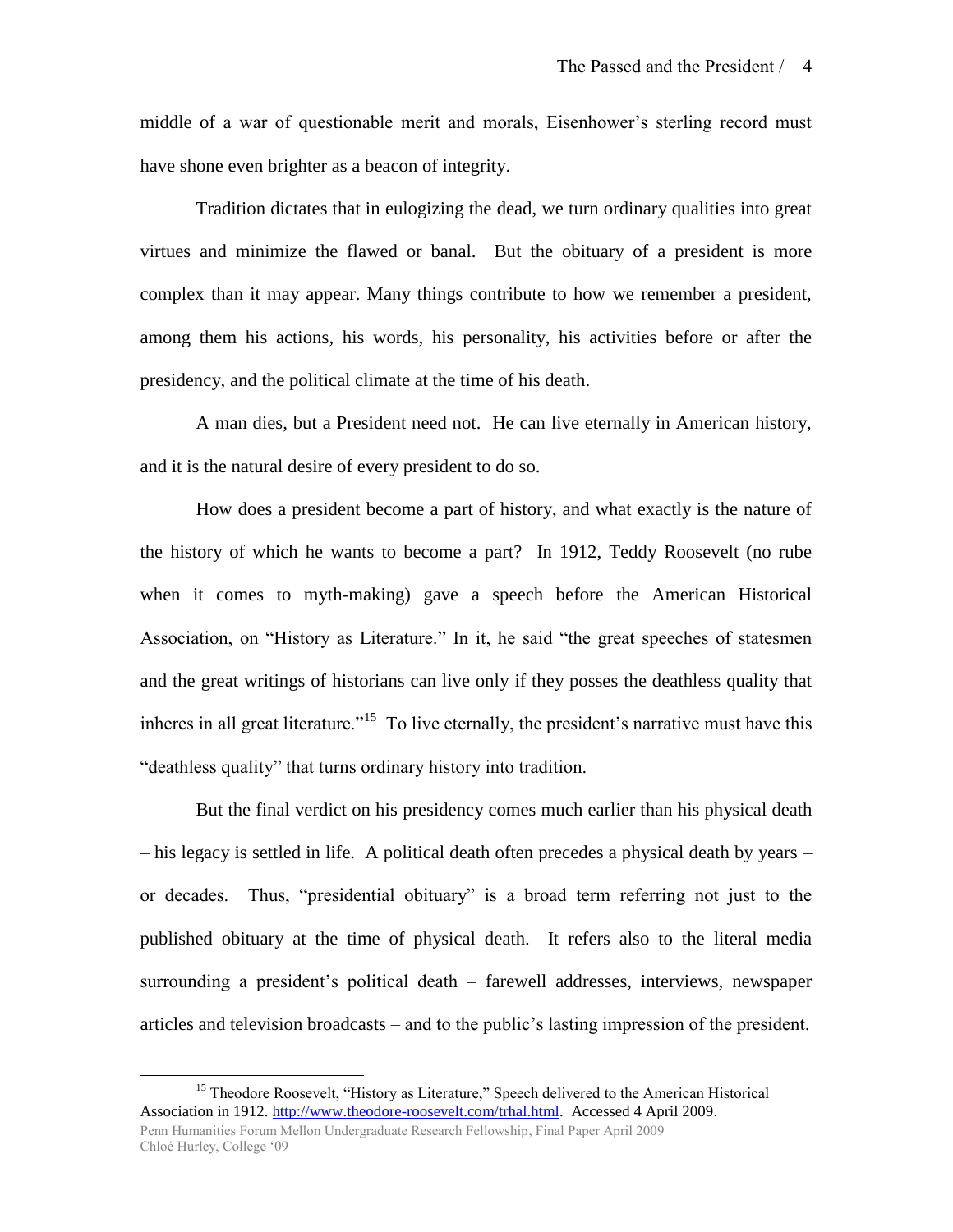middle of a war of questionable merit and morals, Eisenhower's sterling record must have shone even brighter as a beacon of integrity.

Tradition dictates that in eulogizing the dead, we turn ordinary qualities into great virtues and minimize the flawed or banal. But the obituary of a president is more complex than it may appear. Many things contribute to how we remember a president, among them his actions, his words, his personality, his activities before or after the presidency, and the political climate at the time of his death.

A man dies, but a President need not. He can live eternally in American history, and it is the natural desire of every president to do so.

How does a president become a part of history, and what exactly is the nature of the history of which he wants to become a part? In 1912, Teddy Roosevelt (no rube when it comes to myth-making) gave a speech before the American Historical Association, on "History as Literature." In it, he said "the great speeches of statesmen and the great writings of historians can live only if they posses the deathless quality that inheres in all great literature."[15] To live eternally, the president's narrative must have this "deathless quality" that turns ordinary history into tradition.

But the final verdict on his presidency comes much earlier than his physical death – his legacy is settled in life. A political death often precedes a physical death by years – or decades. Thus, "presidential obituary" is a broad term referring not just to the published obituary at the time of physical death. It refers also to the literal media surrounding a president's political death – farewell addresses, interviews, newspaper articles and television broadcasts – and to the public's lasting impression of the president.

[15] Theodore Roosevelt, "History as Literature," Speech delivered to the American Historical Association in 1912. http://www.theodore-roosevelt.com/trhal.html. Accessed 4 April 2009.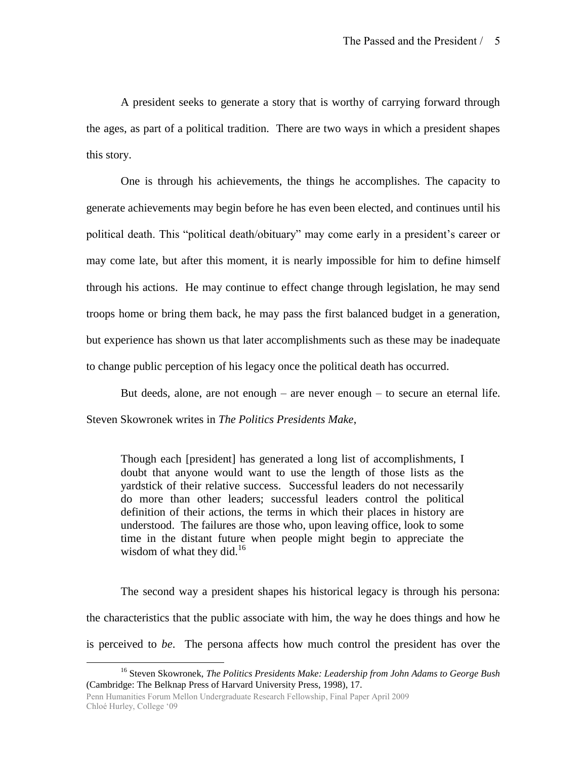A president seeks to generate a story that is worthy of carrying forward through the ages, as part of a political tradition. There are two ways in which a president shapes this story.

One is through his achievements, the things he accomplishes. The capacity to generate achievements may begin before he has even been elected, and continues until his political death. This "political death/obituary" may come early in a president's career or may come late, but after this moment, it is nearly impossible for him to define himself through his actions. He may continue to effect change through legislation, he may send troops home or bring them back, he may pass the first balanced budget in a generation, but experience has shown us that later accomplishments such as these may be inadequate to change public perception of his legacy once the political death has occurred.

But deeds, alone, are not enough – are never enough – to secure an eternal life. Steven Skowronek writes in *The Politics Presidents Make*,

> Though each [president] has generated a long list of accomplishments, I doubt that anyone would want to use the length of those lists as the yardstick of their relative success. Successful leaders do not necessarily do more than other leaders; successful leaders control the political definition of their actions, the terms in which their places in history are understood. The failures are those who, upon leaving office, look to some time in the distant future when people might begin to appreciate the wisdom of what they did.[16]

The second way a president shapes his historical legacy is through his persona: the characteristics that the public associate with him, the way he does things and how he is perceived to *be*. The persona affects how much control the president has over the

---

[16] Steven Skowronek, *The Politics Presidents Make: Leadership from John Adams to George Bush* (Cambridge: The Belknap Press of Harvard University Press, 1998), 17.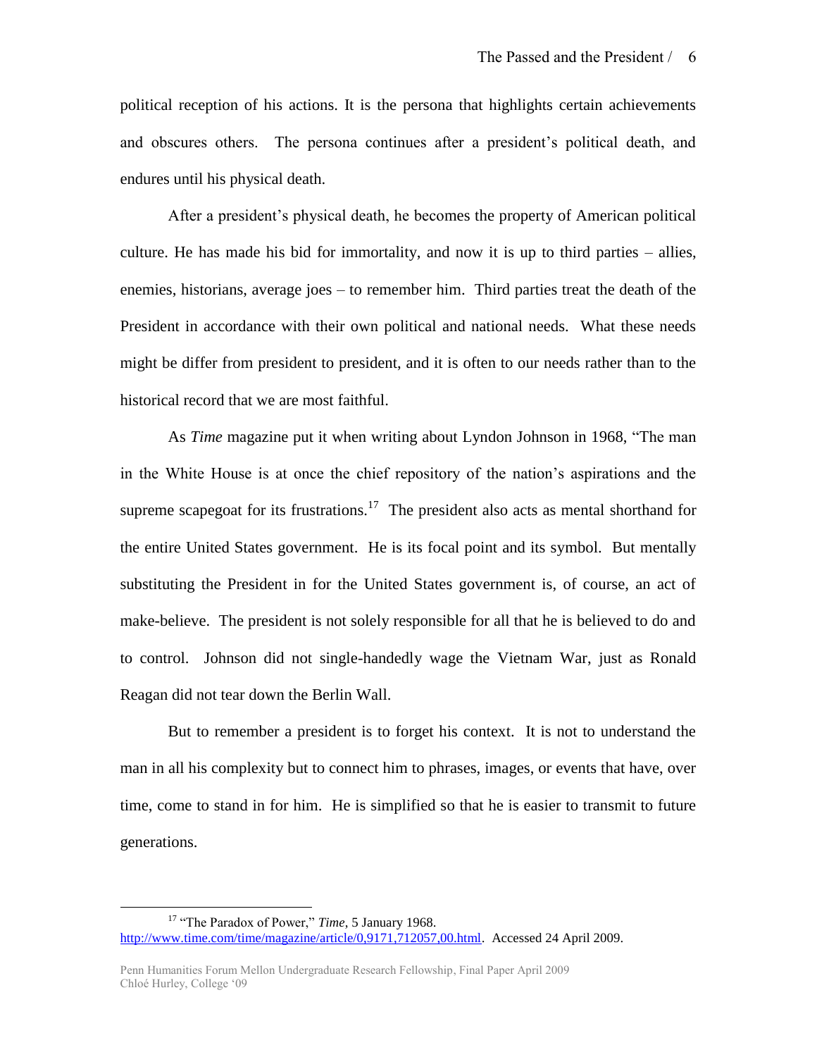political reception of his actions. It is the persona that highlights certain achievements and obscures others. The persona continues after a president's political death, and endures until his physical death.

After a president's physical death, he becomes the property of American political culture. He has made his bid for immortality, and now it is up to third parties – allies, enemies, historians, average joes – to remember him. Third parties treat the death of the President in accordance with their own political and national needs. What these needs might be differ from president to president, and it is often to our needs rather than to the historical record that we are most faithful.

As *Time* magazine put it when writing about Lyndon Johnson in 1968, "The man in the White House is at once the chief repository of the nation's aspirations and the supreme scapegoat for its frustrations.[17] The president also acts as mental shorthand for the entire United States government. He is its focal point and its symbol. But mentally substituting the President in for the United States government is, of course, an act of make-believe. The president is not solely responsible for all that he is believed to do and to control. Johnson did not single-handedly wage the Vietnam War, just as Ronald Reagan did not tear down the Berlin Wall.

But to remember a president is to forget his context. It is not to understand the man in all his complexity but to connect him to phrases, images, or events that have, over time, come to stand in for him. He is simplified so that he is easier to transmit to future generations.

---

[17] "The Paradox of Power," *Time*, 5 January 1968. http://www.time.com/time/magazine/article/0,9171,712057,00.html. Accessed 24 April 2009.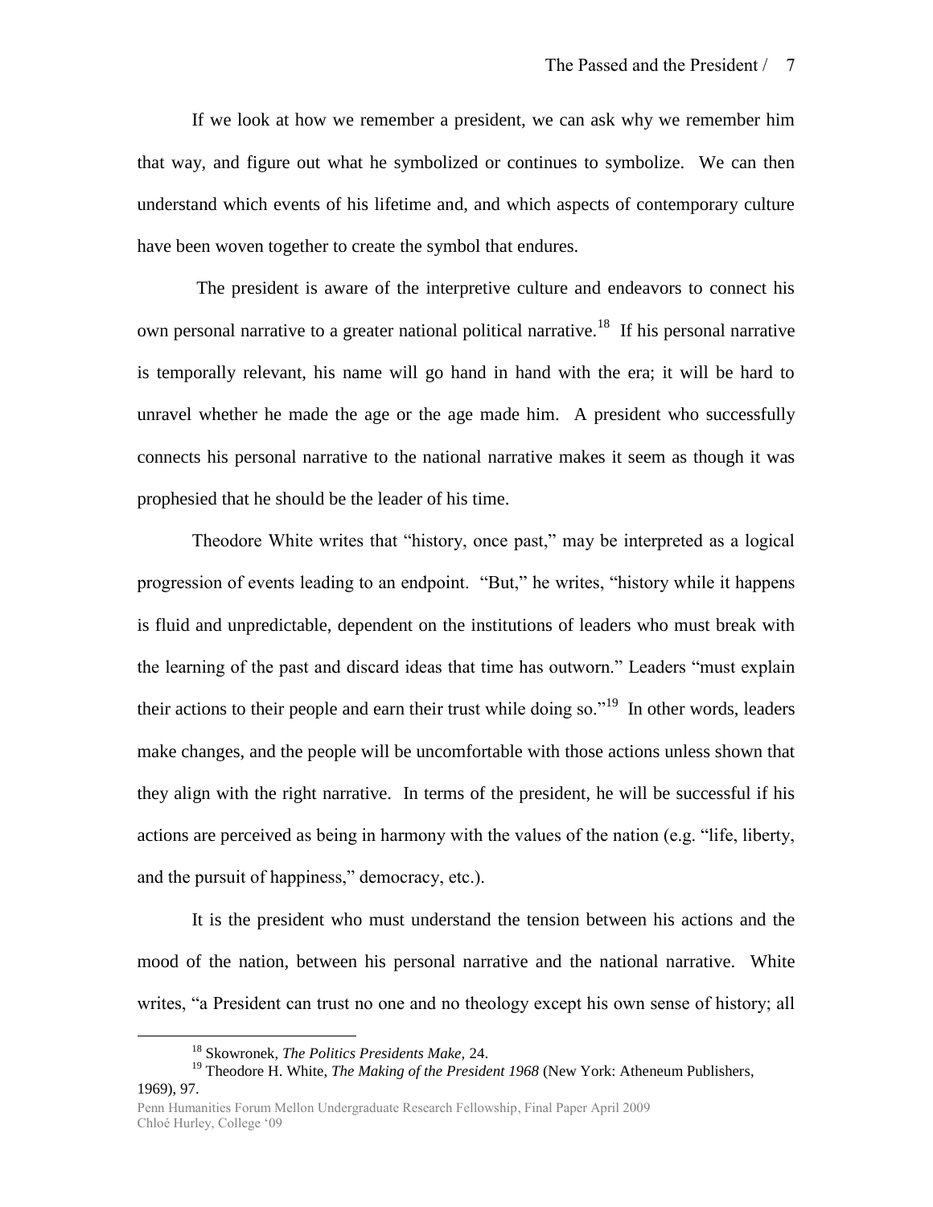If we look at how we remember a president, we can ask why we remember him that way, and figure out what he symbolized or continues to symbolize. We can then understand which events of his lifetime and, and which aspects of contemporary culture have been woven together to create the symbol that endures.

The president is aware of the interpretive culture and endeavors to connect his own personal narrative to a greater national political narrative.[18] If his personal narrative is temporally relevant, his name will go hand in hand with the era; it will be hard to unravel whether he made the age or the age made him. A president who successfully connects his personal narrative to the national narrative makes it seem as though it was prophesied that he should be the leader of his time.

Theodore White writes that "history, once past," may be interpreted as a logical progression of events leading to an endpoint. "But," he writes, "history while it happens is fluid and unpredictable, dependent on the institutions of leaders who must break with the learning of the past and discard ideas that time has outworn." Leaders "must explain their actions to their people and earn their trust while doing so."[19] In other words, leaders make changes, and the people will be uncomfortable with those actions unless shown that they align with the right narrative. In terms of the president, he will be successful if his actions are perceived as being in harmony with the values of the nation (e.g. "life, liberty, and the pursuit of happiness," democracy, etc.).

It is the president who must understand the tension between his actions and the mood of the nation, between his personal narrative and the national narrative. White writes, "a President can trust no one and no theology except his own sense of history; all

---

[18] Skowronek, *The Politics Presidents Make*, 24.

[19] Theodore H. White, *The Making of the President 1968* (New York: Atheneum Publishers, 1969), 97.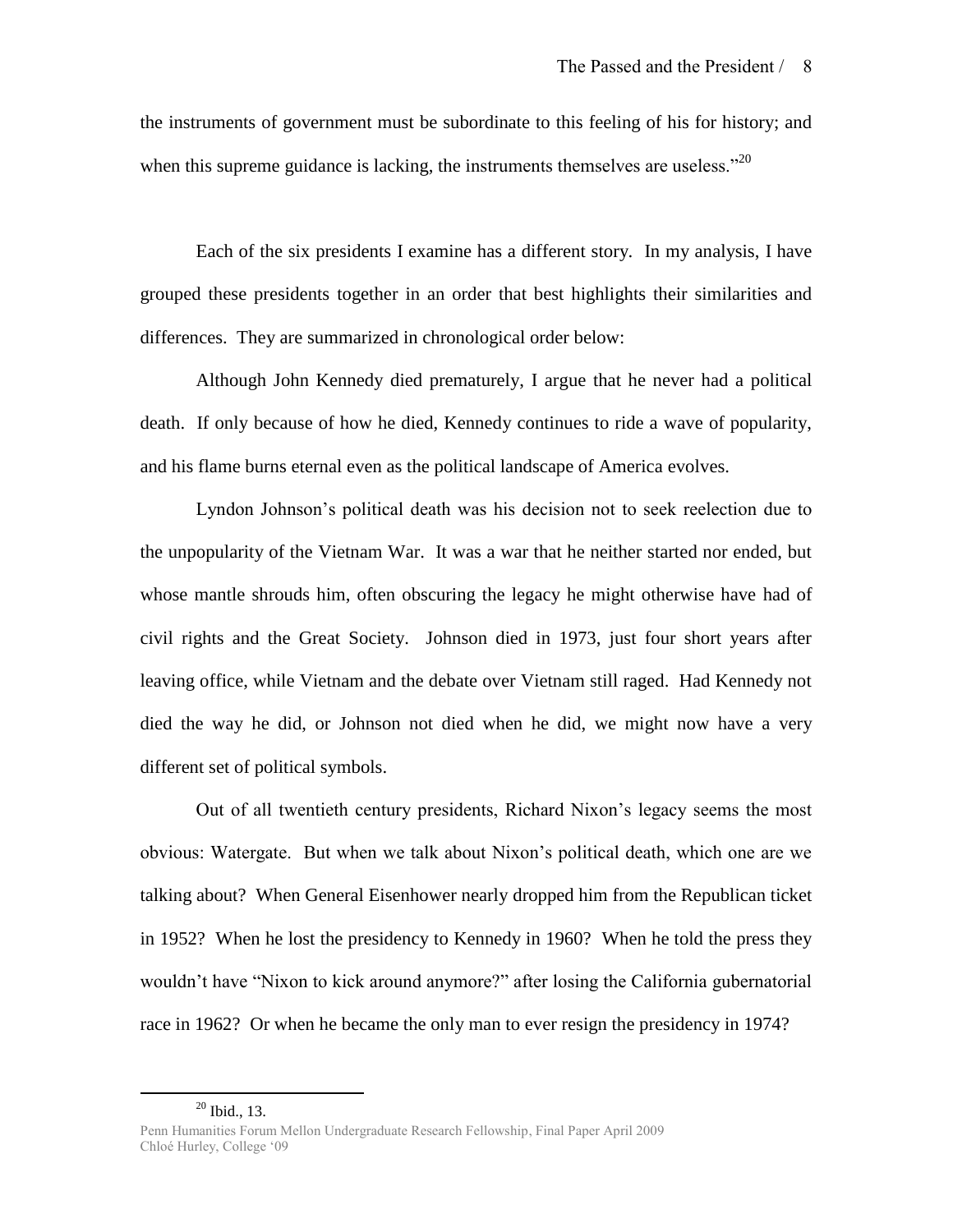the instruments of government must be subordinate to this feeling of his for history; and when this supreme guidance is lacking, the instruments themselves are useless."[20]

Each of the six presidents I examine has a different story. In my analysis, I have grouped these presidents together in an order that best highlights their similarities and differences. They are summarized in chronological order below:

Although John Kennedy died prematurely, I argue that he never had a political death. If only because of how he died, Kennedy continues to ride a wave of popularity, and his flame burns eternal even as the political landscape of America evolves.

Lyndon Johnson's political death was his decision not to seek reelection due to the unpopularity of the Vietnam War. It was a war that he neither started nor ended, but whose mantle shrouds him, often obscuring the legacy he might otherwise have had of civil rights and the Great Society. Johnson died in 1973, just four short years after leaving office, while Vietnam and the debate over Vietnam still raged. Had Kennedy not died the way he did, or Johnson not died when he did, we might now have a very different set of political symbols.

Out of all twentieth century presidents, Richard Nixon's legacy seems the most obvious: Watergate. But when we talk about Nixon's political death, which one are we talking about? When General Eisenhower nearly dropped him from the Republican ticket in 1952? When he lost the presidency to Kennedy in 1960? When he told the press they wouldn't have "Nixon to kick around anymore?" after losing the California gubernatorial race in 1962? Or when he became the only man to ever resign the presidency in 1974?

[20] Ibid., 13.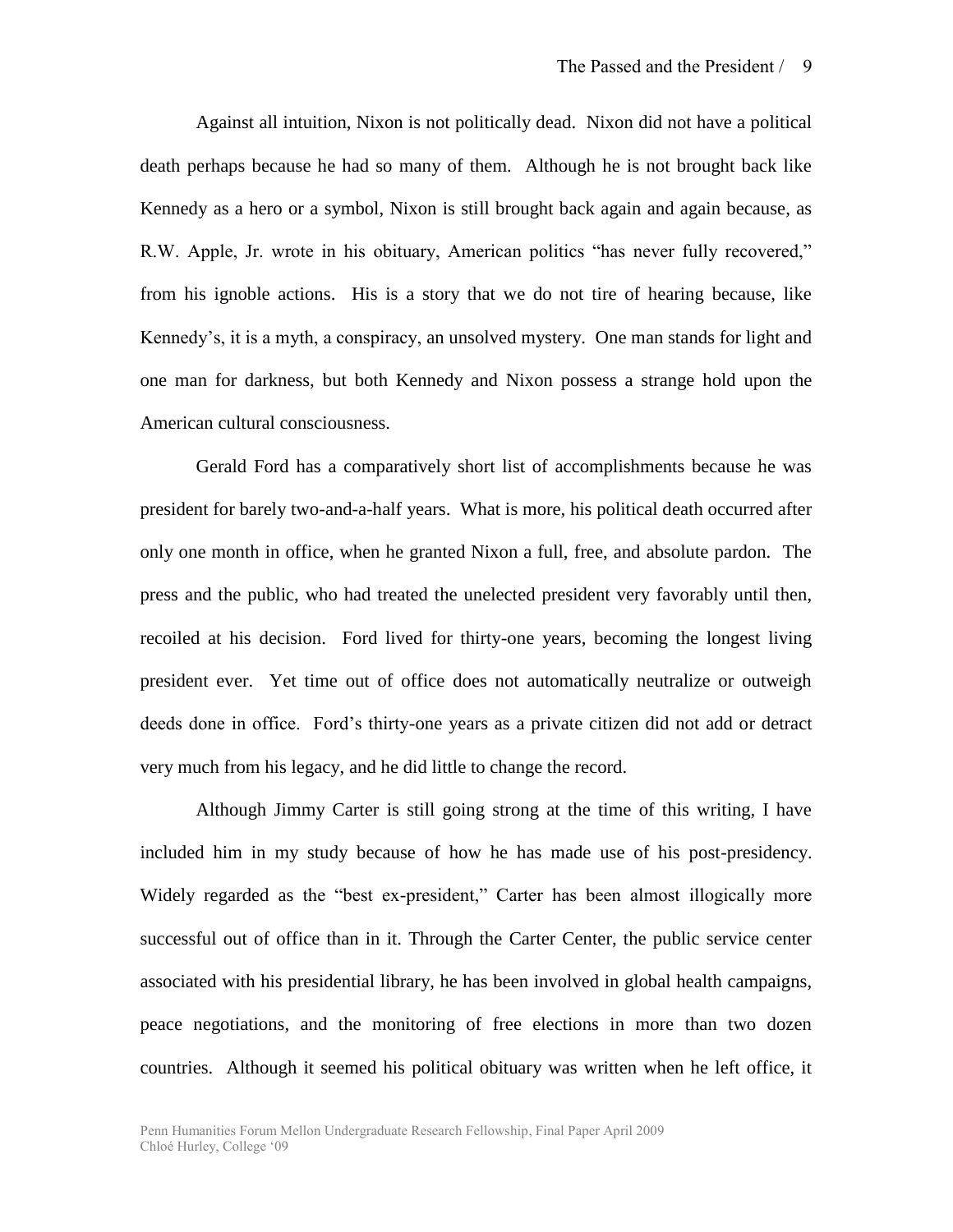Against all intuition, Nixon is not politically dead. Nixon did not have a political death perhaps because he had so many of them. Although he is not brought back like Kennedy as a hero or a symbol, Nixon is still brought back again and again because, as R.W. Apple, Jr. wrote in his obituary, American politics "has never fully recovered," from his ignoble actions. His is a story that we do not tire of hearing because, like Kennedy's, it is a myth, a conspiracy, an unsolved mystery. One man stands for light and one man for darkness, but both Kennedy and Nixon possess a strange hold upon the American cultural consciousness.

Gerald Ford has a comparatively short list of accomplishments because he was president for barely two-and-a-half years. What is more, his political death occurred after only one month in office, when he granted Nixon a full, free, and absolute pardon. The press and the public, who had treated the unelected president very favorably until then, recoiled at his decision. Ford lived for thirty-one years, becoming the longest living president ever. Yet time out of office does not automatically neutralize or outweigh deeds done in office. Ford's thirty-one years as a private citizen did not add or detract very much from his legacy, and he did little to change the record.

Although Jimmy Carter is still going strong at the time of this writing, I have included him in my study because of how he has made use of his post-presidency. Widely regarded as the "best ex-president," Carter has been almost illogically more successful out of office than in it. Through the Carter Center, the public service center associated with his presidential library, he has been involved in global health campaigns, peace negotiations, and the monitoring of free elections in more than two dozen countries. Although it seemed his political obituary was written when he left office, it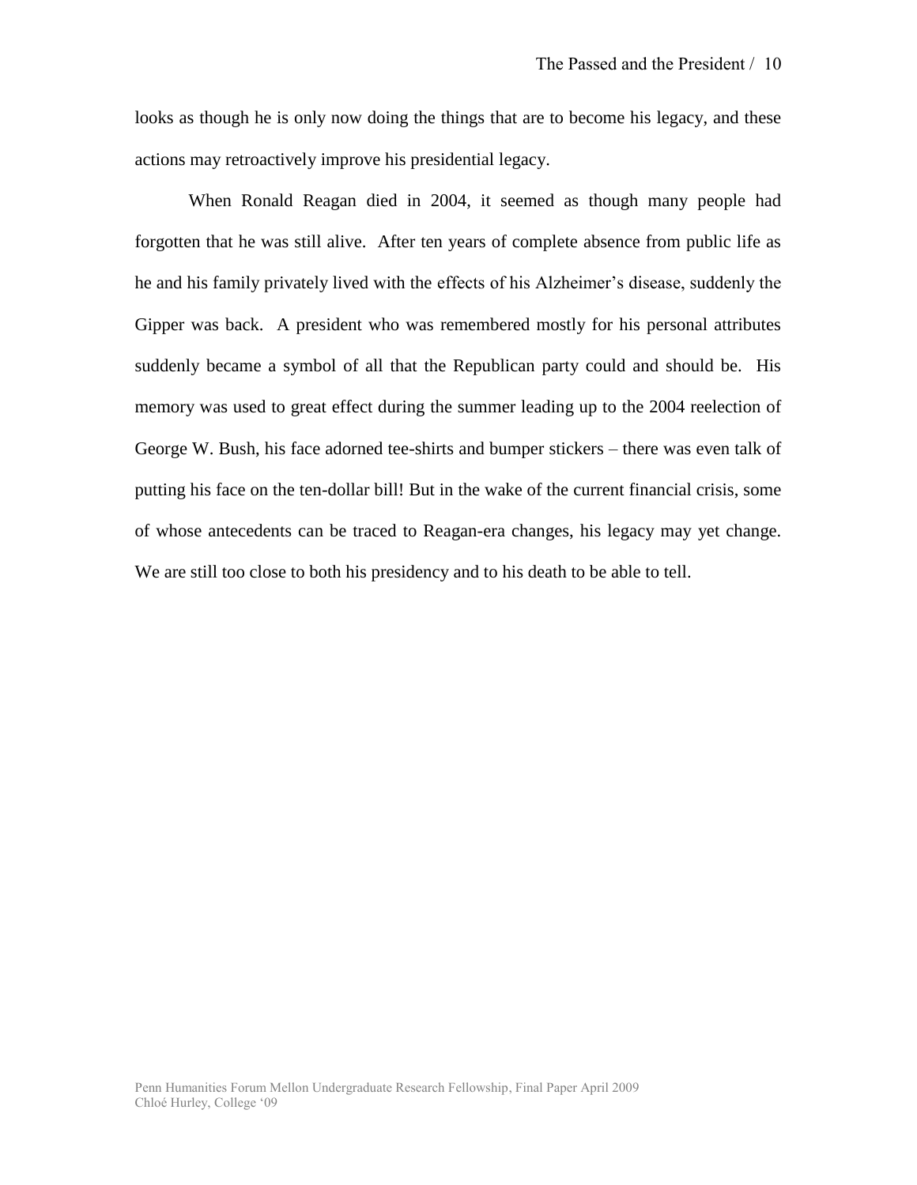looks as though he is only now doing the things that are to become his legacy, and these actions may retroactively improve his presidential legacy.

When Ronald Reagan died in 2004, it seemed as though many people had forgotten that he was still alive. After ten years of complete absence from public life as he and his family privately lived with the effects of his Alzheimer's disease, suddenly the Gipper was back. A president who was remembered mostly for his personal attributes suddenly became a symbol of all that the Republican party could and should be. His memory was used to great effect during the summer leading up to the 2004 reelection of George W. Bush, his face adorned tee-shirts and bumper stickers – there was even talk of putting his face on the ten-dollar bill! But in the wake of the current financial crisis, some of whose antecedents can be traced to Reagan-era changes, his legacy may yet change. We are still too close to both his presidency and to his death to be able to tell.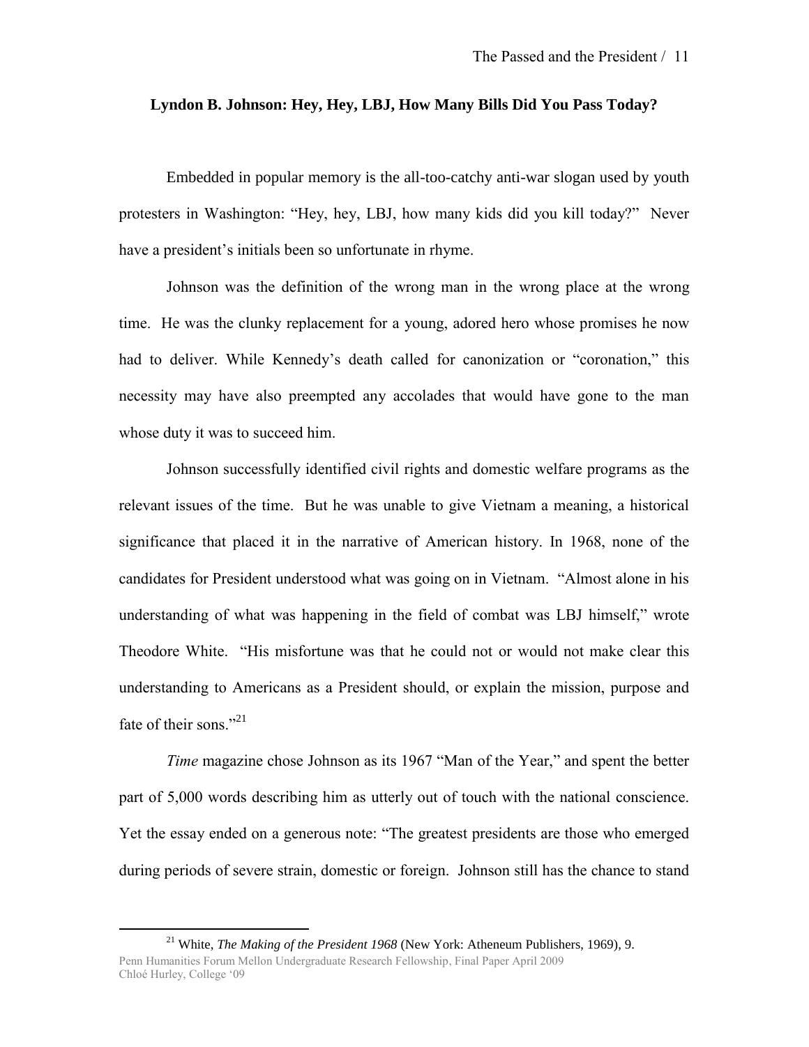## Lyndon B. Johnson: Hey, Hey, LBJ, How Many Bills Did You Pass Today?

Embedded in popular memory is the all-too-catchy anti-war slogan used by youth protesters in Washington: "Hey, hey, LBJ, how many kids did you kill today?" Never have a president's initials been so unfortunate in rhyme.

Johnson was the definition of the wrong man in the wrong place at the wrong time. He was the clunky replacement for a young, adored hero whose promises he now had to deliver. While Kennedy's death called for canonization or "coronation," this necessity may have also preempted any accolades that would have gone to the man whose duty it was to succeed him.

Johnson successfully identified civil rights and domestic welfare programs as the relevant issues of the time. But he was unable to give Vietnam a meaning, a historical significance that placed it in the narrative of American history. In 1968, none of the candidates for President understood what was going on in Vietnam. "Almost alone in his understanding of what was happening in the field of combat was LBJ himself," wrote Theodore White. "His misfortune was that he could not or would not make clear this understanding to Americans as a President should, or explain the mission, purpose and fate of their sons."[21]

*Time* magazine chose Johnson as its 1967 "Man of the Year," and spent the better part of 5,000 words describing him as utterly out of touch with the national conscience. Yet the essay ended on a generous note: "The greatest presidents are those who emerged during periods of severe strain, domestic or foreign. Johnson still has the chance to stand

---

[21] White, *The Making of the President 1968* (New York: Atheneum Publishers, 1969), 9.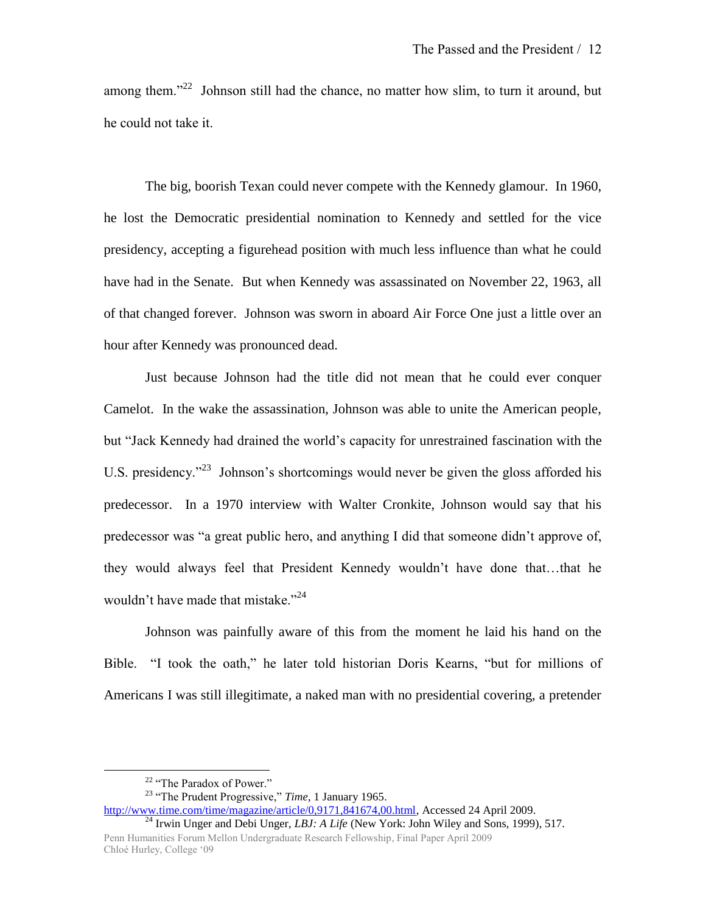among them."[22] Johnson still had the chance, no matter how slim, to turn it around, but he could not take it.

The big, boorish Texan could never compete with the Kennedy glamour. In 1960, he lost the Democratic presidential nomination to Kennedy and settled for the vice presidency, accepting a figurehead position with much less influence than what he could have had in the Senate. But when Kennedy was assassinated on November 22, 1963, all of that changed forever. Johnson was sworn in aboard Air Force One just a little over an hour after Kennedy was pronounced dead.

Just because Johnson had the title did not mean that he could ever conquer Camelot. In the wake the assassination, Johnson was able to unite the American people, but "Jack Kennedy had drained the world's capacity for unrestrained fascination with the U.S. presidency."[23] Johnson's shortcomings would never be given the gloss afforded his predecessor. In a 1970 interview with Walter Cronkite, Johnson would say that his predecessor was "a great public hero, and anything I did that someone didn't approve of, they would always feel that President Kennedy wouldn't have done that…that he wouldn't have made that mistake."[24]

Johnson was painfully aware of this from the moment he laid his hand on the Bible. "I took the oath," he later told historian Doris Kearns, "but for millions of Americans I was still illegitimate, a naked man with no presidential covering, a pretender

---

[22] "The Paradox of Power."

[23] "The Prudent Progressive," *Time*, 1 January 1965. http://www.time.com/time/magazine/article/0,9171,841674,00.html, Accessed 24 April 2009.

[24] Irwin Unger and Debi Unger, *LBJ: A Life* (New York: John Wiley and Sons, 1999), 517.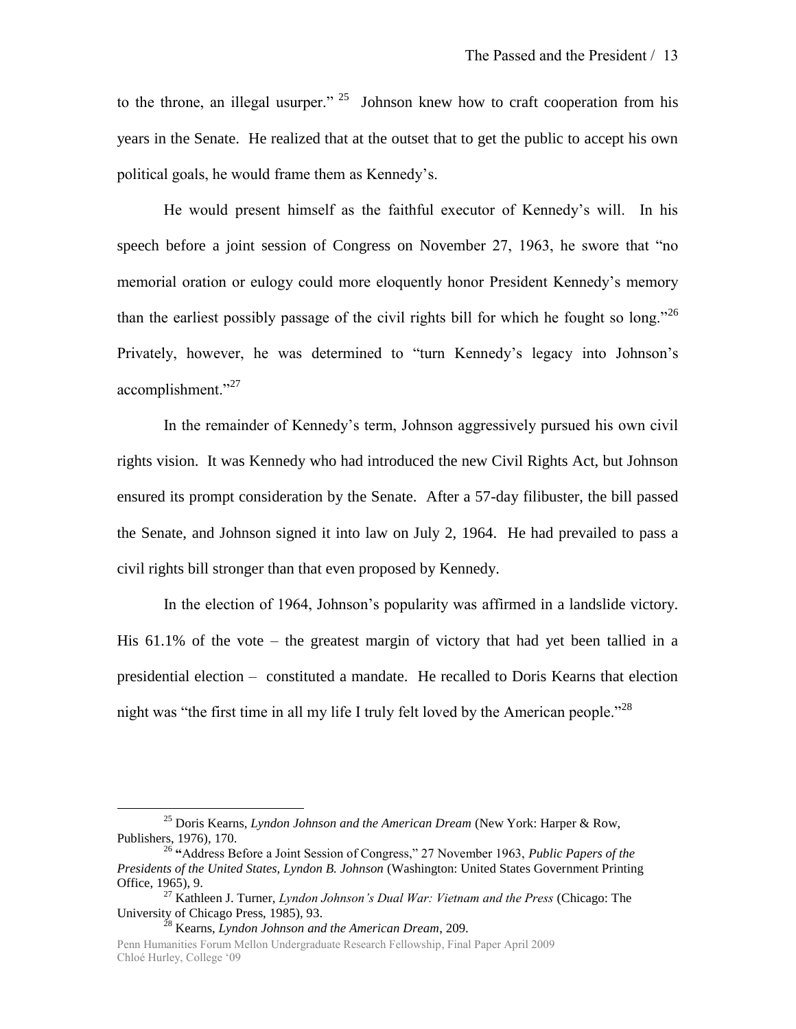to the throne, an illegal usurper."[25] Johnson knew how to craft cooperation from his years in the Senate. He realized that at the outset that to get the public to accept his own political goals, he would frame them as Kennedy's.

He would present himself as the faithful executor of Kennedy's will. In his speech before a joint session of Congress on November 27, 1963, he swore that "no memorial oration or eulogy could more eloquently honor President Kennedy's memory than the earliest possibly passage of the civil rights bill for which he fought so long."[26] Privately, however, he was determined to "turn Kennedy's legacy into Johnson's accomplishment."[27]

In the remainder of Kennedy's term, Johnson aggressively pursued his own civil rights vision. It was Kennedy who had introduced the new Civil Rights Act, but Johnson ensured its prompt consideration by the Senate. After a 57-day filibuster, the bill passed the Senate, and Johnson signed it into law on July 2, 1964. He had prevailed to pass a civil rights bill stronger than that even proposed by Kennedy.

In the election of 1964, Johnson's popularity was affirmed in a landslide victory. His 61.1% of the vote – the greatest margin of victory that had yet been tallied in a presidential election – constituted a mandate. He recalled to Doris Kearns that election night was "the first time in all my life I truly felt loved by the American people."[28]

---

[25] Doris Kearns, *Lyndon Johnson and the American Dream* (New York: Harper & Row, Publishers, 1976), 170.

[26] "Address Before a Joint Session of Congress," 27 November 1963, *Public Papers of the Presidents of the United States, Lyndon B. Johnson* (Washington: United States Government Printing Office, 1965), 9.

[27] Kathleen J. Turner, *Lyndon Johnson's Dual War: Vietnam and the Press* (Chicago: The University of Chicago Press, 1985), 93.

[28] Kearns, *Lyndon Johnson and the American Dream*, 209.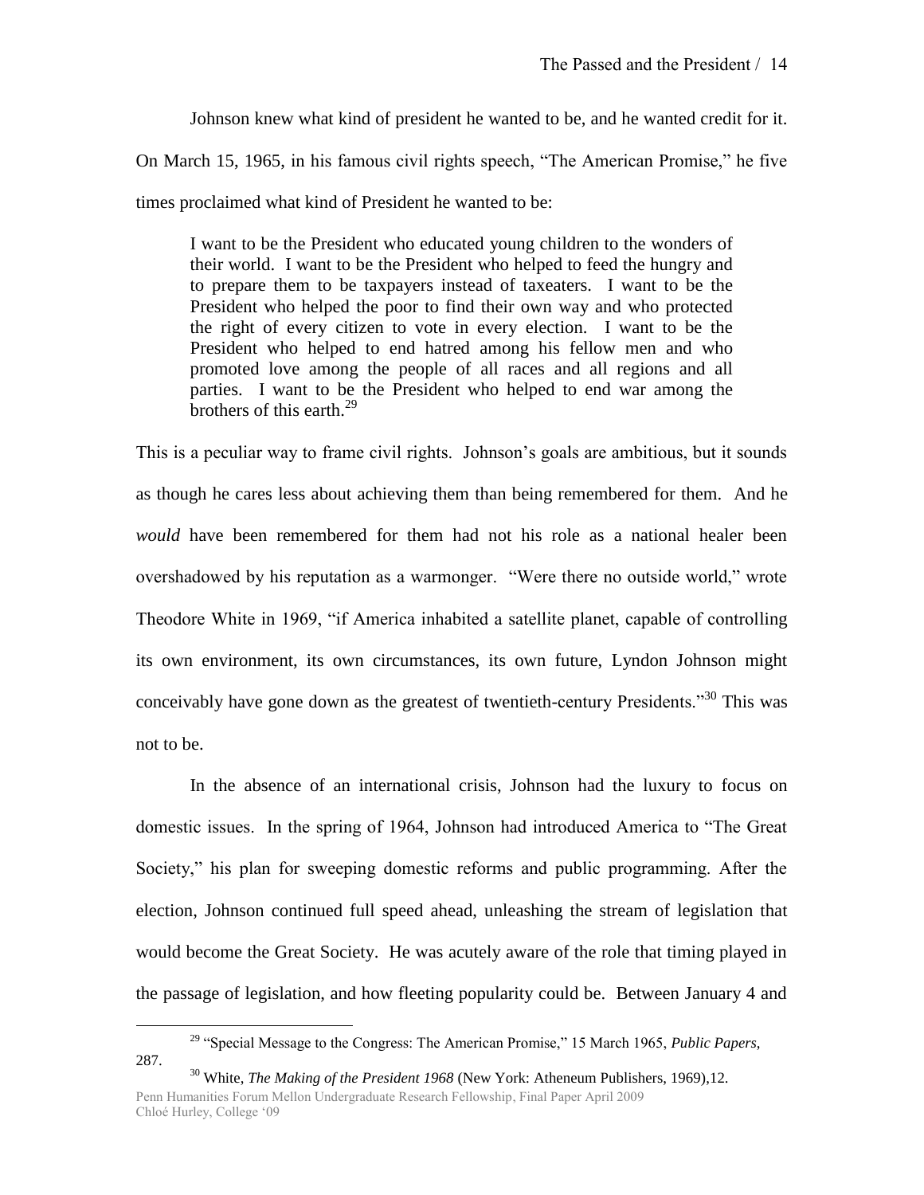Johnson knew what kind of president he wanted to be, and he wanted credit for it. On March 15, 1965, in his famous civil rights speech, "The American Promise," he five times proclaimed what kind of President he wanted to be:

> I want to be the President who educated young children to the wonders of their world. I want to be the President who helped to feed the hungry and to prepare them to be taxpayers instead of taxeaters. I want to be the President who helped the poor to find their own way and who protected the right of every citizen to vote in every election. I want to be the President who helped to end hatred among his fellow men and who promoted love among the people of all races and all regions and all parties. I want to be the President who helped to end war among the brothers of this earth.[29]

This is a peculiar way to frame civil rights. Johnson's goals are ambitious, but it sounds as though he cares less about achieving them than being remembered for them. And he *would* have been remembered for them had not his role as a national healer been overshadowed by his reputation as a warmonger. "Were there no outside world," wrote Theodore White in 1969, "if America inhabited a satellite planet, capable of controlling its own environment, its own circumstances, its own future, Lyndon Johnson might conceivably have gone down as the greatest of twentieth-century Presidents."[30] This was not to be.

In the absence of an international crisis, Johnson had the luxury to focus on domestic issues. In the spring of 1964, Johnson had introduced America to "The Great Society," his plan for sweeping domestic reforms and public programming. After the election, Johnson continued full speed ahead, unleashing the stream of legislation that would become the Great Society. He was acutely aware of the role that timing played in the passage of legislation, and how fleeting popularity could be. Between January 4 and

---

[29] "Special Message to the Congress: The American Promise," 15 March 1965, *Public Papers*, 287.

[30] White, *The Making of the President 1968* (New York: Atheneum Publishers, 1969),12.

Penn Humanities Forum Mellon Undergraduate Research Fellowship, Final Paper April 2009
Chloé Hurley, College '09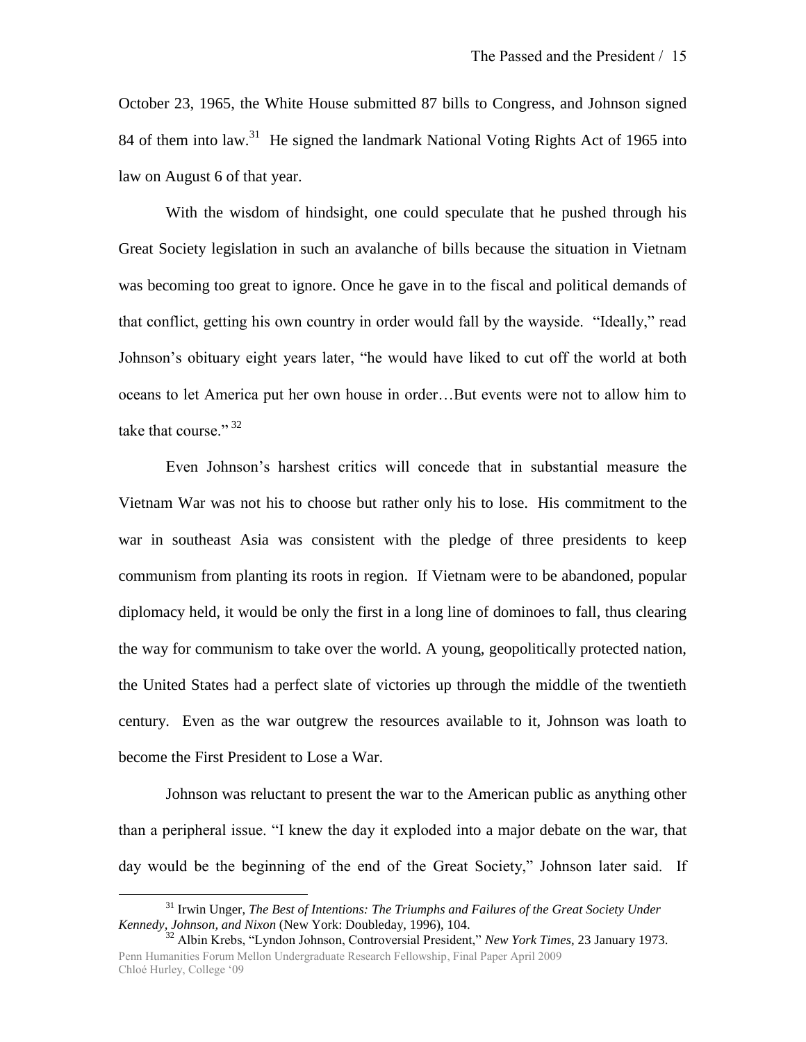October 23, 1965, the White House submitted 87 bills to Congress, and Johnson signed 84 of them into law.[31] He signed the landmark National Voting Rights Act of 1965 into law on August 6 of that year.

With the wisdom of hindsight, one could speculate that he pushed through his Great Society legislation in such an avalanche of bills because the situation in Vietnam was becoming too great to ignore. Once he gave in to the fiscal and political demands of that conflict, getting his own country in order would fall by the wayside. "Ideally," read Johnson's obituary eight years later, "he would have liked to cut off the world at both oceans to let America put her own house in order…But events were not to allow him to take that course." [32]

Even Johnson's harshest critics will concede that in substantial measure the Vietnam War was not his to choose but rather only his to lose. His commitment to the war in southeast Asia was consistent with the pledge of three presidents to keep communism from planting its roots in region. If Vietnam were to be abandoned, popular diplomacy held, it would be only the first in a long line of dominoes to fall, thus clearing the way for communism to take over the world. A young, geopolitically protected nation, the United States had a perfect slate of victories up through the middle of the twentieth century. Even as the war outgrew the resources available to it, Johnson was loath to become the First President to Lose a War.

Johnson was reluctant to present the war to the American public as anything other than a peripheral issue. "I knew the day it exploded into a major debate on the war, that day would be the beginning of the end of the Great Society," Johnson later said. If

---

[31] Irwin Unger, *The Best of Intentions: The Triumphs and Failures of the Great Society Under Kennedy, Johnson, and Nixon* (New York: Doubleday, 1996), 104.

[32] Albin Krebs, "Lyndon Johnson, Controversial President," *New York Times*, 23 January 1973.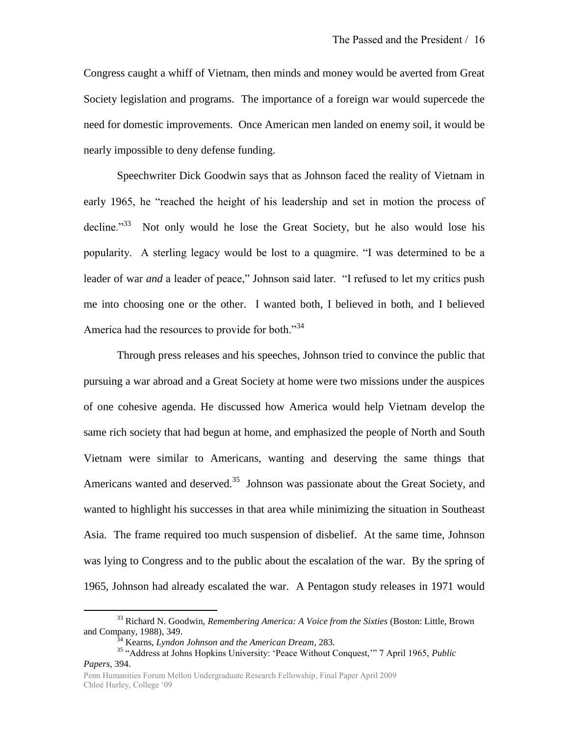Congress caught a whiff of Vietnam, then minds and money would be averted from Great Society legislation and programs. The importance of a foreign war would supercede the need for domestic improvements. Once American men landed on enemy soil, it would be nearly impossible to deny defense funding.

Speechwriter Dick Goodwin says that as Johnson faced the reality of Vietnam in early 1965, he "reached the height of his leadership and set in motion the process of decline."[33] Not only would he lose the Great Society, but he also would lose his popularity. A sterling legacy would be lost to a quagmire. "I was determined to be a leader of war *and* a leader of peace," Johnson said later. "I refused to let my critics push me into choosing one or the other. I wanted both, I believed in both, and I believed America had the resources to provide for both."[34]

Through press releases and his speeches, Johnson tried to convince the public that pursuing a war abroad and a Great Society at home were two missions under the auspices of one cohesive agenda. He discussed how America would help Vietnam develop the same rich society that had begun at home, and emphasized the people of North and South Vietnam were similar to Americans, wanting and deserving the same things that Americans wanted and deserved.[35] Johnson was passionate about the Great Society, and wanted to highlight his successes in that area while minimizing the situation in Southeast Asia. The frame required too much suspension of disbelief. At the same time, Johnson was lying to Congress and to the public about the escalation of the war. By the spring of 1965, Johnson had already escalated the war. A Pentagon study releases in 1971 would

---

[33] Richard N. Goodwin, *Remembering America: A Voice from the Sixties* (Boston: Little, Brown and Company, 1988), 349.

[34] Kearns, *Lyndon Johnson and the American Dream*, 283.

[35] "Address at Johns Hopkins University: 'Peace Without Conquest,'" 7 April 1965, *Public Papers*, 394.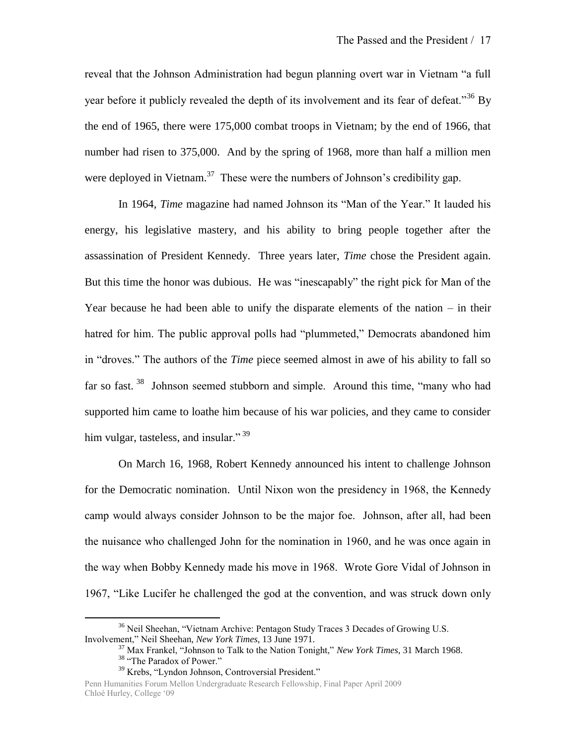reveal that the Johnson Administration had begun planning overt war in Vietnam "a full year before it publicly revealed the depth of its involvement and its fear of defeat."[36] By the end of 1965, there were 175,000 combat troops in Vietnam; by the end of 1966, that number had risen to 375,000. And by the spring of 1968, more than half a million men were deployed in Vietnam.[37] These were the numbers of Johnson's credibility gap.

In 1964, *Time* magazine had named Johnson its "Man of the Year." It lauded his energy, his legislative mastery, and his ability to bring people together after the assassination of President Kennedy. Three years later, *Time* chose the President again. But this time the honor was dubious. He was "inescapably" the right pick for Man of the Year because he had been able to unify the disparate elements of the nation – in their hatred for him. The public approval polls had "plummeted," Democrats abandoned him in "droves." The authors of the *Time* piece seemed almost in awe of his ability to fall so far so fast. [38] Johnson seemed stubborn and simple. Around this time, "many who had supported him came to loathe him because of his war policies, and they came to consider him vulgar, tasteless, and insular." [39]

On March 16, 1968, Robert Kennedy announced his intent to challenge Johnson for the Democratic nomination. Until Nixon won the presidency in 1968, the Kennedy camp would always consider Johnson to be the major foe. Johnson, after all, had been the nuisance who challenged John for the nomination in 1960, and he was once again in the way when Bobby Kennedy made his move in 1968. Wrote Gore Vidal of Johnson in 1967, "Like Lucifer he challenged the god at the convention, and was struck down only

---

[36] Neil Sheehan, "Vietnam Archive: Pentagon Study Traces 3 Decades of Growing U.S. Involvement," Neil Sheehan, *New York Times*, 13 June 1971.

[37] Max Frankel, "Johnson to Talk to the Nation Tonight," *New York Times*, 31 March 1968.

[38] "The Paradox of Power."

[39] Krebs, "Lyndon Johnson, Controversial President."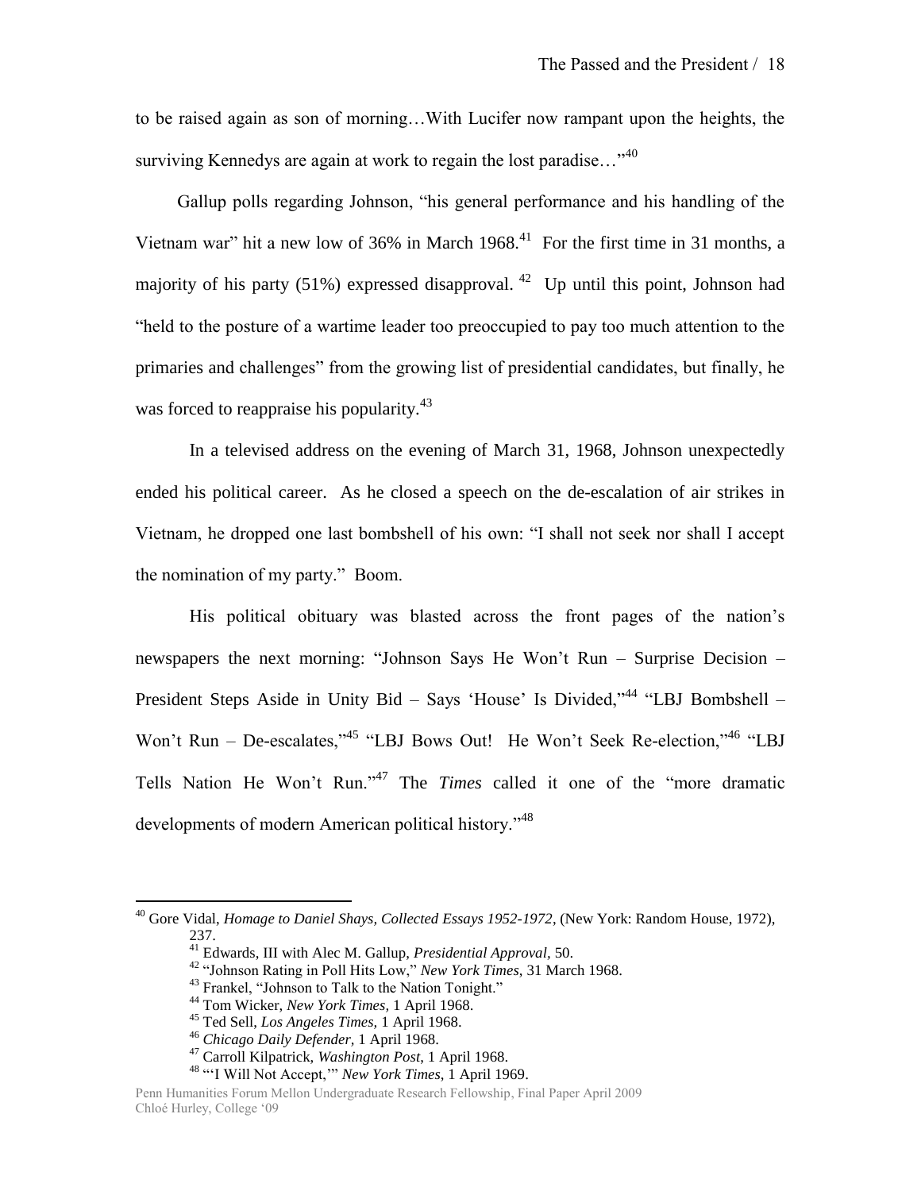to be raised again as son of morning…With Lucifer now rampant upon the heights, the surviving Kennedys are again at work to regain the lost paradise…"[40]

Gallup polls regarding Johnson, "his general performance and his handling of the Vietnam war" hit a new low of 36% in March 1968.[41] For the first time in 31 months, a majority of his party (51%) expressed disapproval.[42] Up until this point, Johnson had "held to the posture of a wartime leader too preoccupied to pay too much attention to the primaries and challenges" from the growing list of presidential candidates, but finally, he was forced to reappraise his popularity.[43]

In a televised address on the evening of March 31, 1968, Johnson unexpectedly ended his political career. As he closed a speech on the de-escalation of air strikes in Vietnam, he dropped one last bombshell of his own: "I shall not seek nor shall I accept the nomination of my party." Boom.

His political obituary was blasted across the front pages of the nation's newspapers the next morning: "Johnson Says He Won't Run – Surprise Decision – President Steps Aside in Unity Bid – Says 'House' Is Divided,"[44] "LBJ Bombshell – Won't Run – De-escalates,"[45] "LBJ Bows Out! He Won't Seek Re-election,"[46] "LBJ Tells Nation He Won't Run."[47] The *Times* called it one of the "more dramatic developments of modern American political history."[48]

---

[40] Gore Vidal, *Homage to Daniel Shays, Collected Essays 1952-1972*, (New York: Random House, 1972), 237.

[41] Edwards, III with Alec M. Gallup, *Presidential Approval*, 50.

[42] "Johnson Rating in Poll Hits Low," *New York Times*, 31 March 1968.

[43] Frankel, "Johnson to Talk to the Nation Tonight."

[44] Tom Wicker, *New York Times*, 1 April 1968.

[45] Ted Sell, *Los Angeles Times*, 1 April 1968.

[46] *Chicago Daily Defender*, 1 April 1968.

[47] Carroll Kilpatrick, *Washington Post*, 1 April 1968.

[48] "'I Will Not Accept,'" *New York Times*, 1 April 1969.

Penn Humanities Forum Mellon Undergraduate Research Fellowship, Final Paper April 2009
Chloé Hurley, College '09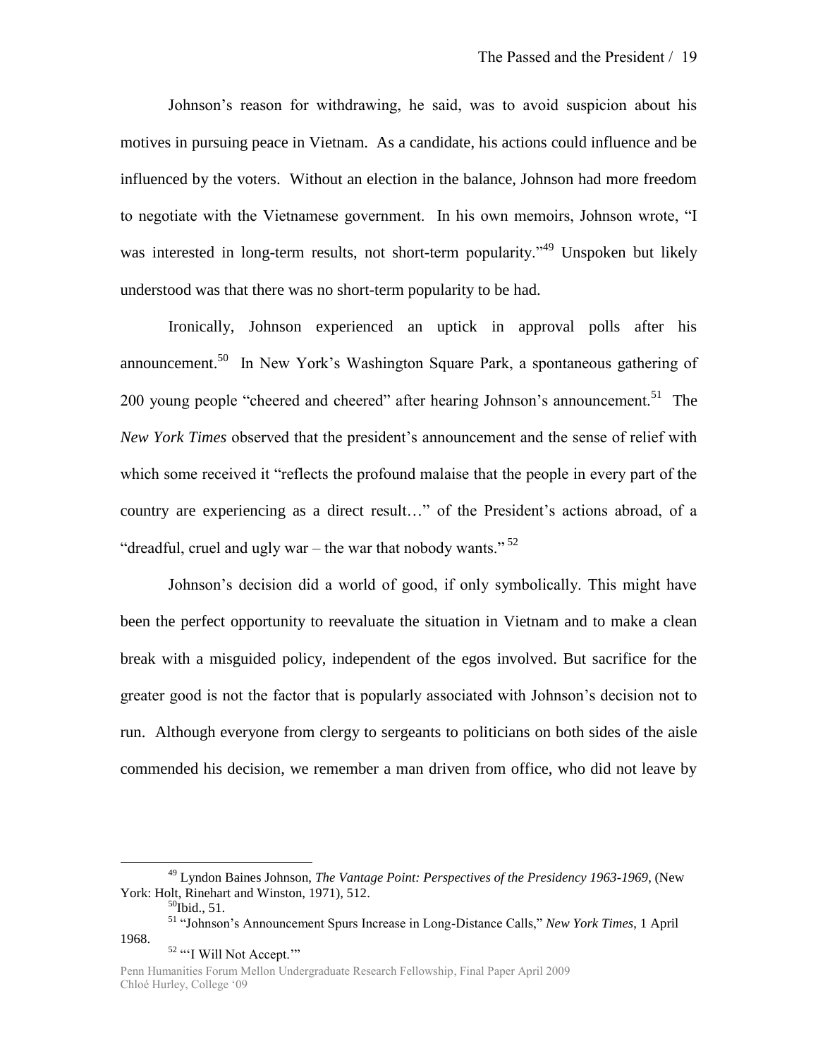Johnson's reason for withdrawing, he said, was to avoid suspicion about his motives in pursuing peace in Vietnam. As a candidate, his actions could influence and be influenced by the voters. Without an election in the balance, Johnson had more freedom to negotiate with the Vietnamese government. In his own memoirs, Johnson wrote, "I was interested in long-term results, not short-term popularity."[49] Unspoken but likely understood was that there was no short-term popularity to be had.

Ironically, Johnson experienced an uptick in approval polls after his announcement.[50] In New York's Washington Square Park, a spontaneous gathering of 200 young people "cheered and cheered" after hearing Johnson's announcement.[51] The *New York Times* observed that the president's announcement and the sense of relief with which some received it "reflects the profound malaise that the people in every part of the country are experiencing as a direct result…" of the President's actions abroad, of a "dreadful, cruel and ugly war – the war that nobody wants."[52]

Johnson's decision did a world of good, if only symbolically. This might have been the perfect opportunity to reevaluate the situation in Vietnam and to make a clean break with a misguided policy, independent of the egos involved. But sacrifice for the greater good is not the factor that is popularly associated with Johnson's decision not to run. Although everyone from clergy to sergeants to politicians on both sides of the aisle commended his decision, we remember a man driven from office, who did not leave by

---

[49] Lyndon Baines Johnson, *The Vantage Point: Perspectives of the Presidency 1963-1969*, (New York: Holt, Rinehart and Winston, 1971), 512.

[50] Ibid., 51.

[51] "Johnson's Announcement Spurs Increase in Long-Distance Calls," *New York Times*, 1 April 1968.

[52] "'I Will Not Accept.'"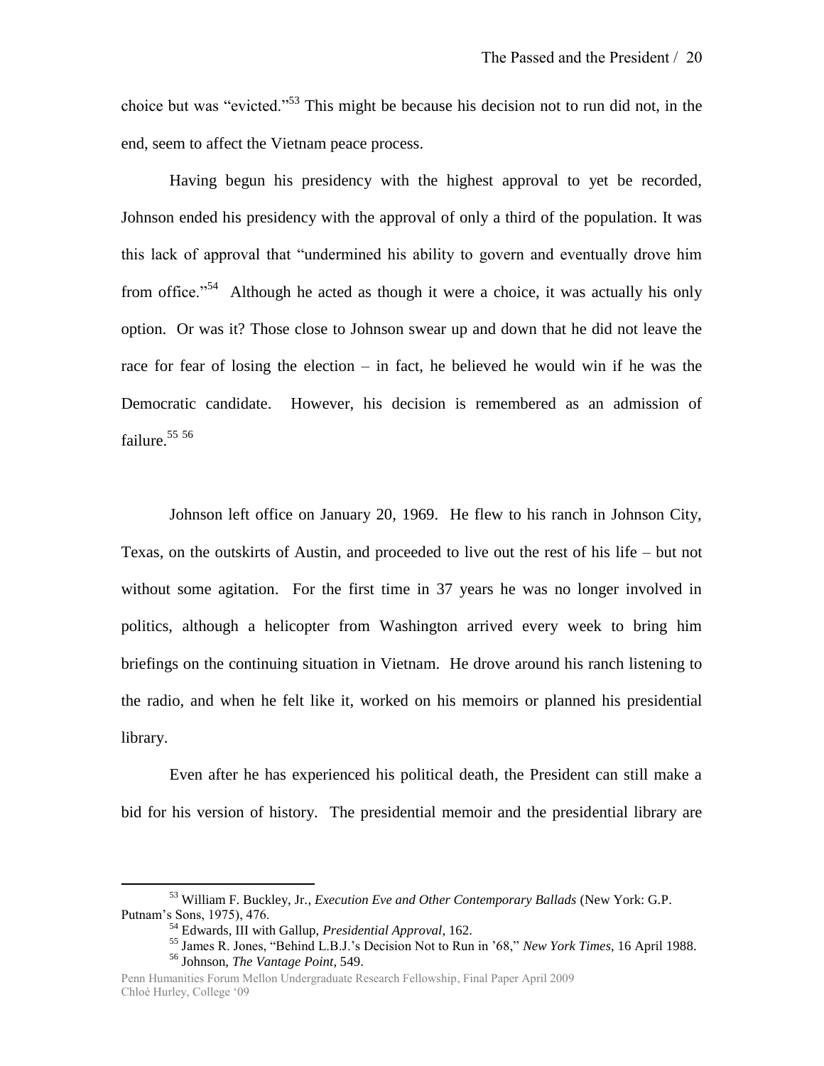choice but was "evicted."[53] This might be because his decision not to run did not, in the end, seem to affect the Vietnam peace process.

Having begun his presidency with the highest approval to yet be recorded, Johnson ended his presidency with the approval of only a third of the population. It was this lack of approval that "undermined his ability to govern and eventually drove him from office."[54] Although he acted as though it were a choice, it was actually his only option. Or was it? Those close to Johnson swear up and down that he did not leave the race for fear of losing the election – in fact, he believed he would win if he was the Democratic candidate. However, his decision is remembered as an admission of failure.[55] [56]

Johnson left office on January 20, 1969. He flew to his ranch in Johnson City, Texas, on the outskirts of Austin, and proceeded to live out the rest of his life – but not without some agitation. For the first time in 37 years he was no longer involved in politics, although a helicopter from Washington arrived every week to bring him briefings on the continuing situation in Vietnam. He drove around his ranch listening to the radio, and when he felt like it, worked on his memoirs or planned his presidential library.

Even after he has experienced his political death, the President can still make a bid for his version of history. The presidential memoir and the presidential library are

---

[53] William F. Buckley, Jr., *Execution Eve and Other Contemporary Ballads* (New York: G.P. Putnam's Sons, 1975), 476.

[54] Edwards, III with Gallup, *Presidential Approval*, 162.

[55] James R. Jones, "Behind L.B.J.'s Decision Not to Run in '68," *New York Times*, 16 April 1988.

[56] Johnson, *The Vantage Point*, 549.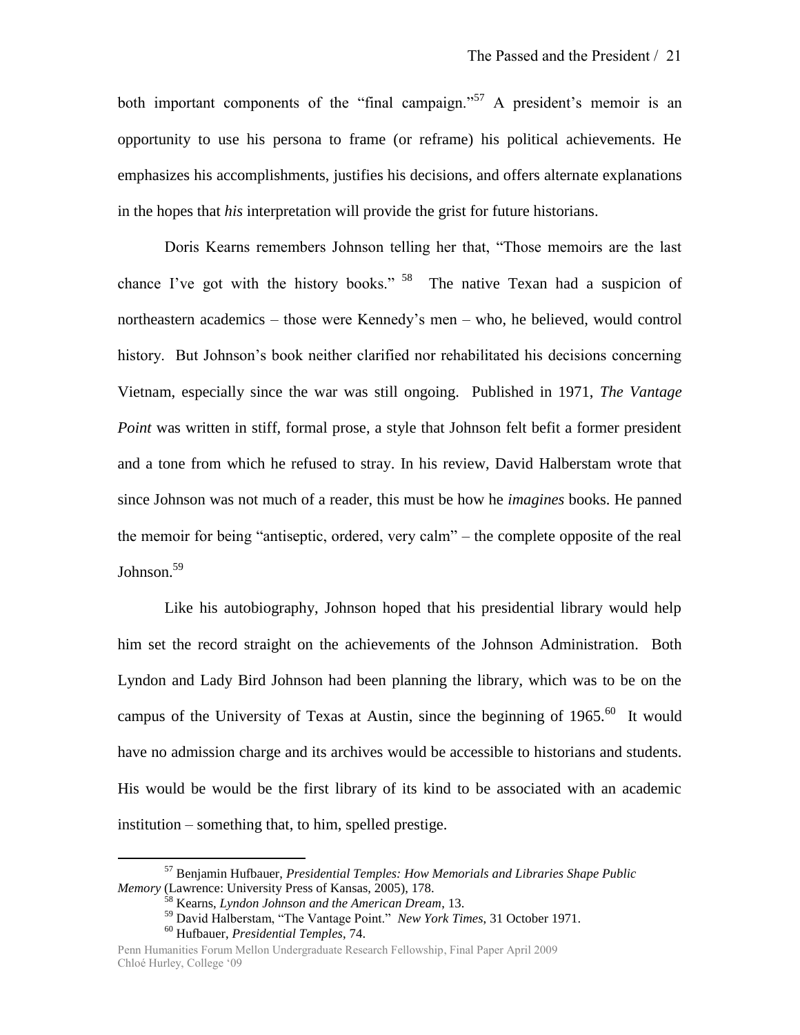both important components of the "final campaign."[57] A president's memoir is an opportunity to use his persona to frame (or reframe) his political achievements. He emphasizes his accomplishments, justifies his decisions, and offers alternate explanations in the hopes that *his* interpretation will provide the grist for future historians.

Doris Kearns remembers Johnson telling her that, "Those memoirs are the last chance I've got with the history books." [58] The native Texan had a suspicion of northeastern academics – those were Kennedy's men – who, he believed, would control history. But Johnson's book neither clarified nor rehabilitated his decisions concerning Vietnam, especially since the war was still ongoing. Published in 1971, *The Vantage Point* was written in stiff, formal prose, a style that Johnson felt befit a former president and a tone from which he refused to stray. In his review, David Halberstam wrote that since Johnson was not much of a reader, this must be how he *imagines* books. He panned the memoir for being "antiseptic, ordered, very calm" – the complete opposite of the real Johnson.[59]

Like his autobiography, Johnson hoped that his presidential library would help him set the record straight on the achievements of the Johnson Administration. Both Lyndon and Lady Bird Johnson had been planning the library, which was to be on the campus of the University of Texas at Austin, since the beginning of 1965.[60] It would have no admission charge and its archives would be accessible to historians and students. His would be would be the first library of its kind to be associated with an academic institution – something that, to him, spelled prestige.

---

[57] Benjamin Hufbauer, *Presidential Temples: How Memorials and Libraries Shape Public Memory* (Lawrence: University Press of Kansas, 2005), 178.

[58] Kearns, *Lyndon Johnson and the American Dream*, 13.

[59] David Halberstam, "The Vantage Point." *New York Times*, 31 October 1971.

[60] Hufbauer, *Presidential Temples*, 74.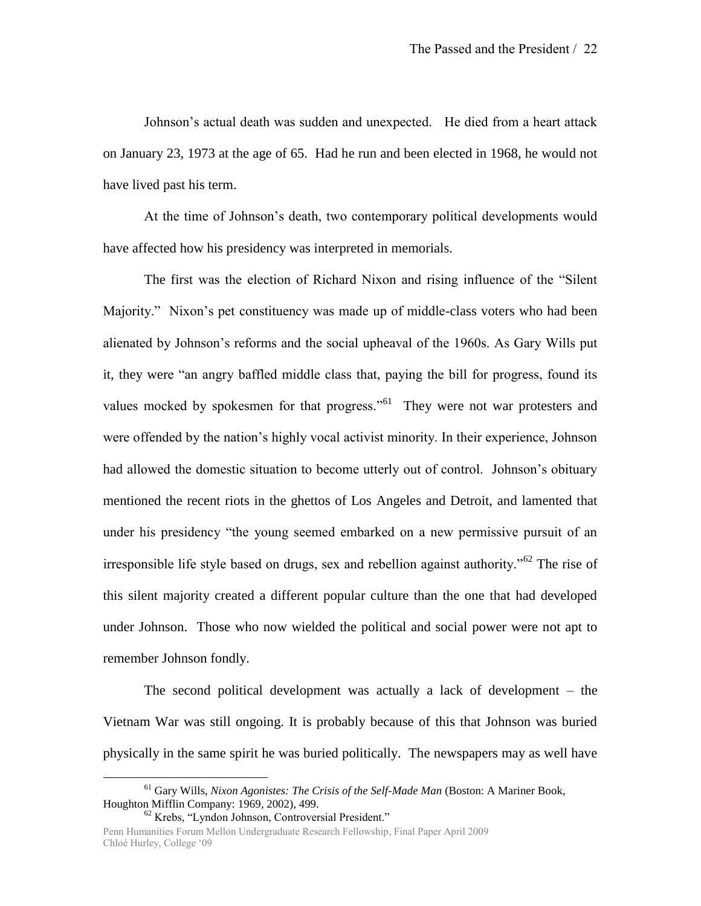Johnson's actual death was sudden and unexpected. He died from a heart attack on January 23, 1973 at the age of 65. Had he run and been elected in 1968, he would not have lived past his term.

At the time of Johnson's death, two contemporary political developments would have affected how his presidency was interpreted in memorials.

The first was the election of Richard Nixon and rising influence of the "Silent Majority." Nixon's pet constituency was made up of middle-class voters who had been alienated by Johnson's reforms and the social upheaval of the 1960s. As Gary Wills put it, they were "an angry baffled middle class that, paying the bill for progress, found its values mocked by spokesmen for that progress."[61] They were not war protesters and were offended by the nation's highly vocal activist minority. In their experience, Johnson had allowed the domestic situation to become utterly out of control. Johnson's obituary mentioned the recent riots in the ghettos of Los Angeles and Detroit, and lamented that under his presidency "the young seemed embarked on a new permissive pursuit of an irresponsible life style based on drugs, sex and rebellion against authority."[62] The rise of this silent majority created a different popular culture than the one that had developed under Johnson. Those who now wielded the political and social power were not apt to remember Johnson fondly.

The second political development was actually a lack of development – the Vietnam War was still ongoing. It is probably because of this that Johnson was buried physically in the same spirit he was buried politically. The newspapers may as well have

---

[61] Gary Wills, *Nixon Agonistes: The Crisis of the Self-Made Man* (Boston: A Mariner Book, Houghton Mifflin Company: 1969, 2002), 499.

[62] Krebs, "Lyndon Johnson, Controversial President."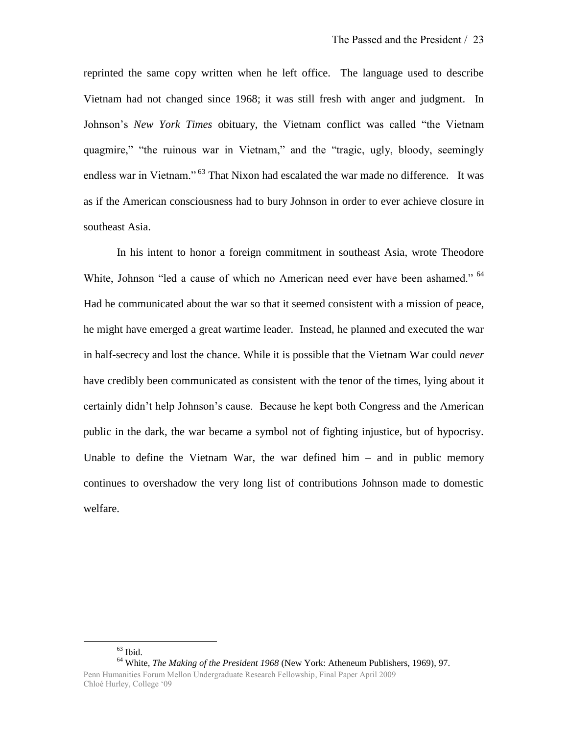reprinted the same copy written when he left office. The language used to describe Vietnam had not changed since 1968; it was still fresh with anger and judgment. In Johnson's *New York Times* obituary, the Vietnam conflict was called "the Vietnam quagmire," "the ruinous war in Vietnam," and the "tragic, ugly, bloody, seemingly endless war in Vietnam."[63] That Nixon had escalated the war made no difference. It was as if the American consciousness had to bury Johnson in order to ever achieve closure in southeast Asia.

In his intent to honor a foreign commitment in southeast Asia, wrote Theodore White, Johnson "led a cause of which no American need ever have been ashamed."[64] Had he communicated about the war so that it seemed consistent with a mission of peace, he might have emerged a great wartime leader. Instead, he planned and executed the war in half-secrecy and lost the chance. While it is possible that the Vietnam War could *never* have credibly been communicated as consistent with the tenor of the times, lying about it certainly didn't help Johnson's cause. Because he kept both Congress and the American public in the dark, the war became a symbol not of fighting injustice, but of hypocrisy. Unable to define the Vietnam War, the war defined him – and in public memory continues to overshadow the very long list of contributions Johnson made to domestic welfare.

---

[63] Ibid.

[64] White, *The Making of the President 1968* (New York: Atheneum Publishers, 1969), 97.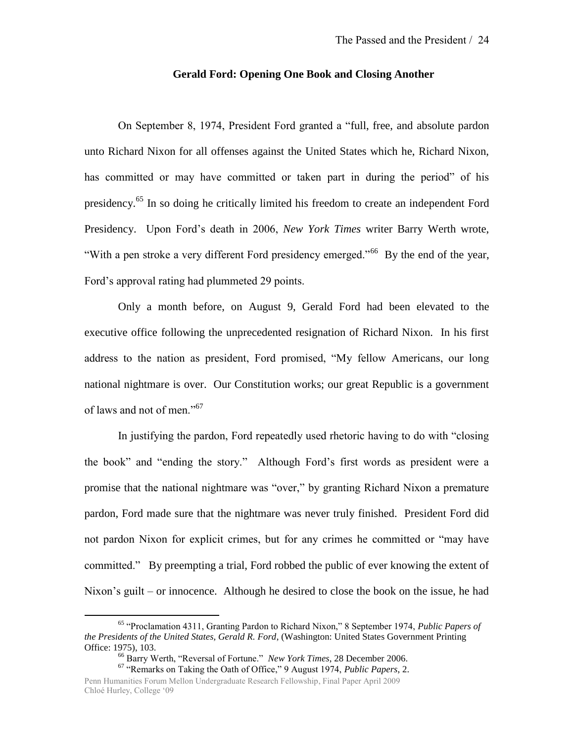## Gerald Ford: Opening One Book and Closing Another

On September 8, 1974, President Ford granted a "full, free, and absolute pardon unto Richard Nixon for all offenses against the United States which he, Richard Nixon, has committed or may have committed or taken part in during the period" of his presidency.[65] In so doing he critically limited his freedom to create an independent Ford Presidency. Upon Ford's death in 2006, *New York Times* writer Barry Werth wrote, "With a pen stroke a very different Ford presidency emerged."[66] By the end of the year, Ford's approval rating had plummeted 29 points.

Only a month before, on August 9, Gerald Ford had been elevated to the executive office following the unprecedented resignation of Richard Nixon. In his first address to the nation as president, Ford promised, "My fellow Americans, our long national nightmare is over. Our Constitution works; our great Republic is a government of laws and not of men."[67]

In justifying the pardon, Ford repeatedly used rhetoric having to do with "closing the book" and "ending the story." Although Ford's first words as president were a promise that the national nightmare was "over," by granting Richard Nixon a premature pardon, Ford made sure that the nightmare was never truly finished. President Ford did not pardon Nixon for explicit crimes, but for any crimes he committed or "may have committed." By preempting a trial, Ford robbed the public of ever knowing the extent of Nixon's guilt – or innocence. Although he desired to close the book on the issue, he had

---

[65] "Proclamation 4311, Granting Pardon to Richard Nixon," 8 September 1974, *Public Papers of the Presidents of the United States, Gerald R. Ford*, (Washington: United States Government Printing Office: 1975), 103.

[66] Barry Werth, "Reversal of Fortune." *New York Times*, 28 December 2006.

[67] "Remarks on Taking the Oath of Office," 9 August 1974, *Public Papers*, 2.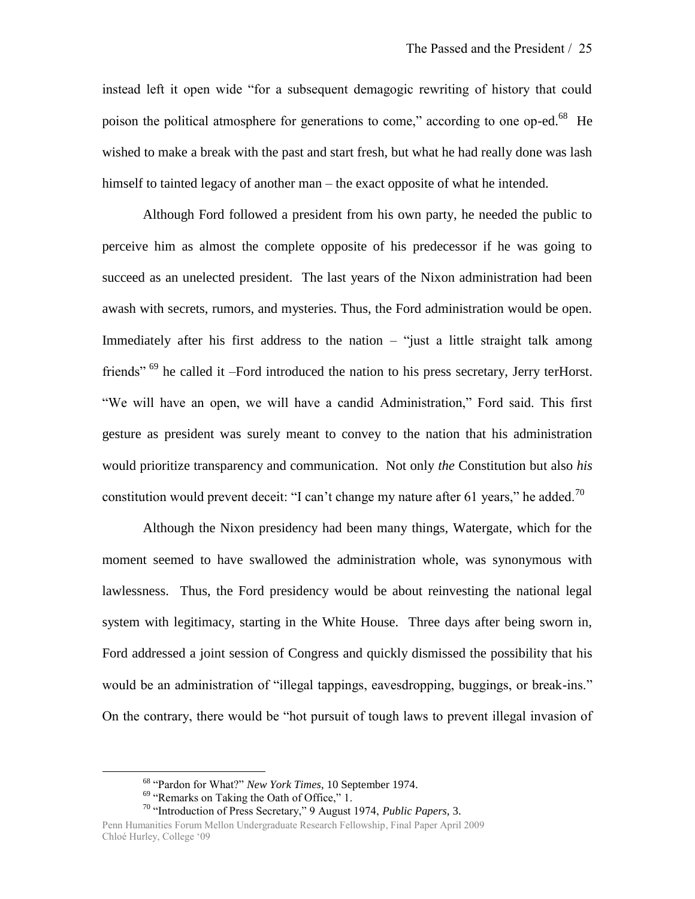instead left it open wide "for a subsequent demagogic rewriting of history that could poison the political atmosphere for generations to come," according to one op-ed.[68] He wished to make a break with the past and start fresh, but what he had really done was lash himself to tainted legacy of another man – the exact opposite of what he intended.

Although Ford followed a president from his own party, he needed the public to perceive him as almost the complete opposite of his predecessor if he was going to succeed as an unelected president. The last years of the Nixon administration had been awash with secrets, rumors, and mysteries. Thus, the Ford administration would be open. Immediately after his first address to the nation – "just a little straight talk among friends" [69] he called it –Ford introduced the nation to his press secretary, Jerry terHorst. "We will have an open, we will have a candid Administration," Ford said. This first gesture as president was surely meant to convey to the nation that his administration would prioritize transparency and communication. Not only *the* Constitution but also *his* constitution would prevent deceit: "I can't change my nature after 61 years," he added.[70]

Although the Nixon presidency had been many things, Watergate, which for the moment seemed to have swallowed the administration whole, was synonymous with lawlessness. Thus, the Ford presidency would be about reinvesting the national legal system with legitimacy, starting in the White House. Three days after being sworn in, Ford addressed a joint session of Congress and quickly dismissed the possibility that his would be an administration of "illegal tappings, eavesdropping, buggings, or break-ins." On the contrary, there would be "hot pursuit of tough laws to prevent illegal invasion of

---

[68] "Pardon for What?" *New York Times,* 10 September 1974.

[69] "Remarks on Taking the Oath of Office," 1.

[70] "Introduction of Press Secretary," 9 August 1974, *Public Papers,* 3.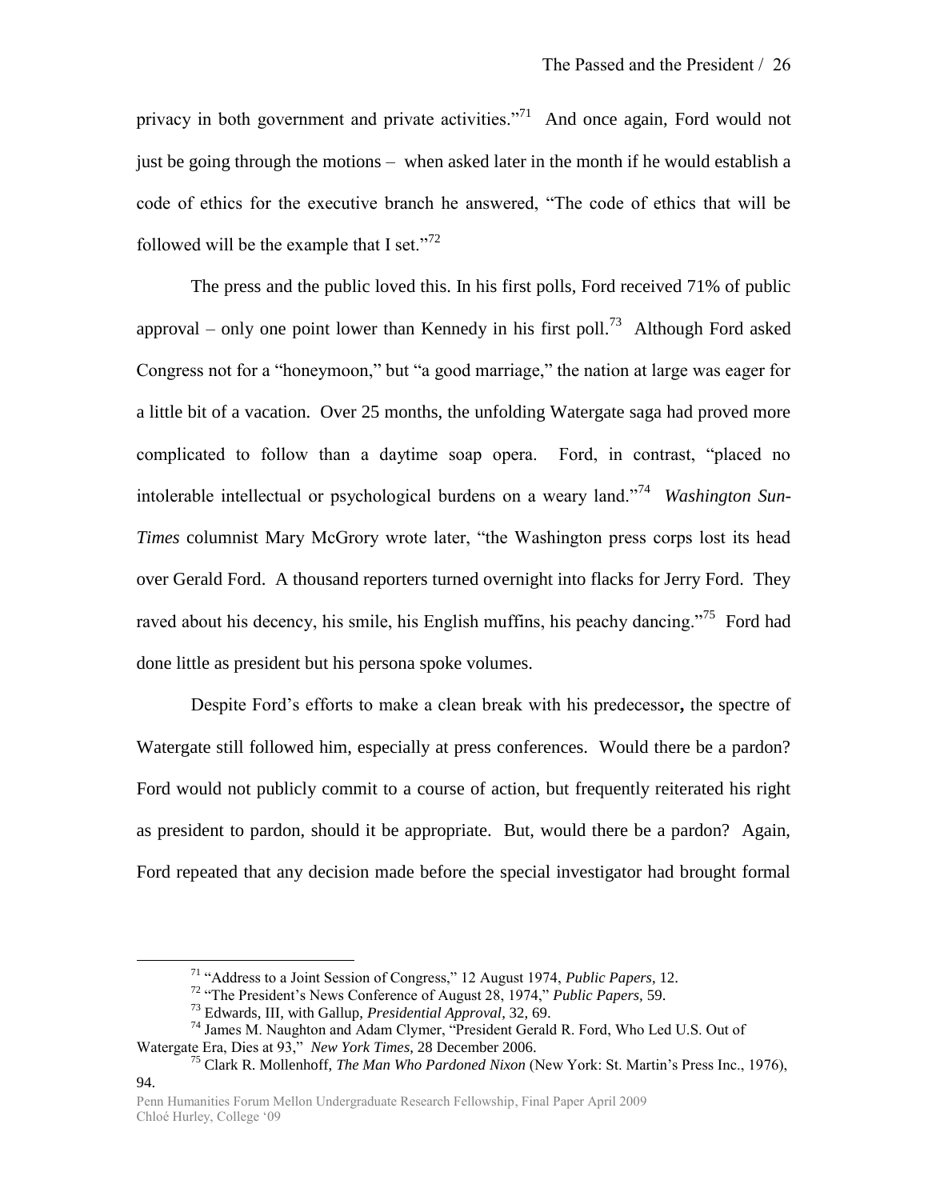privacy in both government and private activities."[71] And once again, Ford would not just be going through the motions – when asked later in the month if he would establish a code of ethics for the executive branch he answered, "The code of ethics that will be followed will be the example that I set."[72]

The press and the public loved this. In his first polls, Ford received 71% of public approval – only one point lower than Kennedy in his first poll.[73] Although Ford asked Congress not for a "honeymoon," but "a good marriage," the nation at large was eager for a little bit of a vacation. Over 25 months, the unfolding Watergate saga had proved more complicated to follow than a daytime soap opera. Ford, in contrast, "placed no intolerable intellectual or psychological burdens on a weary land."[74] *Washington Sun-Times* columnist Mary McGrory wrote later, "the Washington press corps lost its head over Gerald Ford. A thousand reporters turned overnight into flacks for Jerry Ford. They raved about his decency, his smile, his English muffins, his peachy dancing."[75] Ford had done little as president but his persona spoke volumes.

Despite Ford's efforts to make a clean break with his predecessor**,** the spectre of Watergate still followed him, especially at press conferences. Would there be a pardon? Ford would not publicly commit to a course of action, but frequently reiterated his right as president to pardon, should it be appropriate. But, would there be a pardon? Again, Ford repeated that any decision made before the special investigator had brought formal

---

[71] "Address to a Joint Session of Congress," 12 August 1974, *Public Papers*, 12.

[72] "The President's News Conference of August 28, 1974," *Public Papers,* 59.

[73] Edwards, III, with Gallup, *Presidential Approval*, 32, 69.

[74] James M. Naughton and Adam Clymer, "President Gerald R. Ford, Who Led U.S. Out of Watergate Era, Dies at 93," *New York Times*, 28 December 2006.

[75] Clark R. Mollenhoff, *The Man Who Pardoned Nixon* (New York: St. Martin's Press Inc., 1976), 94.

Penn Humanities Forum Mellon Undergraduate Research Fellowship, Final Paper April 2009
Chloé Hurley, College '09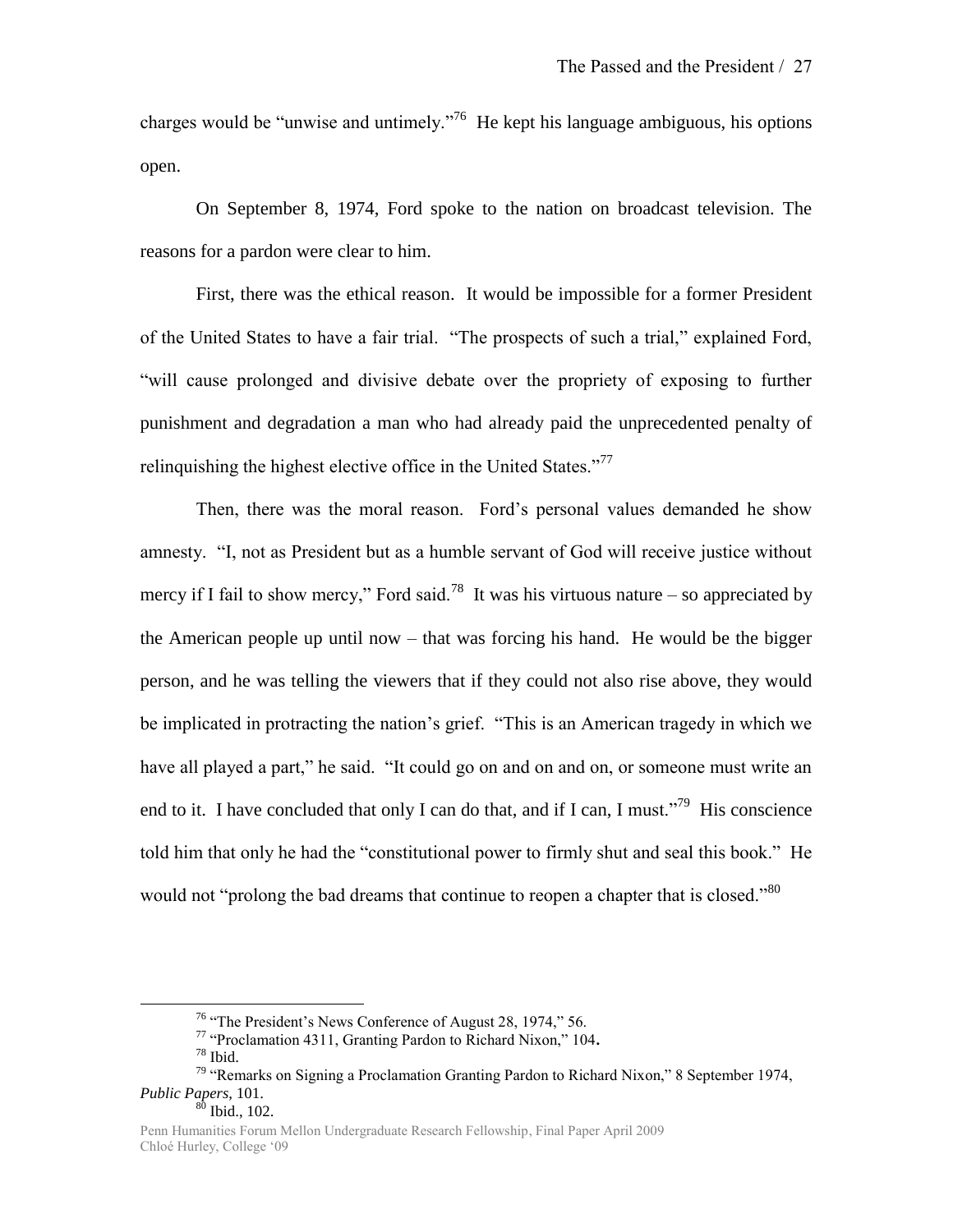charges would be "unwise and untimely."[76] He kept his language ambiguous, his options open.

On September 8, 1974, Ford spoke to the nation on broadcast television. The reasons for a pardon were clear to him.

First, there was the ethical reason. It would be impossible for a former President of the United States to have a fair trial. "The prospects of such a trial," explained Ford, "will cause prolonged and divisive debate over the propriety of exposing to further punishment and degradation a man who had already paid the unprecedented penalty of relinquishing the highest elective office in the United States."[77]

Then, there was the moral reason. Ford's personal values demanded he show amnesty. "I, not as President but as a humble servant of God will receive justice without mercy if I fail to show mercy," Ford said.[78] It was his virtuous nature – so appreciated by the American people up until now – that was forcing his hand. He would be the bigger person, and he was telling the viewers that if they could not also rise above, they would be implicated in protracting the nation's grief. "This is an American tragedy in which we have all played a part," he said. "It could go on and on and on, or someone must write an end to it. I have concluded that only I can do that, and if I can, I must."[79] His conscience told him that only he had the "constitutional power to firmly shut and seal this book." He would not "prolong the bad dreams that continue to reopen a chapter that is closed."[80]

---

[76] "The President's News Conference of August 28, 1974," 56.

[77] "Proclamation 4311, Granting Pardon to Richard Nixon," 104.

[78] Ibid.

[79] "Remarks on Signing a Proclamation Granting Pardon to Richard Nixon," 8 September 1974, *Public Papers*, 101.

[80] Ibid., 102.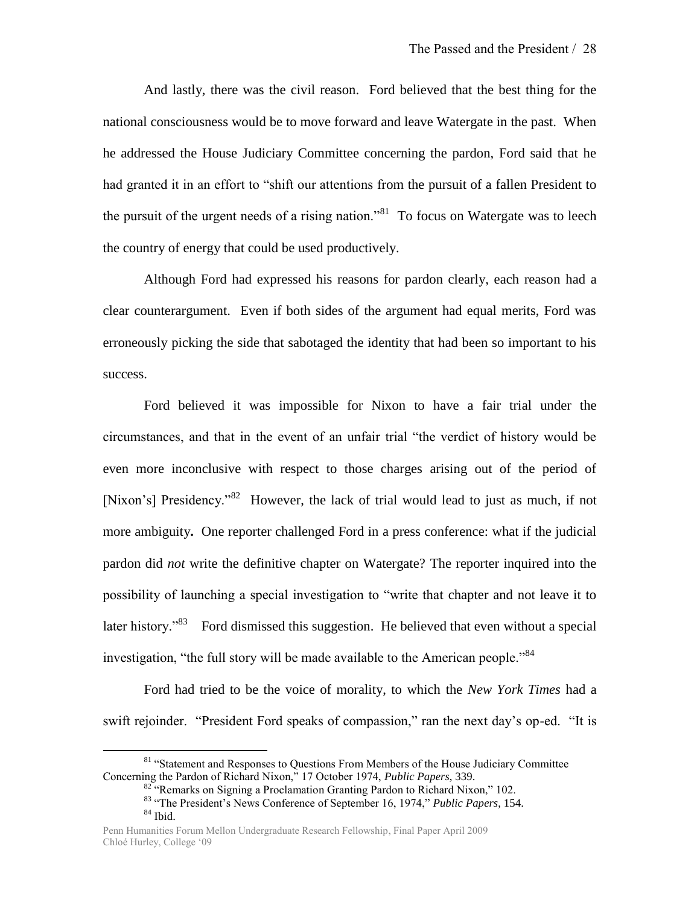And lastly, there was the civil reason. Ford believed that the best thing for the national consciousness would be to move forward and leave Watergate in the past. When he addressed the House Judiciary Committee concerning the pardon, Ford said that he had granted it in an effort to "shift our attentions from the pursuit of a fallen President to the pursuit of the urgent needs of a rising nation."[81] To focus on Watergate was to leech the country of energy that could be used productively.

Although Ford had expressed his reasons for pardon clearly, each reason had a clear counterargument. Even if both sides of the argument had equal merits, Ford was erroneously picking the side that sabotaged the identity that had been so important to his success.

Ford believed it was impossible for Nixon to have a fair trial under the circumstances, and that in the event of an unfair trial "the verdict of history would be even more inconclusive with respect to those charges arising out of the period of [Nixon's] Presidency."[82] However, the lack of trial would lead to just as much, if not more ambiguity**.** One reporter challenged Ford in a press conference: what if the judicial pardon did *not* write the definitive chapter on Watergate? The reporter inquired into the possibility of launching a special investigation to "write that chapter and not leave it to later history."[83] Ford dismissed this suggestion. He believed that even without a special investigation, "the full story will be made available to the American people."[84]

Ford had tried to be the voice of morality, to which the *New York Times* had a swift rejoinder. "President Ford speaks of compassion," ran the next day's op-ed. "It is

---

[81] "Statement and Responses to Questions From Members of the House Judiciary Committee Concerning the Pardon of Richard Nixon," 17 October 1974, *Public Papers,* 339.

[82] "Remarks on Signing a Proclamation Granting Pardon to Richard Nixon," 102.

[83] "The President's News Conference of September 16, 1974," *Public Papers,* 154.

[84] Ibid.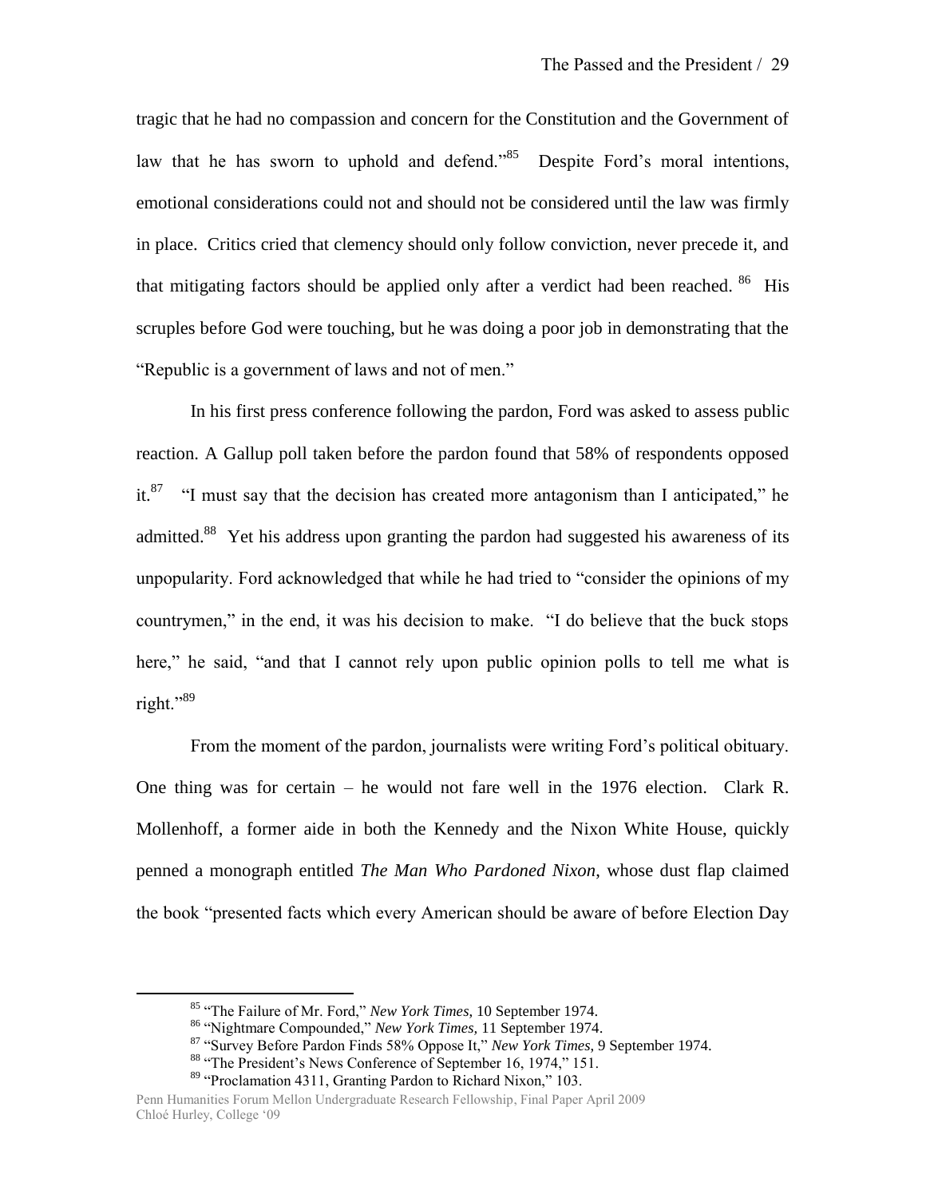tragic that he had no compassion and concern for the Constitution and the Government of law that he has sworn to uphold and defend."[85] Despite Ford's moral intentions, emotional considerations could not and should not be considered until the law was firmly in place. Critics cried that clemency should only follow conviction, never precede it, and that mitigating factors should be applied only after a verdict had been reached.[86] His scruples before God were touching, but he was doing a poor job in demonstrating that the "Republic is a government of laws and not of men."

In his first press conference following the pardon, Ford was asked to assess public reaction. A Gallup poll taken before the pardon found that 58% of respondents opposed it.[87] "I must say that the decision has created more antagonism than I anticipated," he admitted.[88] Yet his address upon granting the pardon had suggested his awareness of its unpopularity. Ford acknowledged that while he had tried to "consider the opinions of my countrymen," in the end, it was his decision to make. "I do believe that the buck stops here," he said, "and that I cannot rely upon public opinion polls to tell me what is right."[89]

From the moment of the pardon, journalists were writing Ford's political obituary. One thing was for certain – he would not fare well in the 1976 election. Clark R. Mollenhoff, a former aide in both the Kennedy and the Nixon White House, quickly penned a monograph entitled *The Man Who Pardoned Nixon*, whose dust flap claimed the book "presented facts which every American should be aware of before Election Day

[85] "The Failure of Mr. Ford," *New York Times,* 10 September 1974.

[86] "Nightmare Compounded," *New York Times,* 11 September 1974.

[87] "Survey Before Pardon Finds 58% Oppose It," *New York Times,* 9 September 1974.

[88] "The President's News Conference of September 16, 1974," 151.

[89] "Proclamation 4311, Granting Pardon to Richard Nixon," 103.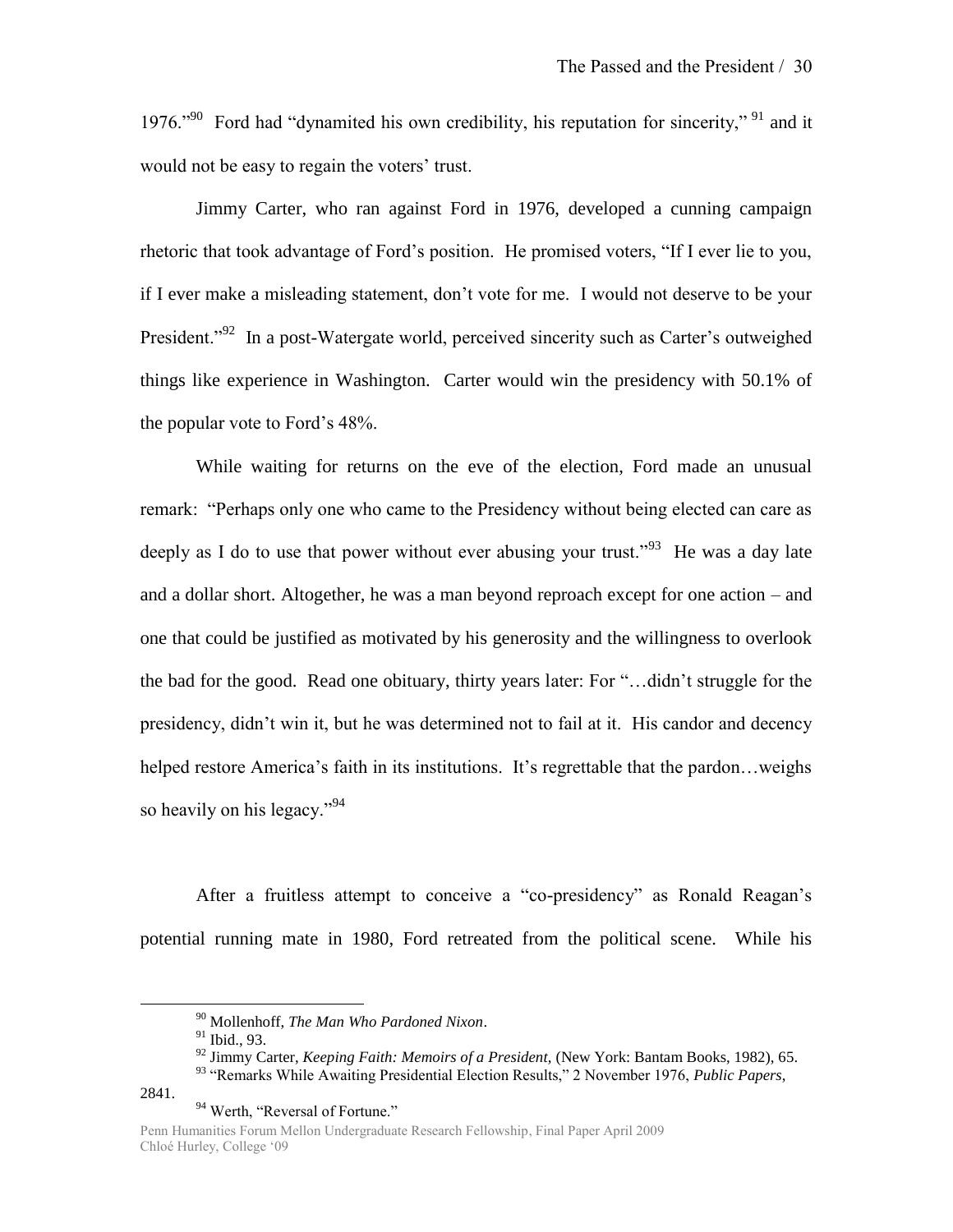1976."[90] Ford had "dynamited his own credibility, his reputation for sincerity," [91] and it would not be easy to regain the voters' trust.

Jimmy Carter, who ran against Ford in 1976, developed a cunning campaign rhetoric that took advantage of Ford's position. He promised voters, "If I ever lie to you, if I ever make a misleading statement, don't vote for me. I would not deserve to be your President."[92] In a post-Watergate world, perceived sincerity such as Carter's outweighed things like experience in Washington. Carter would win the presidency with 50.1% of the popular vote to Ford's 48%.

While waiting for returns on the eve of the election, Ford made an unusual remark: "Perhaps only one who came to the Presidency without being elected can care as deeply as I do to use that power without ever abusing your trust."[93] He was a day late and a dollar short. Altogether, he was a man beyond reproach except for one action – and one that could be justified as motivated by his generosity and the willingness to overlook the bad for the good. Read one obituary, thirty years later: For "…didn't struggle for the presidency, didn't win it, but he was determined not to fail at it. His candor and decency helped restore America's faith in its institutions. It's regrettable that the pardon…weighs so heavily on his legacy."[94]

After a fruitless attempt to conceive a "co-presidency" as Ronald Reagan's potential running mate in 1980, Ford retreated from the political scene. While his

---

[90] Mollenhoff, *The Man Who Pardoned Nixon*.

[91] Ibid., 93.

[92] Jimmy Carter, *Keeping Faith: Memoirs of a President*, (New York: Bantam Books, 1982), 65.

[93] "Remarks While Awaiting Presidential Election Results," 2 November 1976, *Public Papers*, 2841.

[94] Werth, "Reversal of Fortune."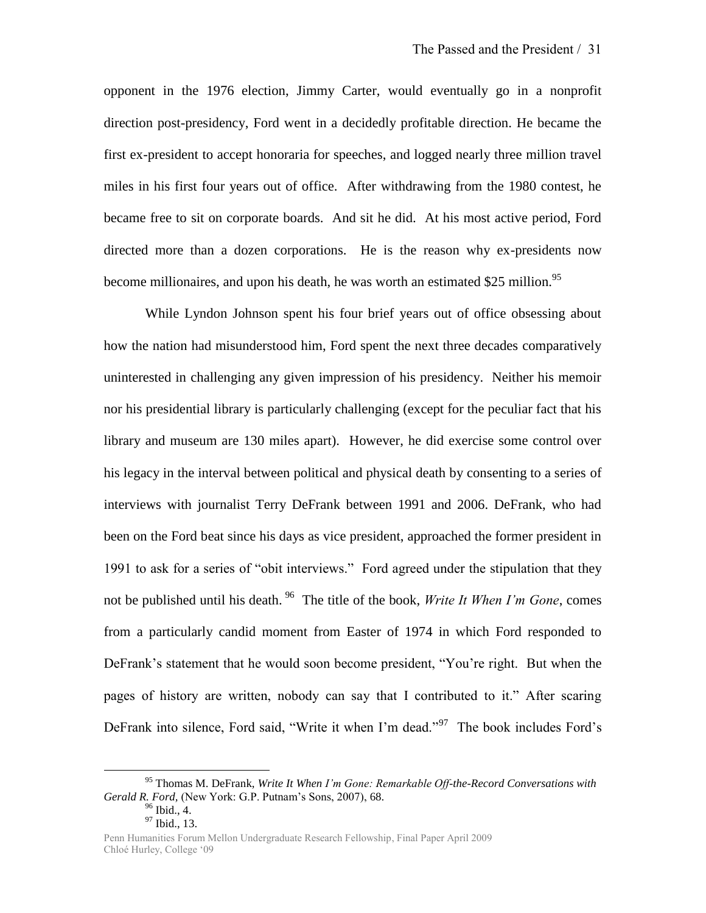opponent in the 1976 election, Jimmy Carter, would eventually go in a nonprofit direction post-presidency, Ford went in a decidedly profitable direction. He became the first ex-president to accept honoraria for speeches, and logged nearly three million travel miles in his first four years out of office. After withdrawing from the 1980 contest, he became free to sit on corporate boards. And sit he did. At his most active period, Ford directed more than a dozen corporations. He is the reason why ex-presidents now become millionaires, and upon his death, he was worth an estimated $25 million.[95]

While Lyndon Johnson spent his four brief years out of office obsessing about how the nation had misunderstood him, Ford spent the next three decades comparatively uninterested in challenging any given impression of his presidency. Neither his memoir nor his presidential library is particularly challenging (except for the peculiar fact that his library and museum are 130 miles apart). However, he did exercise some control over his legacy in the interval between political and physical death by consenting to a series of interviews with journalist Terry DeFrank between 1991 and 2006. DeFrank, who had been on the Ford beat since his days as vice president, approached the former president in 1991 to ask for a series of "obit interviews." Ford agreed under the stipulation that they not be published until his death.[96] The title of the book, *Write It When I'm Gone*, comes from a particularly candid moment from Easter of 1974 in which Ford responded to DeFrank's statement that he would soon become president, "You're right. But when the pages of history are written, nobody can say that I contributed to it." After scaring DeFrank into silence, Ford said, "Write it when I'm dead."[97] The book includes Ford's

---

[95] Thomas M. DeFrank, *Write It When I'm Gone: Remarkable Off-the-Record Conversations with Gerald R. Ford,* (New York: G.P. Putnam's Sons, 2007), 68.

[96] Ibid., 4.

[97] Ibid., 13.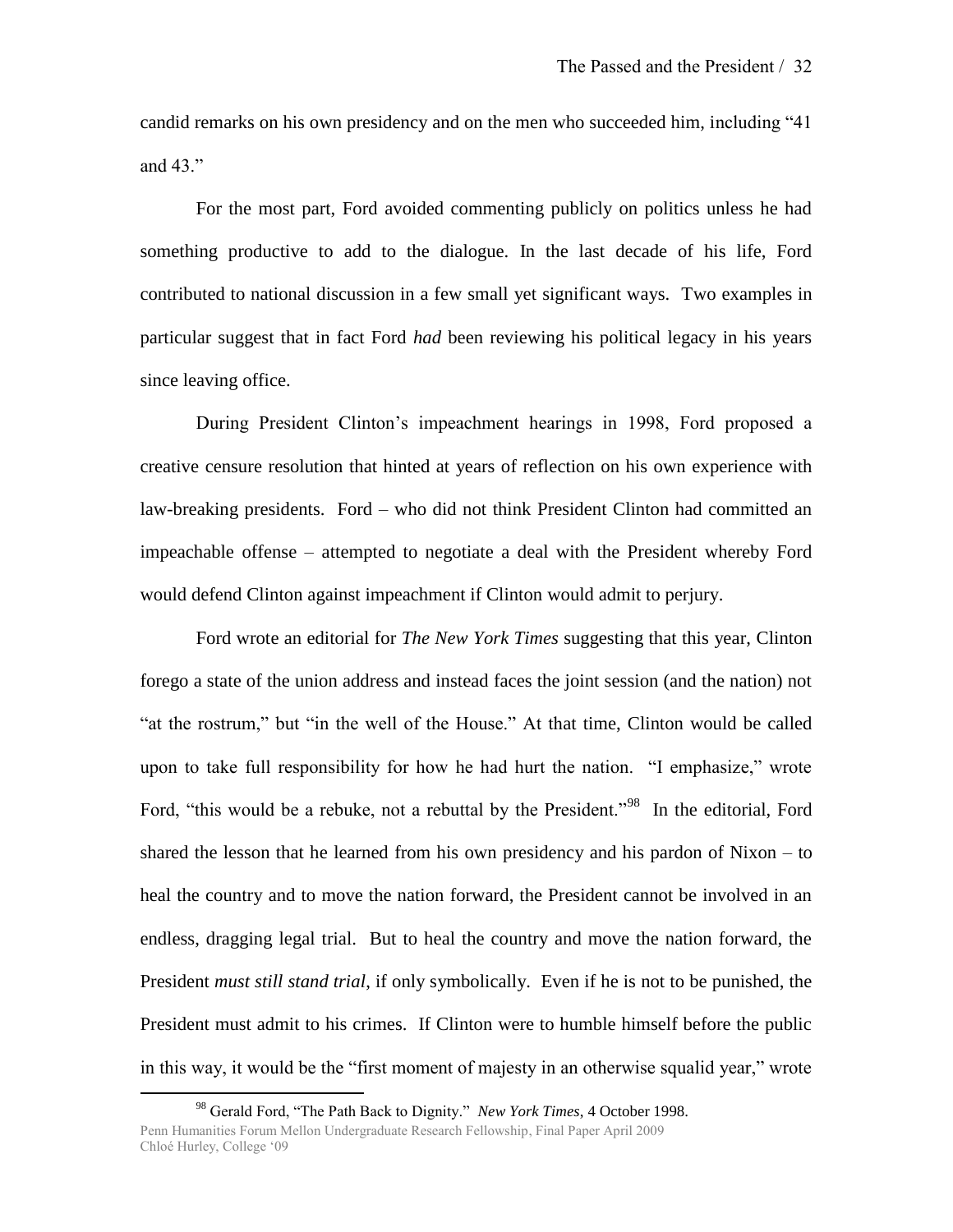candid remarks on his own presidency and on the men who succeeded him, including "41 and 43."

For the most part, Ford avoided commenting publicly on politics unless he had something productive to add to the dialogue. In the last decade of his life, Ford contributed to national discussion in a few small yet significant ways. Two examples in particular suggest that in fact Ford *had* been reviewing his political legacy in his years since leaving office.

During President Clinton's impeachment hearings in 1998, Ford proposed a creative censure resolution that hinted at years of reflection on his own experience with law-breaking presidents. Ford – who did not think President Clinton had committed an impeachable offense – attempted to negotiate a deal with the President whereby Ford would defend Clinton against impeachment if Clinton would admit to perjury.

Ford wrote an editorial for *The New York Times* suggesting that this year, Clinton forego a state of the union address and instead faces the joint session (and the nation) not "at the rostrum," but "in the well of the House." At that time, Clinton would be called upon to take full responsibility for how he had hurt the nation. "I emphasize," wrote Ford, "this would be a rebuke, not a rebuttal by the President."[98] In the editorial, Ford shared the lesson that he learned from his own presidency and his pardon of Nixon – to heal the country and to move the nation forward, the President cannot be involved in an endless, dragging legal trial. But to heal the country and move the nation forward, the President *must still stand trial*, if only symbolically. Even if he is not to be punished, the President must admit to his crimes. If Clinton were to humble himself before the public in this way, it would be the "first moment of majesty in an otherwise squalid year," wrote

---

[98] Gerald Ford, "The Path Back to Dignity." *New York Times*, 4 October 1998.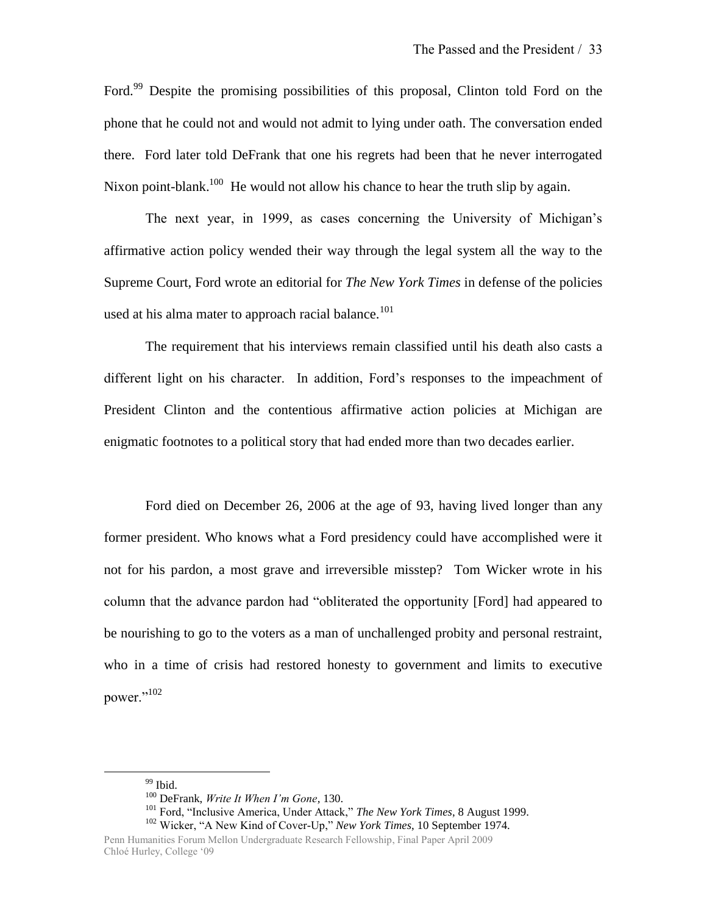Ford.[99] Despite the promising possibilities of this proposal, Clinton told Ford on the phone that he could not and would not admit to lying under oath. The conversation ended there. Ford later told DeFrank that one his regrets had been that he never interrogated Nixon point-blank.[100] He would not allow his chance to hear the truth slip by again.

The next year, in 1999, as cases concerning the University of Michigan's affirmative action policy wended their way through the legal system all the way to the Supreme Court, Ford wrote an editorial for *The New York Times* in defense of the policies used at his alma mater to approach racial balance.[101]

The requirement that his interviews remain classified until his death also casts a different light on his character. In addition, Ford's responses to the impeachment of President Clinton and the contentious affirmative action policies at Michigan are enigmatic footnotes to a political story that had ended more than two decades earlier.

Ford died on December 26, 2006 at the age of 93, having lived longer than any former president. Who knows what a Ford presidency could have accomplished were it not for his pardon, a most grave and irreversible misstep? Tom Wicker wrote in his column that the advance pardon had "obliterated the opportunity [Ford] had appeared to be nourishing to go to the voters as a man of unchallenged probity and personal restraint, who in a time of crisis had restored honesty to government and limits to executive power."[102]

---

[99] Ibid.

[100] DeFrank, *Write It When I'm Gone*, 130.

[101] Ford, "Inclusive America, Under Attack," *The New York Times*, 8 August 1999.

[102] Wicker, "A New Kind of Cover-Up," *New York Times*, 10 September 1974.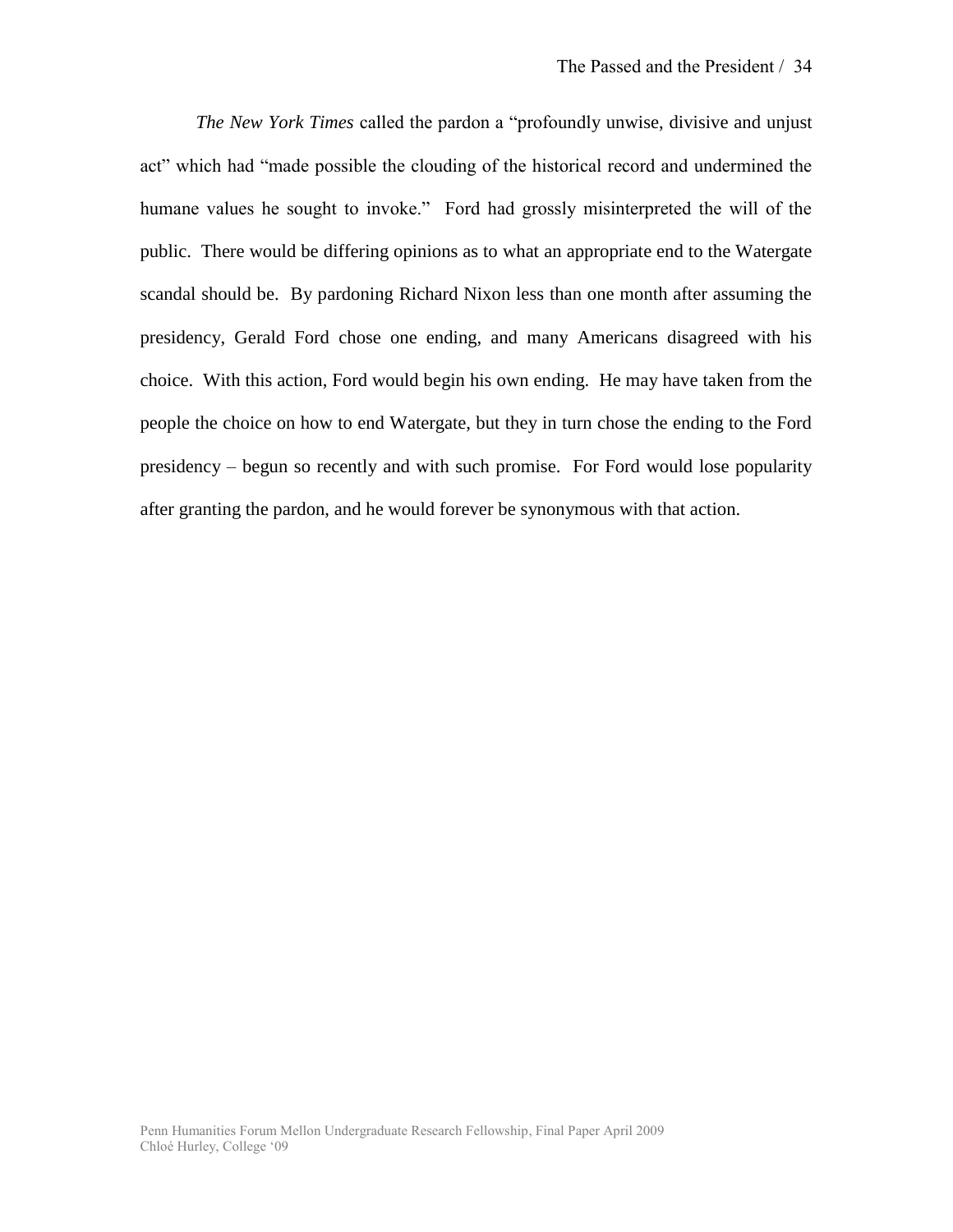*The New York Times* called the pardon a "profoundly unwise, divisive and unjust act" which had "made possible the clouding of the historical record and undermined the humane values he sought to invoke." Ford had grossly misinterpreted the will of the public. There would be differing opinions as to what an appropriate end to the Watergate scandal should be. By pardoning Richard Nixon less than one month after assuming the presidency, Gerald Ford chose one ending, and many Americans disagreed with his choice. With this action, Ford would begin his own ending. He may have taken from the people the choice on how to end Watergate, but they in turn chose the ending to the Ford presidency – begun so recently and with such promise. For Ford would lose popularity after granting the pardon, and he would forever be synonymous with that action.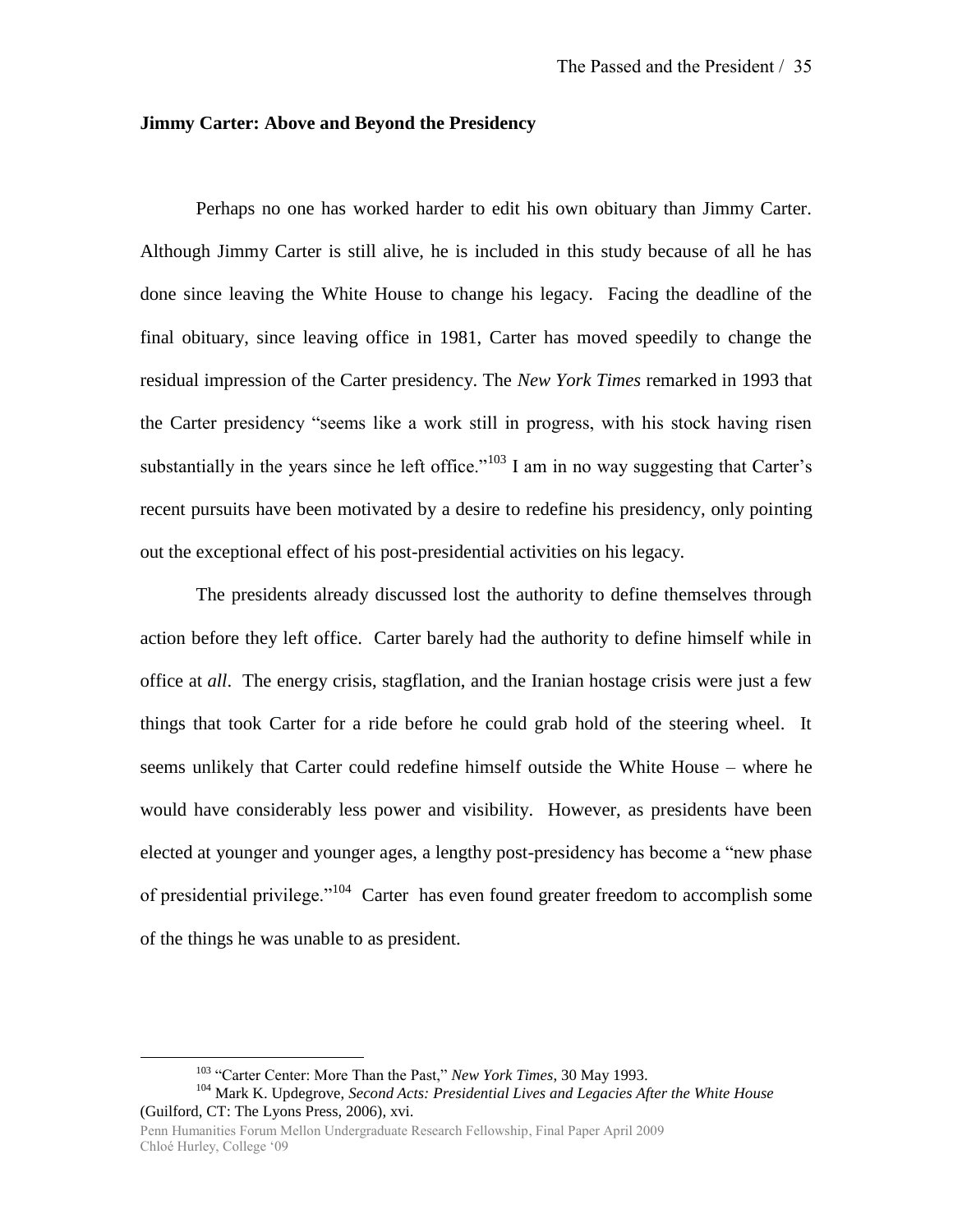### Jimmy Carter: Above and Beyond the Presidency

Perhaps no one has worked harder to edit his own obituary than Jimmy Carter. Although Jimmy Carter is still alive, he is included in this study because of all he has done since leaving the White House to change his legacy. Facing the deadline of the final obituary, since leaving office in 1981, Carter has moved speedily to change the residual impression of the Carter presidency. The *New York Times* remarked in 1993 that the Carter presidency "seems like a work still in progress, with his stock having risen substantially in the years since he left office."[103] I am in no way suggesting that Carter's recent pursuits have been motivated by a desire to redefine his presidency, only pointing out the exceptional effect of his post-presidential activities on his legacy.

The presidents already discussed lost the authority to define themselves through action before they left office. Carter barely had the authority to define himself while in office at *all*. The energy crisis, stagflation, and the Iranian hostage crisis were just a few things that took Carter for a ride before he could grab hold of the steering wheel. It seems unlikely that Carter could redefine himself outside the White House – where he would have considerably less power and visibility. However, as presidents have been elected at younger and younger ages, a lengthy post-presidency has become a "new phase of presidential privilege."[104] Carter has even found greater freedom to accomplish some of the things he was unable to as president.

---

[103] "Carter Center: More Than the Past," *New York Times*, 30 May 1993.

[104] Mark K. Updegrove, *Second Acts: Presidential Lives and Legacies After the White House* (Guilford, CT: The Lyons Press, 2006), xvi.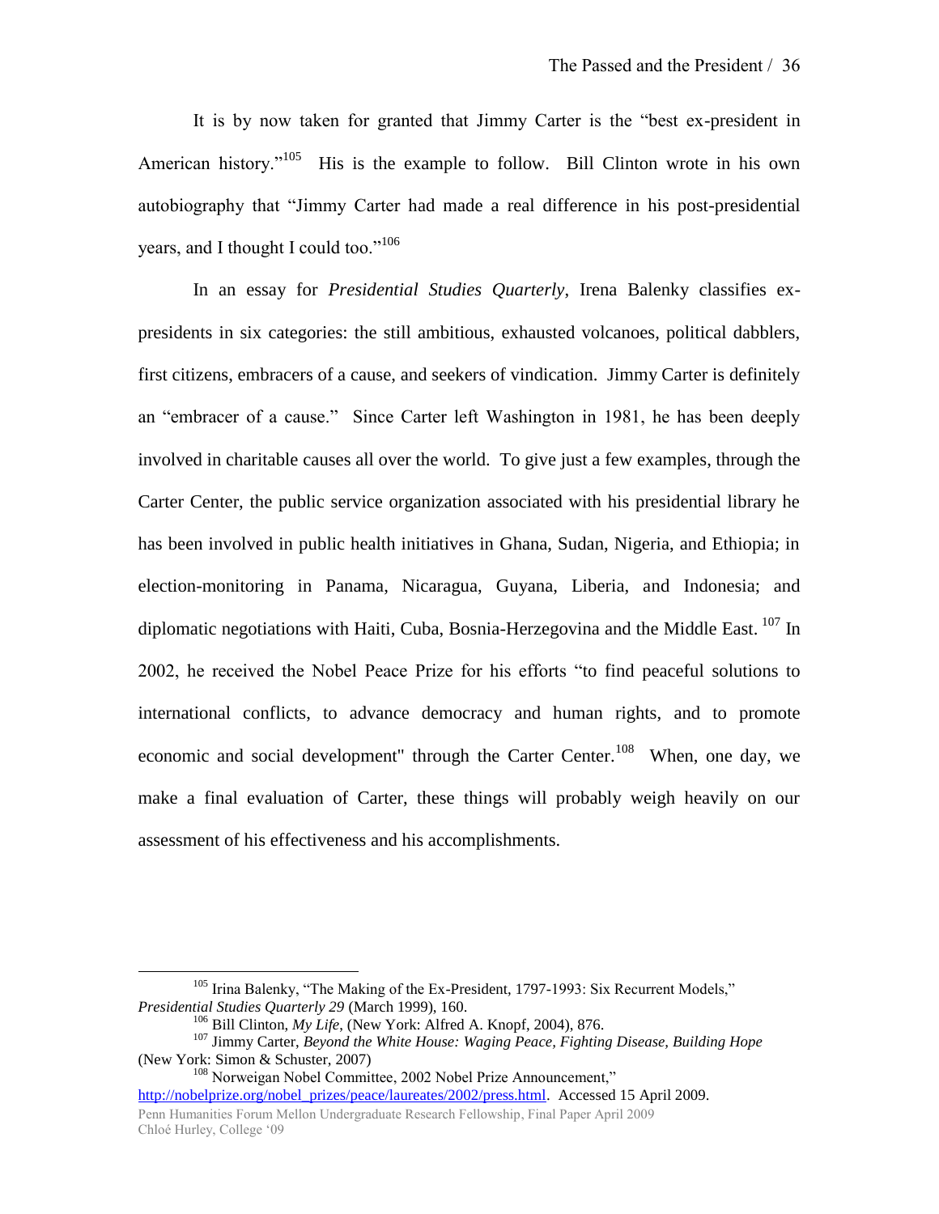It is by now taken for granted that Jimmy Carter is the "best ex-president in American history."[105] His is the example to follow. Bill Clinton wrote in his own autobiography that "Jimmy Carter had made a real difference in his post-presidential years, and I thought I could too."[106]

In an essay for *Presidential Studies Quarterly*, Irena Balenky classifies ex-presidents in six categories: the still ambitious, exhausted volcanoes, political dabblers, first citizens, embracers of a cause, and seekers of vindication. Jimmy Carter is definitely an "embracer of a cause." Since Carter left Washington in 1981, he has been deeply involved in charitable causes all over the world. To give just a few examples, through the Carter Center, the public service organization associated with his presidential library he has been involved in public health initiatives in Ghana, Sudan, Nigeria, and Ethiopia; in election-monitoring in Panama, Nicaragua, Guyana, Liberia, and Indonesia; and diplomatic negotiations with Haiti, Cuba, Bosnia-Herzegovina and the Middle East. [107] In 2002, he received the Nobel Peace Prize for his efforts "to find peaceful solutions to international conflicts, to advance democracy and human rights, and to promote economic and social development" through the Carter Center.[108] When, one day, we make a final evaluation of Carter, these things will probably weigh heavily on our assessment of his effectiveness and his accomplishments.

---

[105] Irina Balenky, "The Making of the Ex-President, 1797-1993: Six Recurrent Models," *Presidential Studies Quarterly 29* (March 1999), 160.

[106] Bill Clinton, *My Life*, (New York: Alfred A. Knopf, 2004), 876.

[107] Jimmy Carter, *Beyond the White House: Waging Peace, Fighting Disease, Building Hope* (New York: Simon & Schuster, 2007)

[108] Norweigan Nobel Committee, 2002 Nobel Prize Announcement," http://nobelprize.org/nobel_prizes/peace/laureates/2002/press.html. Accessed 15 April 2009.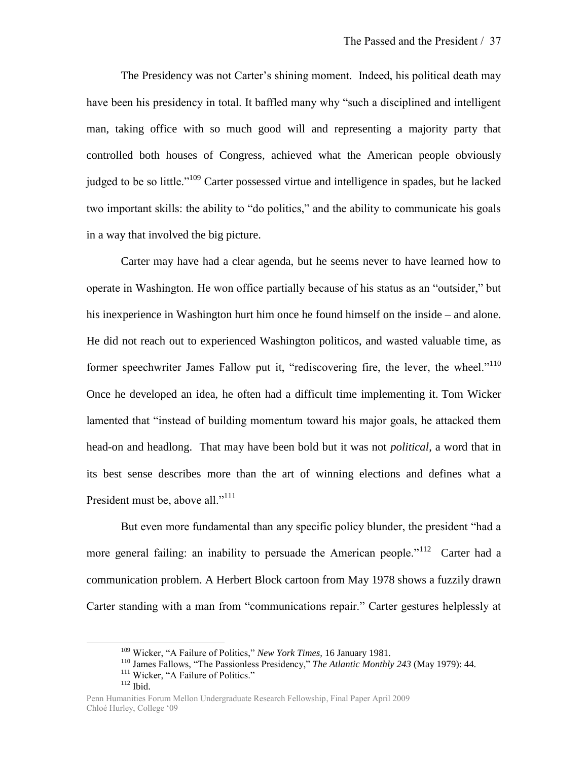The Presidency was not Carter's shining moment. Indeed, his political death may have been his presidency in total. It baffled many why "such a disciplined and intelligent man, taking office with so much good will and representing a majority party that controlled both houses of Congress, achieved what the American people obviously judged to be so little."[109] Carter possessed virtue and intelligence in spades, but he lacked two important skills: the ability to "do politics," and the ability to communicate his goals in a way that involved the big picture.

Carter may have had a clear agenda, but he seems never to have learned how to operate in Washington. He won office partially because of his status as an "outsider," but his inexperience in Washington hurt him once he found himself on the inside – and alone. He did not reach out to experienced Washington politicos, and wasted valuable time, as former speechwriter James Fallow put it, "rediscovering fire, the lever, the wheel."[110] Once he developed an idea, he often had a difficult time implementing it. Tom Wicker lamented that "instead of building momentum toward his major goals, he attacked them head-on and headlong. That may have been bold but it was not *political*, a word that in its best sense describes more than the art of winning elections and defines what a President must be, above all."[111]

But even more fundamental than any specific policy blunder, the president "had a more general failing: an inability to persuade the American people."[112] Carter had a communication problem. A Herbert Block cartoon from May 1978 shows a fuzzily drawn Carter standing with a man from "communications repair." Carter gestures helplessly at

---

[109] Wicker, "A Failure of Politics," *New York Times,* 16 January 1981.

[110] James Fallows, "The Passionless Presidency," *The Atlantic Monthly 243* (May 1979): 44.

[111] Wicker, "A Failure of Politics."

[112] Ibid.

Penn Humanities Forum Mellon Undergraduate Research Fellowship, Final Paper April 2009
Chloé Hurley, College '09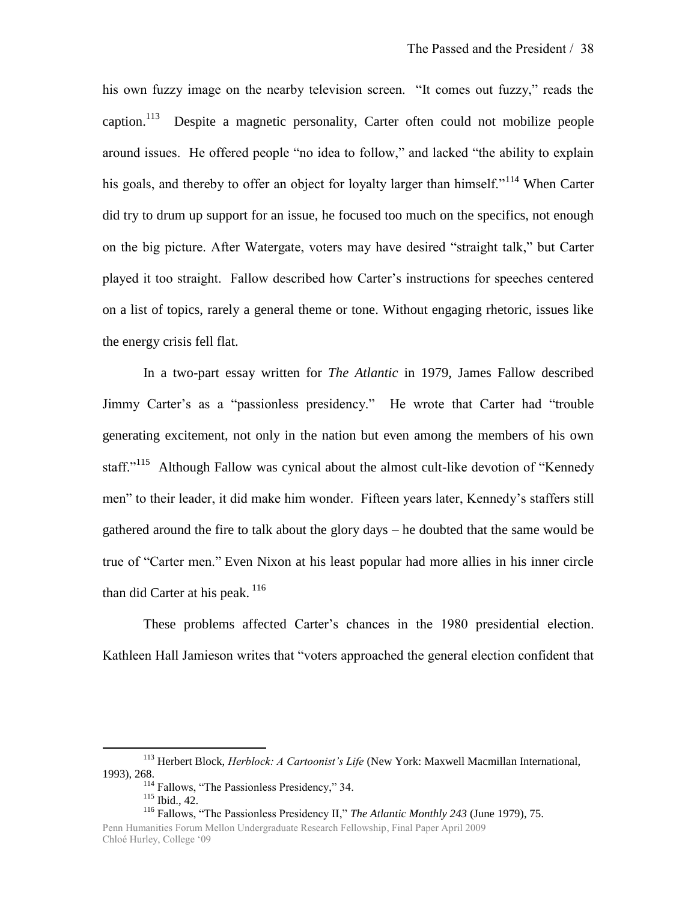his own fuzzy image on the nearby television screen. "It comes out fuzzy," reads the caption.[113] Despite a magnetic personality, Carter often could not mobilize people around issues. He offered people "no idea to follow," and lacked "the ability to explain his goals, and thereby to offer an object for loyalty larger than himself."[114] When Carter did try to drum up support for an issue, he focused too much on the specifics, not enough on the big picture. After Watergate, voters may have desired "straight talk," but Carter played it too straight. Fallow described how Carter's instructions for speeches centered on a list of topics, rarely a general theme or tone. Without engaging rhetoric, issues like the energy crisis fell flat.

In a two-part essay written for *The Atlantic* in 1979, James Fallow described Jimmy Carter's as a "passionless presidency." He wrote that Carter had "trouble generating excitement, not only in the nation but even among the members of his own staff."[115] Although Fallow was cynical about the almost cult-like devotion of "Kennedy men" to their leader, it did make him wonder. Fifteen years later, Kennedy's staffers still gathered around the fire to talk about the glory days – he doubted that the same would be true of "Carter men." Even Nixon at his least popular had more allies in his inner circle than did Carter at his peak. [116]

These problems affected Carter's chances in the 1980 presidential election. Kathleen Hall Jamieson writes that "voters approached the general election confident that

---

[113] Herbert Block, *Herblock: A Cartoonist's Life* (New York: Maxwell Macmillan International, 1993), 268.

[114] Fallows, "The Passionless Presidency," 34.

[115] Ibid., 42.

[116] Fallows, "The Passionless Presidency II," *The Atlantic Monthly 243* (June 1979), 75.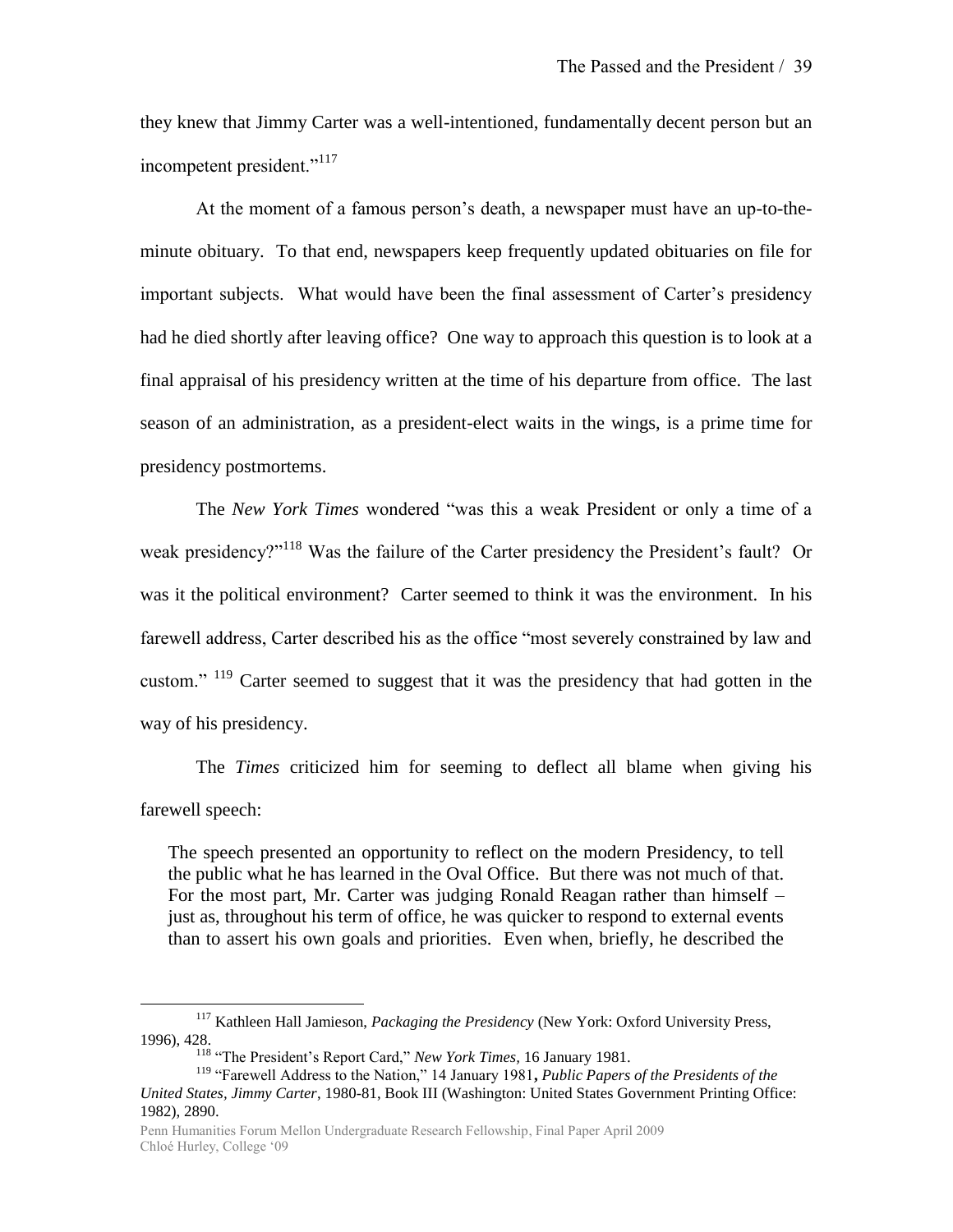they knew that Jimmy Carter was a well-intentioned, fundamentally decent person but an incompetent president."[117]

At the moment of a famous person's death, a newspaper must have an up-to-the-minute obituary. To that end, newspapers keep frequently updated obituaries on file for important subjects. What would have been the final assessment of Carter's presidency had he died shortly after leaving office? One way to approach this question is to look at a final appraisal of his presidency written at the time of his departure from office. The last season of an administration, as a president-elect waits in the wings, is a prime time for presidency postmortems.

The *New York Times* wondered "was this a weak President or only a time of a weak presidency?"[118] Was the failure of the Carter presidency the President's fault? Or was it the political environment? Carter seemed to think it was the environment. In his farewell address, Carter described his as the office "most severely constrained by law and custom." [119] Carter seemed to suggest that it was the presidency that had gotten in the way of his presidency.

The *Times* criticized him for seeming to deflect all blame when giving his farewell speech:

> The speech presented an opportunity to reflect on the modern Presidency, to tell the public what he has learned in the Oval Office. But there was not much of that. For the most part, Mr. Carter was judging Ronald Reagan rather than himself – just as, throughout his term of office, he was quicker to respond to external events than to assert his own goals and priorities. Even when, briefly, he described the

---

[117] Kathleen Hall Jamieson, *Packaging the Presidency* (New York: Oxford University Press, 1996), 428.

[118] "The President's Report Card," *New York Times*, 16 January 1981.

[119] "Farewell Address to the Nation," 14 January 1981**,** *Public Papers of the Presidents of the United States, Jimmy Carter*, 1980-81, Book III (Washington: United States Government Printing Office: 1982), 2890.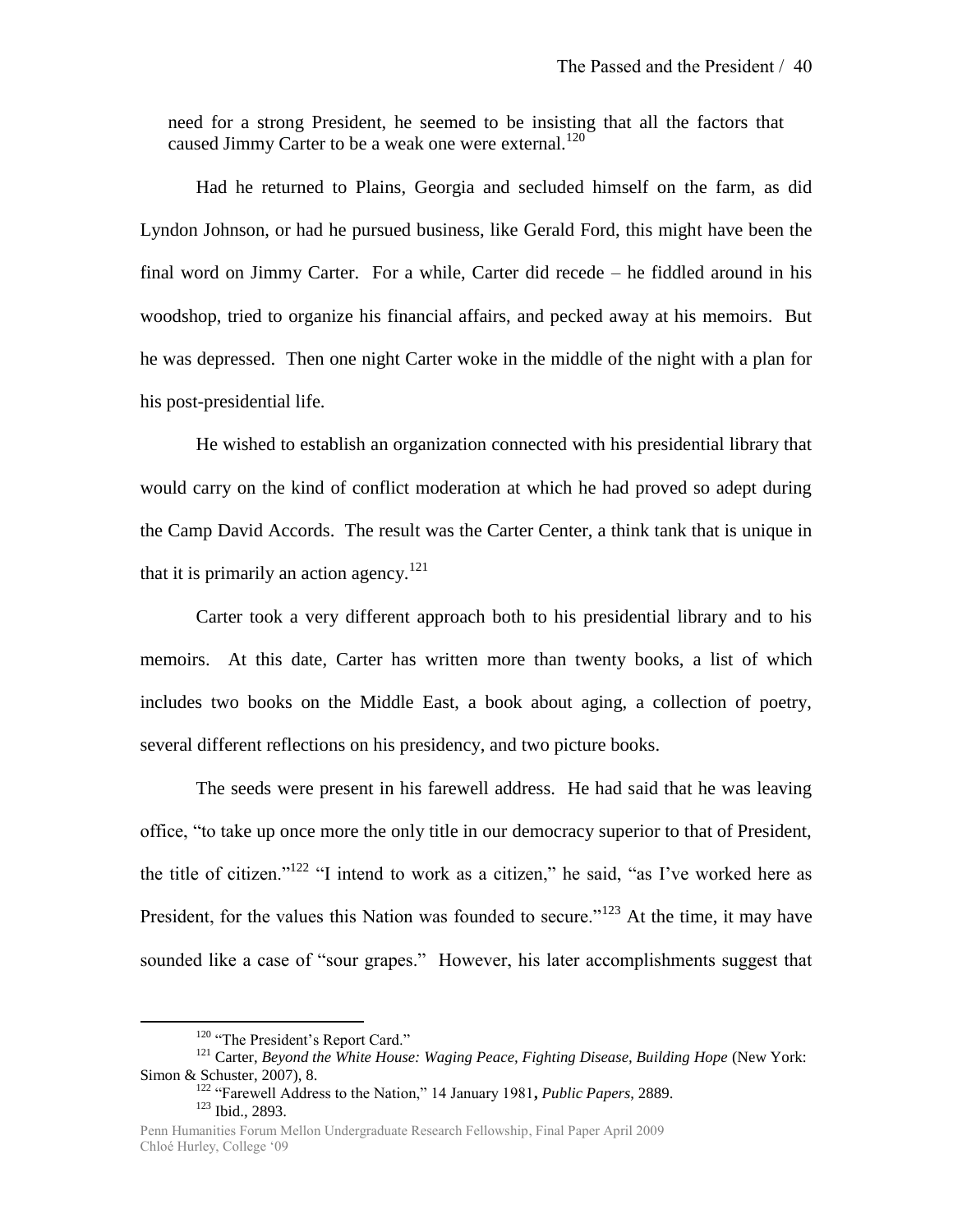need for a strong President, he seemed to be insisting that all the factors that caused Jimmy Carter to be a weak one were external.[120]

Had he returned to Plains, Georgia and secluded himself on the farm, as did Lyndon Johnson, or had he pursued business, like Gerald Ford, this might have been the final word on Jimmy Carter. For a while, Carter did recede – he fiddled around in his woodshop, tried to organize his financial affairs, and pecked away at his memoirs. But he was depressed. Then one night Carter woke in the middle of the night with a plan for his post-presidential life.

He wished to establish an organization connected with his presidential library that would carry on the kind of conflict moderation at which he had proved so adept during the Camp David Accords. The result was the Carter Center, a think tank that is unique in that it is primarily an action agency.[121]

Carter took a very different approach both to his presidential library and to his memoirs. At this date, Carter has written more than twenty books, a list of which includes two books on the Middle East, a book about aging, a collection of poetry, several different reflections on his presidency, and two picture books.

The seeds were present in his farewell address. He had said that he was leaving office, "to take up once more the only title in our democracy superior to that of President, the title of citizen."[122] "I intend to work as a citizen," he said, "as I've worked here as President, for the values this Nation was founded to secure."[123] At the time, it may have sounded like a case of "sour grapes." However, his later accomplishments suggest that

---

[120] "The President's Report Card."

[121] Carter, *Beyond the White House: Waging Peace, Fighting Disease, Building Hope* (New York: Simon & Schuster, 2007), 8.

[122] "Farewell Address to the Nation," 14 January 1981, *Public Papers,* 2889.

[123] Ibid., 2893.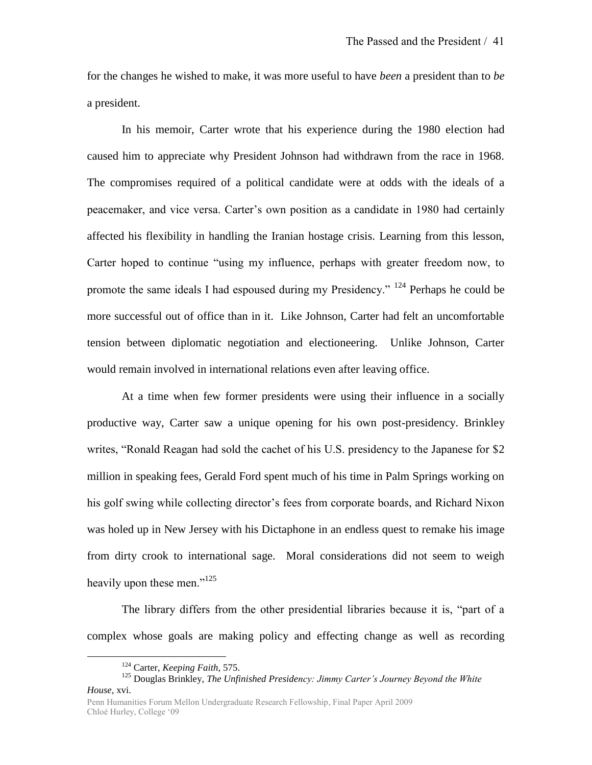for the changes he wished to make, it was more useful to have *been* a president than to *be* a president.

In his memoir, Carter wrote that his experience during the 1980 election had caused him to appreciate why President Johnson had withdrawn from the race in 1968. The compromises required of a political candidate were at odds with the ideals of a peacemaker, and vice versa. Carter's own position as a candidate in 1980 had certainly affected his flexibility in handling the Iranian hostage crisis. Learning from this lesson, Carter hoped to continue "using my influence, perhaps with greater freedom now, to promote the same ideals I had espoused during my Presidency." [124] Perhaps he could be more successful out of office than in it. Like Johnson, Carter had felt an uncomfortable tension between diplomatic negotiation and electioneering. Unlike Johnson, Carter would remain involved in international relations even after leaving office.

At a time when few former presidents were using their influence in a socially productive way, Carter saw a unique opening for his own post-presidency. Brinkley writes, "Ronald Reagan had sold the cachet of his U.S. presidency to the Japanese for $2 million in speaking fees, Gerald Ford spent much of his time in Palm Springs working on his golf swing while collecting director's fees from corporate boards, and Richard Nixon was holed up in New Jersey with his Dictaphone in an endless quest to remake his image from dirty crook to international sage. Moral considerations did not seem to weigh heavily upon these men."[125]

The library differs from the other presidential libraries because it is, "part of a complex whose goals are making policy and effecting change as well as recording

---

[124] Carter, *Keeping Faith*, 575.

[125] Douglas Brinkley, *The Unfinished Presidency: Jimmy Carter's Journey Beyond the White House*, xvi.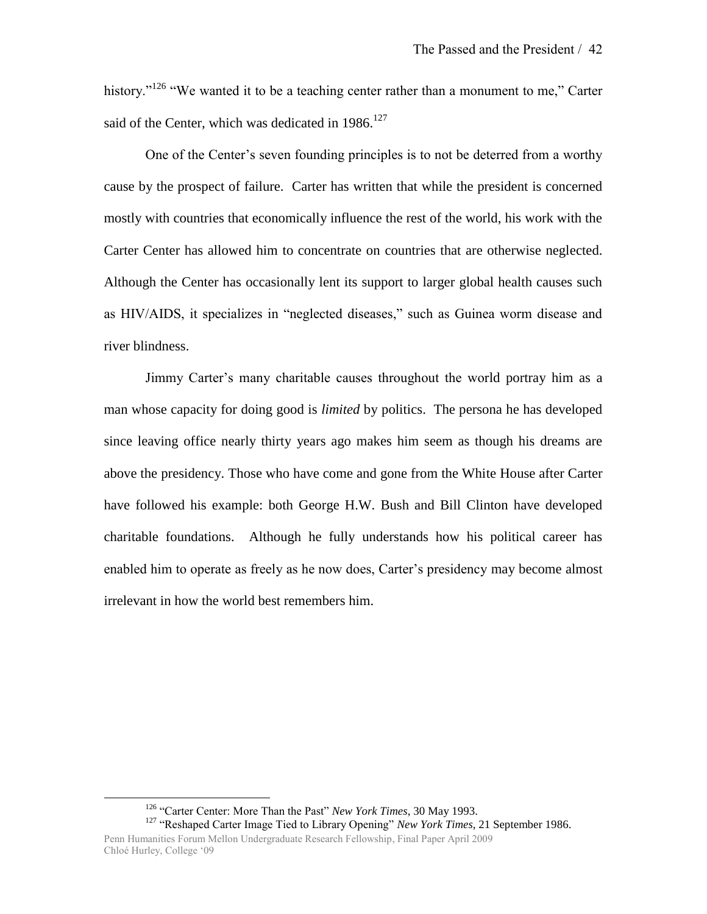history."[126] "We wanted it to be a teaching center rather than a monument to me," Carter said of the Center, which was dedicated in 1986.[127]

One of the Center's seven founding principles is to not be deterred from a worthy cause by the prospect of failure. Carter has written that while the president is concerned mostly with countries that economically influence the rest of the world, his work with the Carter Center has allowed him to concentrate on countries that are otherwise neglected. Although the Center has occasionally lent its support to larger global health causes such as HIV/AIDS, it specializes in "neglected diseases," such as Guinea worm disease and river blindness.

Jimmy Carter's many charitable causes throughout the world portray him as a man whose capacity for doing good is *limited* by politics. The persona he has developed since leaving office nearly thirty years ago makes him seem as though his dreams are above the presidency. Those who have come and gone from the White House after Carter have followed his example: both George H.W. Bush and Bill Clinton have developed charitable foundations. Although he fully understands how his political career has enabled him to operate as freely as he now does, Carter's presidency may become almost irrelevant in how the world best remembers him.

[126] "Carter Center: More Than the Past" *New York Times*, 30 May 1993.

[127] "Reshaped Carter Image Tied to Library Opening" *New York Times*, 21 September 1986.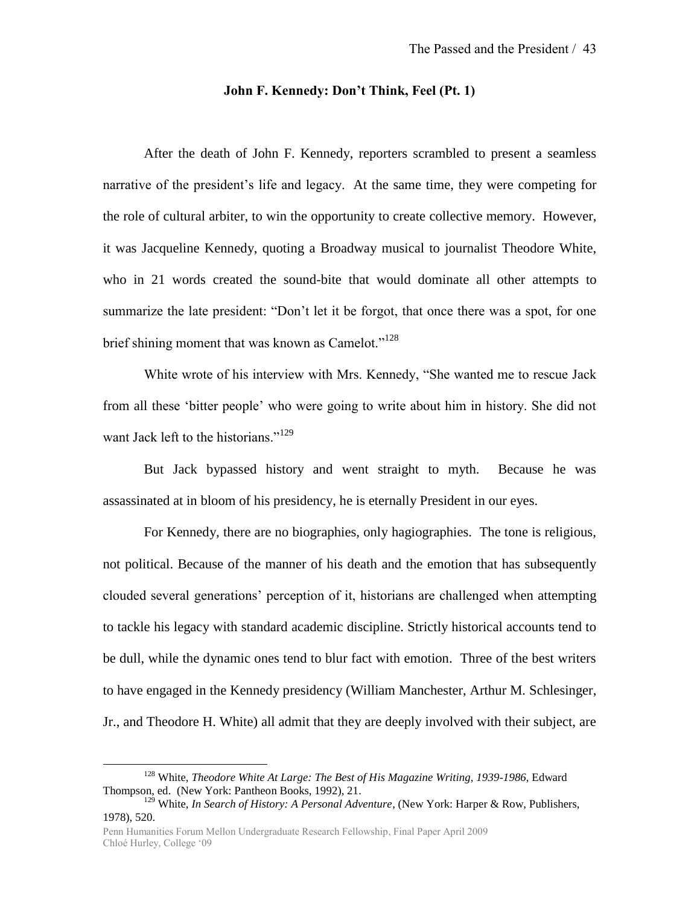### John F. Kennedy: Don't Think, Feel (Pt. 1)

After the death of John F. Kennedy, reporters scrambled to present a seamless narrative of the president's life and legacy. At the same time, they were competing for the role of cultural arbiter, to win the opportunity to create collective memory. However, it was Jacqueline Kennedy, quoting a Broadway musical to journalist Theodore White, who in 21 words created the sound-bite that would dominate all other attempts to summarize the late president: "Don't let it be forgot, that once there was a spot, for one brief shining moment that was known as Camelot."[128]

White wrote of his interview with Mrs. Kennedy, "She wanted me to rescue Jack from all these 'bitter people' who were going to write about him in history. She did not want Jack left to the historians."[129]

But Jack bypassed history and went straight to myth. Because he was assassinated at in bloom of his presidency, he is eternally President in our eyes.

For Kennedy, there are no biographies, only hagiographies. The tone is religious, not political. Because of the manner of his death and the emotion that has subsequently clouded several generations' perception of it, historians are challenged when attempting to tackle his legacy with standard academic discipline. Strictly historical accounts tend to be dull, while the dynamic ones tend to blur fact with emotion. Three of the best writers to have engaged in the Kennedy presidency (William Manchester, Arthur M. Schlesinger, Jr., and Theodore H. White) all admit that they are deeply involved with their subject, are

---

[128] White, *Theodore White At Large: The Best of His Magazine Writing, 1939-1986*, Edward Thompson, ed. (New York: Pantheon Books, 1992), 21.

[129] White, *In Search of History: A Personal Adventure*, (New York: Harper & Row, Publishers, 1978), 520.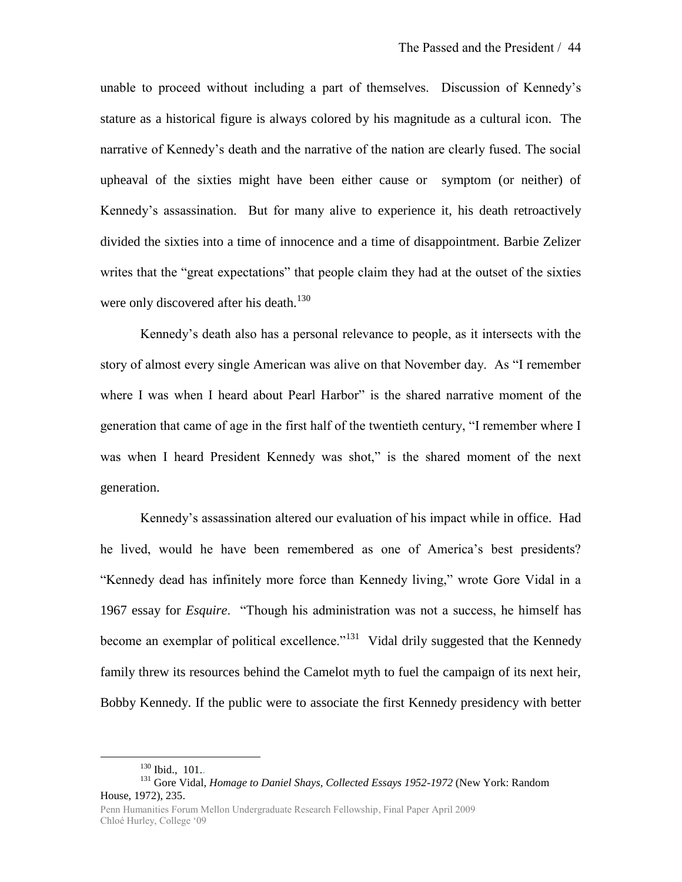unable to proceed without including a part of themselves. Discussion of Kennedy's stature as a historical figure is always colored by his magnitude as a cultural icon. The narrative of Kennedy's death and the narrative of the nation are clearly fused. The social upheaval of the sixties might have been either cause or symptom (or neither) of Kennedy's assassination. But for many alive to experience it, his death retroactively divided the sixties into a time of innocence and a time of disappointment. Barbie Zelizer writes that the "great expectations" that people claim they had at the outset of the sixties were only discovered after his death.[130]

Kennedy's death also has a personal relevance to people, as it intersects with the story of almost every single American was alive on that November day. As "I remember where I was when I heard about Pearl Harbor" is the shared narrative moment of the generation that came of age in the first half of the twentieth century, "I remember where I was when I heard President Kennedy was shot," is the shared moment of the next generation.

Kennedy's assassination altered our evaluation of his impact while in office. Had he lived, would he have been remembered as one of America's best presidents? "Kennedy dead has infinitely more force than Kennedy living," wrote Gore Vidal in a 1967 essay for *Esquire*. "Though his administration was not a success, he himself has become an exemplar of political excellence."[131] Vidal drily suggested that the Kennedy family threw its resources behind the Camelot myth to fuel the campaign of its next heir, Bobby Kennedy. If the public were to associate the first Kennedy presidency with better

---

[130] Ibid., 101.

[131] Gore Vidal, *Homage to Daniel Shays, Collected Essays 1952-1972* (New York: Random House, 1972), 235.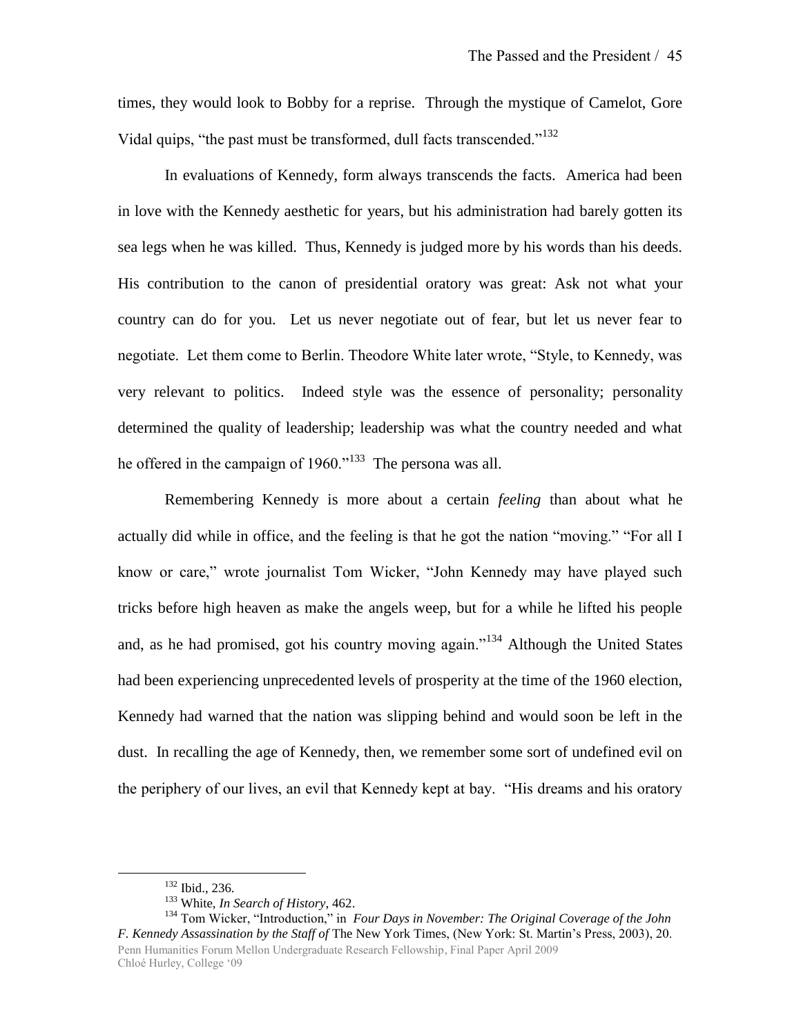times, they would look to Bobby for a reprise. Through the mystique of Camelot, Gore Vidal quips, "the past must be transformed, dull facts transcended."[132]

In evaluations of Kennedy, form always transcends the facts. America had been in love with the Kennedy aesthetic for years, but his administration had barely gotten its sea legs when he was killed. Thus, Kennedy is judged more by his words than his deeds. His contribution to the canon of presidential oratory was great: Ask not what your country can do for you. Let us never negotiate out of fear, but let us never fear to negotiate. Let them come to Berlin. Theodore White later wrote, "Style, to Kennedy, was very relevant to politics. Indeed style was the essence of personality; personality determined the quality of leadership; leadership was what the country needed and what he offered in the campaign of 1960."[133] The persona was all.

Remembering Kennedy is more about a certain *feeling* than about what he actually did while in office, and the feeling is that he got the nation "moving." "For all I know or care," wrote journalist Tom Wicker, "John Kennedy may have played such tricks before high heaven as make the angels weep, but for a while he lifted his people and, as he had promised, got his country moving again."[134] Although the United States had been experiencing unprecedented levels of prosperity at the time of the 1960 election, Kennedy had warned that the nation was slipping behind and would soon be left in the dust. In recalling the age of Kennedy, then, we remember some sort of undefined evil on the periphery of our lives, an evil that Kennedy kept at bay. "His dreams and his oratory

---

[132] Ibid., 236.

[133] White, *In Search of History*, 462.

[134] Tom Wicker, "Introduction," in *Four Days in November: The Original Coverage of the John F. Kennedy Assassination by the Staff of* The New York Times, (New York: St. Martin's Press, 2003), 20.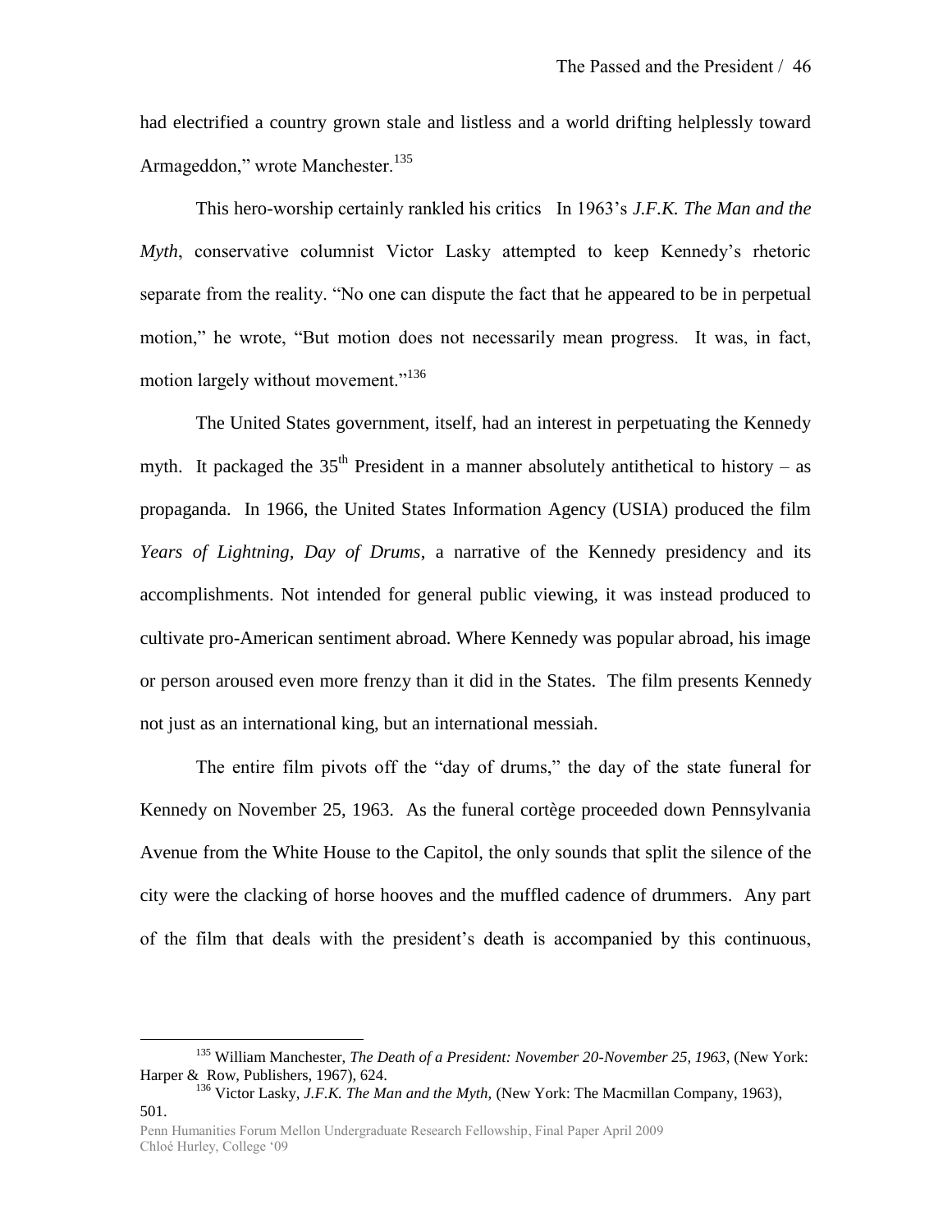had electrified a country grown stale and listless and a world drifting helplessly toward Armageddon," wrote Manchester.[135]

This hero-worship certainly rankled his critics In 1963's *J.F.K. The Man and the Myth*, conservative columnist Victor Lasky attempted to keep Kennedy's rhetoric separate from the reality. "No one can dispute the fact that he appeared to be in perpetual motion," he wrote, "But motion does not necessarily mean progress. It was, in fact, motion largely without movement."[136]

The United States government, itself, had an interest in perpetuating the Kennedy myth. It packaged the 35th President in a manner absolutely antithetical to history – as propaganda. In 1966, the United States Information Agency (USIA) produced the film *Years of Lightning, Day of Drums*, a narrative of the Kennedy presidency and its accomplishments. Not intended for general public viewing, it was instead produced to cultivate pro-American sentiment abroad. Where Kennedy was popular abroad, his image or person aroused even more frenzy than it did in the States. The film presents Kennedy not just as an international king, but an international messiah.

The entire film pivots off the "day of drums," the day of the state funeral for Kennedy on November 25, 1963. As the funeral cortège proceeded down Pennsylvania Avenue from the White House to the Capitol, the only sounds that split the silence of the city were the clacking of horse hooves and the muffled cadence of drummers. Any part of the film that deals with the president's death is accompanied by this continuous,

---

[135] William Manchester, *The Death of a President: November 20-November 25, 1963*, (New York: Harper & Row, Publishers, 1967), 624.

[136] Victor Lasky, *J.F.K. The Man and the Myth*, (New York: The Macmillan Company, 1963), 501.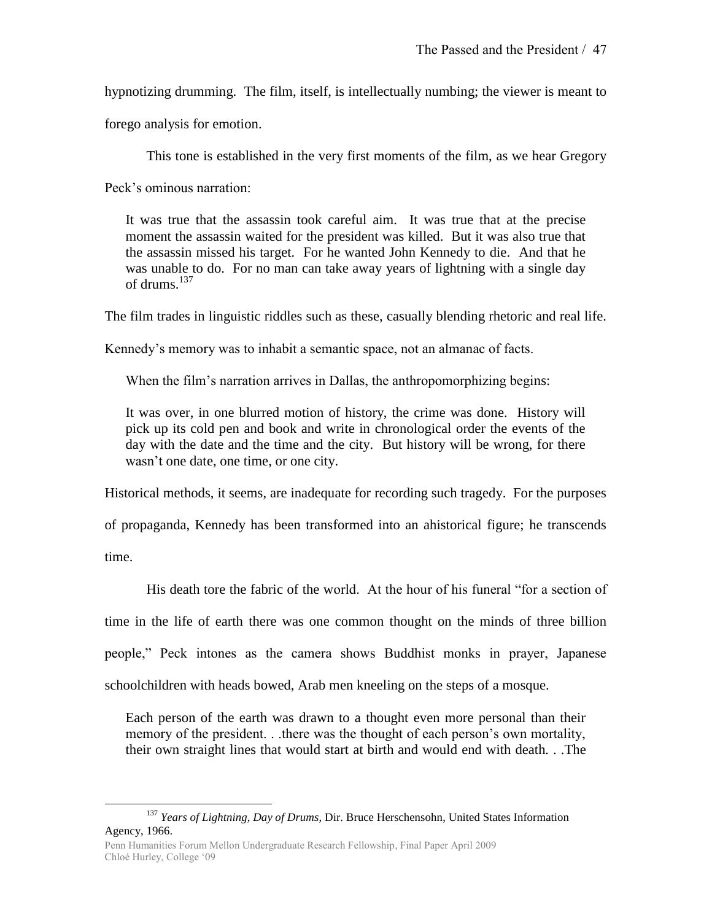hypnotizing drumming. The film, itself, is intellectually numbing; the viewer is meant to forego analysis for emotion.

This tone is established in the very first moments of the film, as we hear Gregory Peck's ominous narration:

> It was true that the assassin took careful aim. It was true that at the precise moment the assassin waited for the president was killed. But it was also true that the assassin missed his target. For he wanted John Kennedy to die. And that he was unable to do. For no man can take away years of lightning with a single day of drums.[137]

The film trades in linguistic riddles such as these, casually blending rhetoric and real life. Kennedy's memory was to inhabit a semantic space, not an almanac of facts.

When the film's narration arrives in Dallas, the anthropomorphizing begins:

> It was over, in one blurred motion of history, the crime was done. History will pick up its cold pen and book and write in chronological order the events of the day with the date and the time and the city. But history will be wrong, for there wasn't one date, one time, or one city.

Historical methods, it seems, are inadequate for recording such tragedy. For the purposes of propaganda, Kennedy has been transformed into an ahistorical figure; he transcends time.

His death tore the fabric of the world. At the hour of his funeral "for a section of time in the life of earth there was one common thought on the minds of three billion people," Peck intones as the camera shows Buddhist monks in prayer, Japanese schoolchildren with heads bowed, Arab men kneeling on the steps of a mosque.

> Each person of the earth was drawn to a thought even more personal than their memory of the president. . .there was the thought of each person's own mortality, their own straight lines that would start at birth and would end with death. . .The

---

[137] *Years of Lightning, Day of Drums*, Dir. Bruce Herschensohn, United States Information Agency, 1966.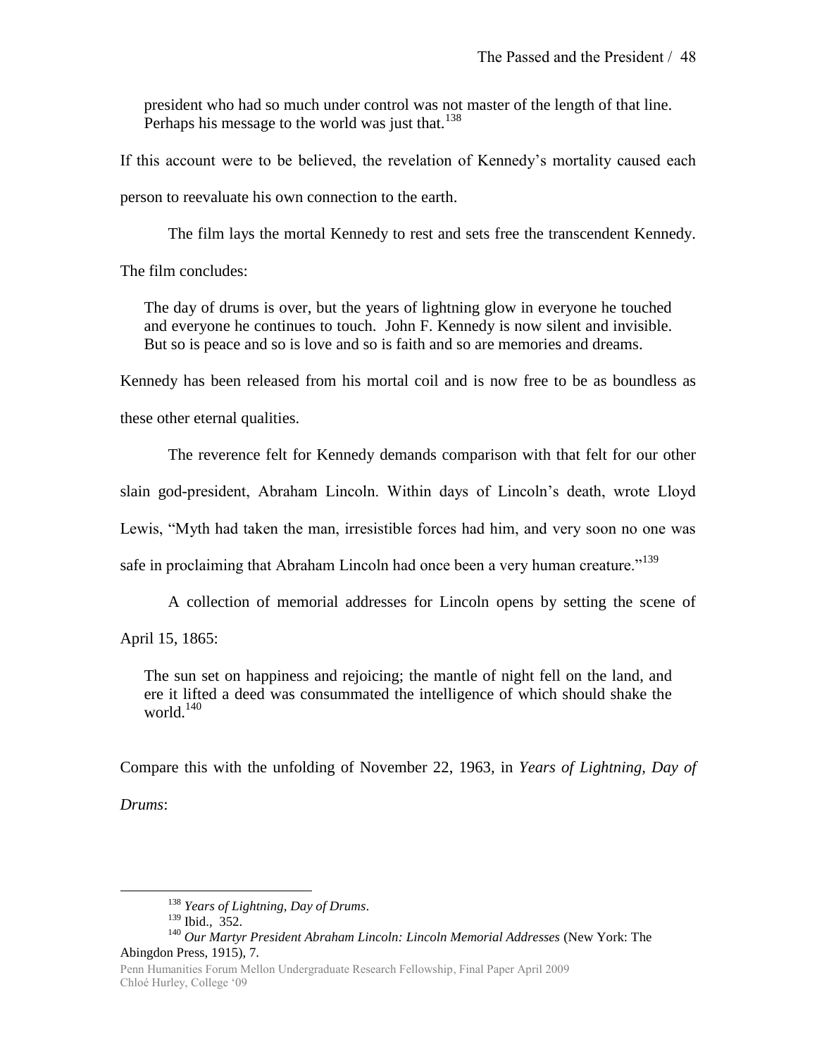> president who had so much under control was not master of the length of that line. Perhaps his message to the world was just that.[138]

If this account were to be believed, the revelation of Kennedy's mortality caused each person to reevaluate his own connection to the earth.

The film lays the mortal Kennedy to rest and sets free the transcendent Kennedy. The film concludes:

> The day of drums is over, but the years of lightning glow in everyone he touched and everyone he continues to touch. John F. Kennedy is now silent and invisible. But so is peace and so is love and so is faith and so are memories and dreams.

Kennedy has been released from his mortal coil and is now free to be as boundless as these other eternal qualities.

The reverence felt for Kennedy demands comparison with that felt for our other slain god-president, Abraham Lincoln. Within days of Lincoln's death, wrote Lloyd Lewis, "Myth had taken the man, irresistible forces had him, and very soon no one was safe in proclaiming that Abraham Lincoln had once been a very human creature."[139]

A collection of memorial addresses for Lincoln opens by setting the scene of April 15, 1865:

> The sun set on happiness and rejoicing; the mantle of night fell on the land, and ere it lifted a deed was consummated the intelligence of which should shake the world.[140]

Compare this with the unfolding of November 22, 1963, in *Years of Lightning, Day of Drums*:

---

[138] *Years of Lightning, Day of Drums*.

[139] Ibid., 352.

[140] *Our Martyr President Abraham Lincoln: Lincoln Memorial Addresses* (New York: The Abingdon Press, 1915), 7.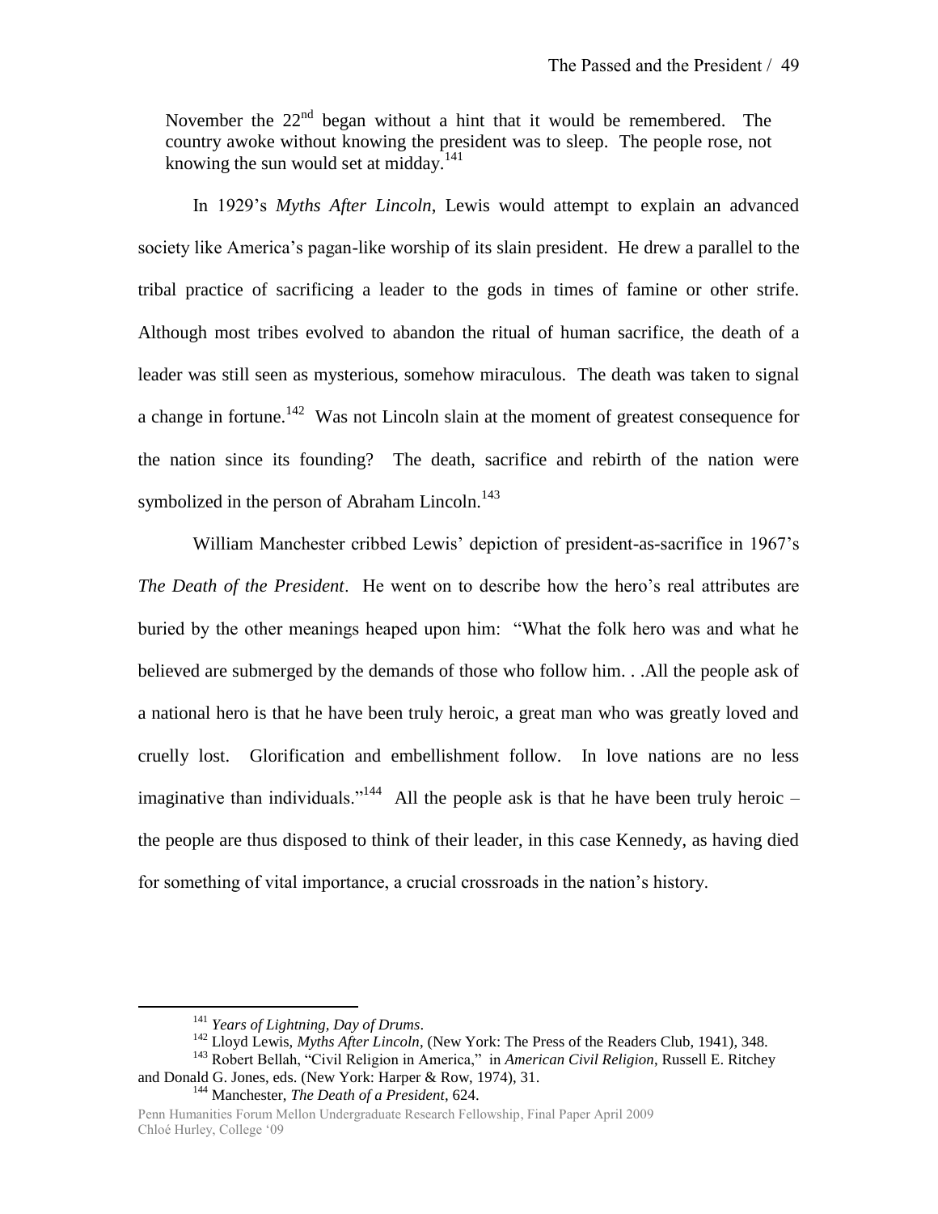> November the 22nd began without a hint that it would be remembered. The country awoke without knowing the president was to sleep. The people rose, not knowing the sun would set at midday.[141]

In 1929's *Myths After Lincoln*, Lewis would attempt to explain an advanced society like America's pagan-like worship of its slain president. He drew a parallel to the tribal practice of sacrificing a leader to the gods in times of famine or other strife. Although most tribes evolved to abandon the ritual of human sacrifice, the death of a leader was still seen as mysterious, somehow miraculous. The death was taken to signal a change in fortune.[142] Was not Lincoln slain at the moment of greatest consequence for the nation since its founding? The death, sacrifice and rebirth of the nation were symbolized in the person of Abraham Lincoln.[143]

William Manchester cribbed Lewis' depiction of president-as-sacrifice in 1967's *The Death of the President*. He went on to describe how the hero's real attributes are buried by the other meanings heaped upon him: "What the folk hero was and what he believed are submerged by the demands of those who follow him. . .All the people ask of a national hero is that he have been truly heroic, a great man who was greatly loved and cruelly lost. Glorification and embellishment follow. In love nations are no less imaginative than individuals."[144] All the people ask is that he have been truly heroic – the people are thus disposed to think of their leader, in this case Kennedy, as having died for something of vital importance, a crucial crossroads in the nation's history.

---

[141] *Years of Lightning, Day of Drums*.

[142] Lloyd Lewis, *Myths After Lincoln*, (New York: The Press of the Readers Club, 1941), 348.

[143] Robert Bellah, "Civil Religion in America," in *American Civil Religion*, Russell E. Ritchey and Donald G. Jones, eds. (New York: Harper & Row, 1974), 31.

[144] Manchester, *The Death of a President*, 624.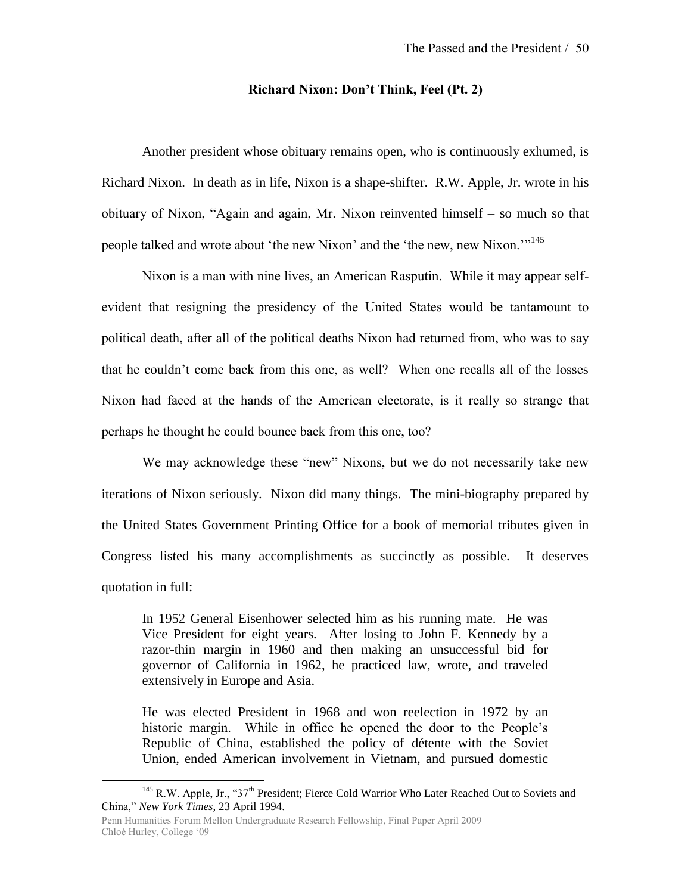## Richard Nixon: Don't Think, Feel (Pt. 2)

Another president whose obituary remains open, who is continuously exhumed, is Richard Nixon. In death as in life, Nixon is a shape-shifter. R.W. Apple, Jr. wrote in his obituary of Nixon, "Again and again, Mr. Nixon reinvented himself – so much so that people talked and wrote about 'the new Nixon' and the 'the new, new Nixon.'"[145]

Nixon is a man with nine lives, an American Rasputin. While it may appear self-evident that resigning the presidency of the United States would be tantamount to political death, after all of the political deaths Nixon had returned from, who was to say that he couldn't come back from this one, as well? When one recalls all of the losses Nixon had faced at the hands of the American electorate, is it really so strange that perhaps he thought he could bounce back from this one, too?

We may acknowledge these "new" Nixons, but we do not necessarily take new iterations of Nixon seriously. Nixon did many things. The mini-biography prepared by the United States Government Printing Office for a book of memorial tributes given in Congress listed his many accomplishments as succinctly as possible. It deserves quotation in full:

> In 1952 General Eisenhower selected him as his running mate. He was Vice President for eight years. After losing to John F. Kennedy by a razor-thin margin in 1960 and then making an unsuccessful bid for governor of California in 1962, he practiced law, wrote, and traveled extensively in Europe and Asia.
>
> He was elected President in 1968 and won reelection in 1972 by an historic margin. While in office he opened the door to the People's Republic of China, established the policy of détente with the Soviet Union, ended American involvement in Vietnam, and pursued domestic

[145] R.W. Apple, Jr., "37th President; Fierce Cold Warrior Who Later Reached Out to Soviets and China," *New York Times*, 23 April 1994.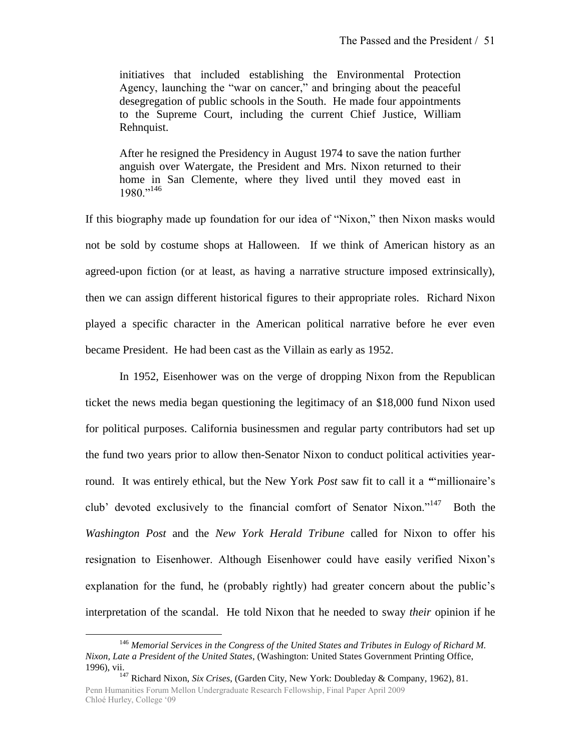> initiatives that included establishing the Environmental Protection Agency, launching the "war on cancer," and bringing about the peaceful desegregation of public schools in the South. He made four appointments to the Supreme Court, including the current Chief Justice, William Rehnquist.
>
> After he resigned the Presidency in August 1974 to save the nation further anguish over Watergate, the President and Mrs. Nixon returned to their home in San Clemente, where they lived until they moved east in 1980."[146]

If this biography made up foundation for our idea of "Nixon," then Nixon masks would not be sold by costume shops at Halloween. If we think of American history as an agreed-upon fiction (or at least, as having a narrative structure imposed extrinsically), then we can assign different historical figures to their appropriate roles. Richard Nixon played a specific character in the American political narrative before he ever even became President. He had been cast as the Villain as early as 1952.

In 1952, Eisenhower was on the verge of dropping Nixon from the Republican ticket the news media began questioning the legitimacy of an $18,000 fund Nixon used for political purposes. California businessmen and regular party contributors had set up the fund two years prior to allow then-Senator Nixon to conduct political activities year-round. It was entirely ethical, but the New York *Post* saw fit to call it a "'millionaire's club' devoted exclusively to the financial comfort of Senator Nixon."[147] Both the *Washington Post* and the *New York Herald Tribune* called for Nixon to offer his resignation to Eisenhower. Although Eisenhower could have easily verified Nixon's explanation for the fund, he (probably rightly) had greater concern about the public's interpretation of the scandal. He told Nixon that he needed to sway *their* opinion if he

---

[146] *Memorial Services in the Congress of the United States and Tributes in Eulogy of Richard M. Nixon, Late a President of the United States*, (Washington: United States Government Printing Office, 1996), vii.

[147] Richard Nixon, *Six Crises*, (Garden City, New York: Doubleday & Company, 1962), 81.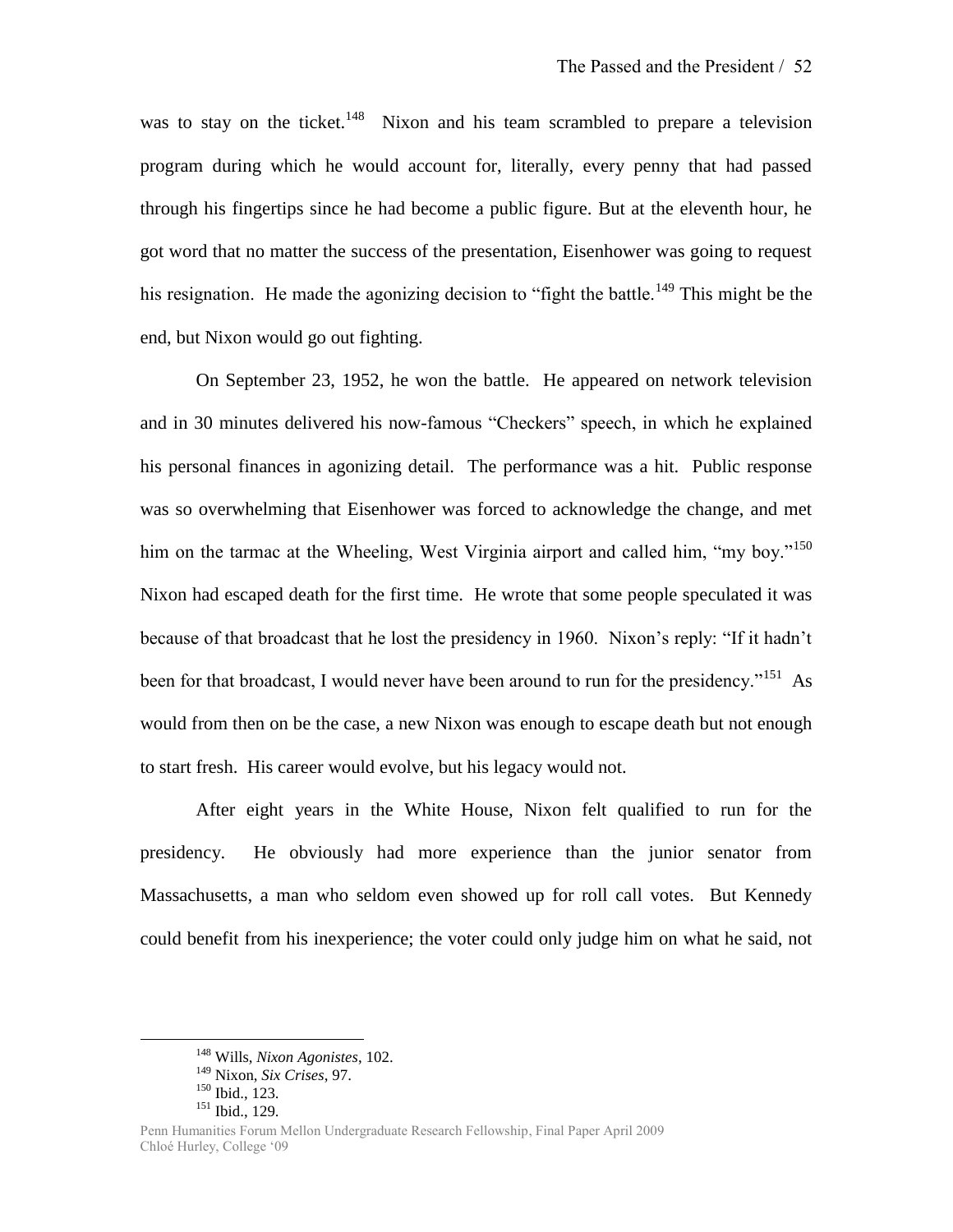was to stay on the ticket.[148] Nixon and his team scrambled to prepare a television program during which he would account for, literally, every penny that had passed through his fingertips since he had become a public figure. But at the eleventh hour, he got word that no matter the success of the presentation, Eisenhower was going to request his resignation. He made the agonizing decision to "fight the battle.[149] This might be the end, but Nixon would go out fighting.

On September 23, 1952, he won the battle. He appeared on network television and in 30 minutes delivered his now-famous "Checkers" speech, in which he explained his personal finances in agonizing detail. The performance was a hit. Public response was so overwhelming that Eisenhower was forced to acknowledge the change, and met him on the tarmac at the Wheeling, West Virginia airport and called him, "my boy."[150] Nixon had escaped death for the first time. He wrote that some people speculated it was because of that broadcast that he lost the presidency in 1960. Nixon's reply: "If it hadn't been for that broadcast, I would never have been around to run for the presidency."[151] As would from then on be the case, a new Nixon was enough to escape death but not enough to start fresh. His career would evolve, but his legacy would not.

After eight years in the White House, Nixon felt qualified to run for the presidency. He obviously had more experience than the junior senator from Massachusetts, a man who seldom even showed up for roll call votes. But Kennedy could benefit from his inexperience; the voter could only judge him on what he said, not

---

[148] Wills, *Nixon Agonistes*, 102.

[149] Nixon, *Six Crises*, 97.

[150] Ibid., 123.

[151] Ibid., 129.

Penn Humanities Forum Mellon Undergraduate Research Fellowship, Final Paper April 2009
Chloé Hurley, College '09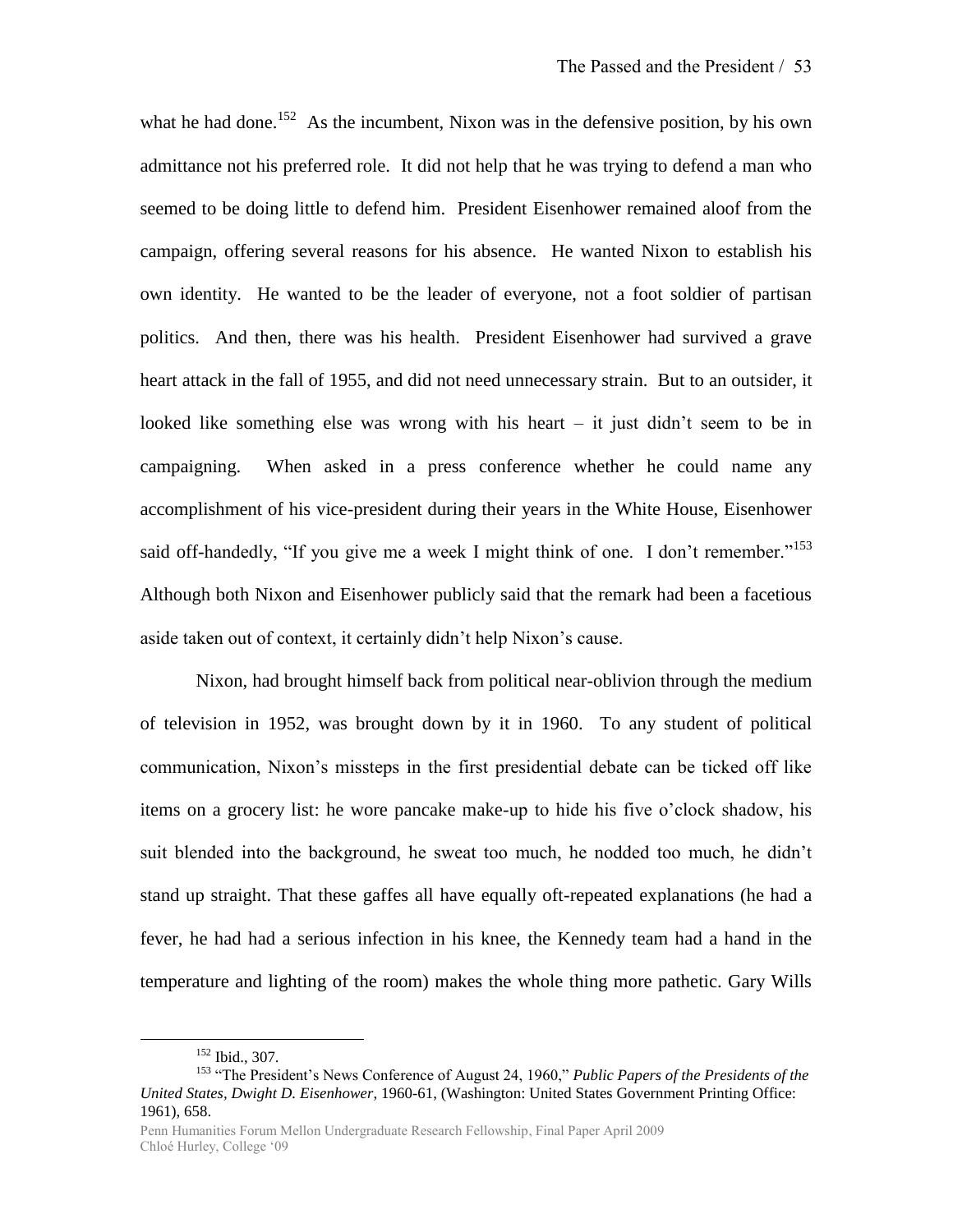what he had done.[152] As the incumbent, Nixon was in the defensive position, by his own admittance not his preferred role. It did not help that he was trying to defend a man who seemed to be doing little to defend him. President Eisenhower remained aloof from the campaign, offering several reasons for his absence. He wanted Nixon to establish his own identity. He wanted to be the leader of everyone, not a foot soldier of partisan politics. And then, there was his health. President Eisenhower had survived a grave heart attack in the fall of 1955, and did not need unnecessary strain. But to an outsider, it looked like something else was wrong with his heart – it just didn't seem to be in campaigning. When asked in a press conference whether he could name any accomplishment of his vice-president during their years in the White House, Eisenhower said off-handedly, "If you give me a week I might think of one. I don't remember."[153] Although both Nixon and Eisenhower publicly said that the remark had been a facetious aside taken out of context, it certainly didn't help Nixon's cause.

Nixon, had brought himself back from political near-oblivion through the medium of television in 1952, was brought down by it in 1960. To any student of political communication, Nixon's missteps in the first presidential debate can be ticked off like items on a grocery list: he wore pancake make-up to hide his five o'clock shadow, his suit blended into the background, he sweat too much, he nodded too much, he didn't stand up straight. That these gaffes all have equally oft-repeated explanations (he had a fever, he had had a serious infection in his knee, the Kennedy team had a hand in the temperature and lighting of the room) makes the whole thing more pathetic. Gary Wills

---

[152] Ibid., 307.

[153] "The President's News Conference of August 24, 1960," *Public Papers of the Presidents of the United States, Dwight D. Eisenhower*, 1960-61, (Washington: United States Government Printing Office: 1961), 658.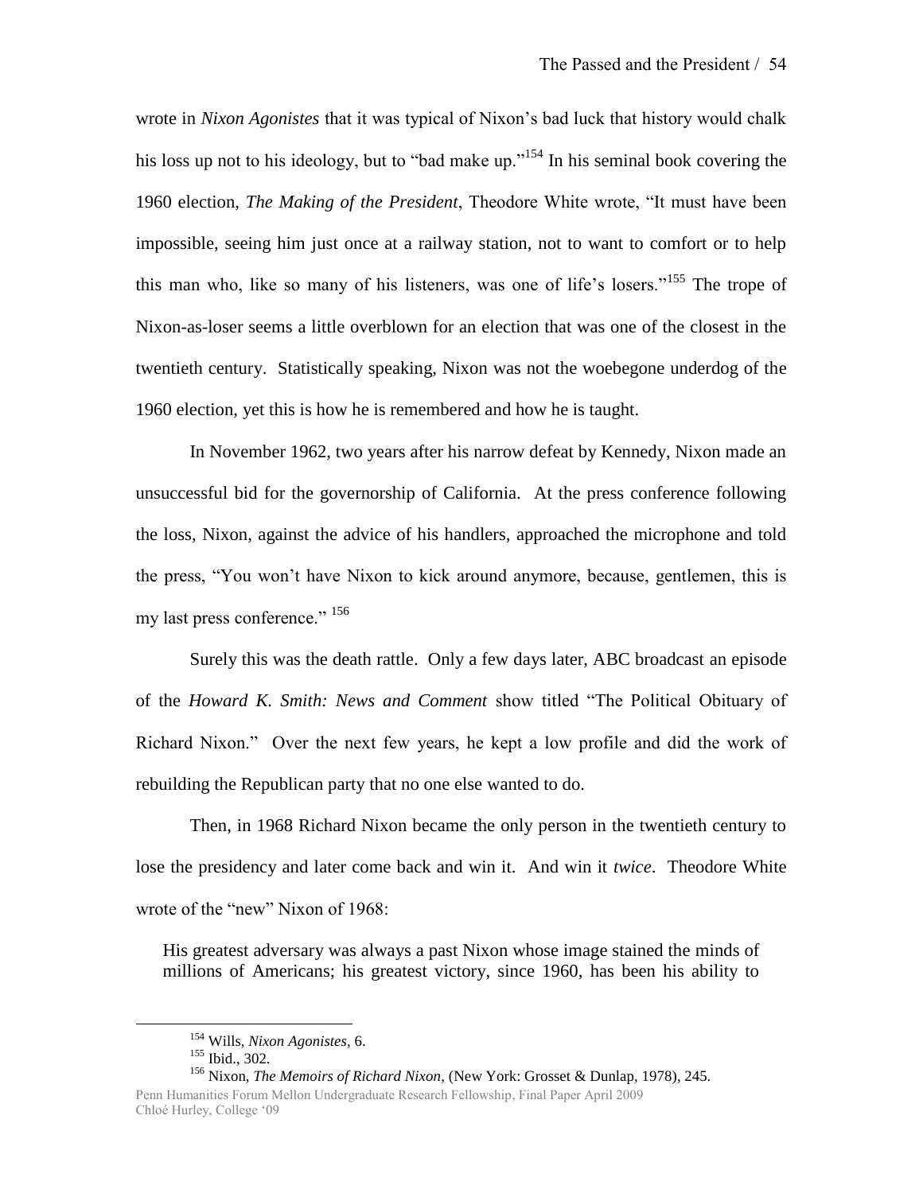wrote in *Nixon Agonistes* that it was typical of Nixon's bad luck that history would chalk his loss up not to his ideology, but to "bad make up."[154] In his seminal book covering the 1960 election, *The Making of the President*, Theodore White wrote, "It must have been impossible, seeing him just once at a railway station, not to want to comfort or to help this man who, like so many of his listeners, was one of life's losers."[155] The trope of Nixon-as-loser seems a little overblown for an election that was one of the closest in the twentieth century. Statistically speaking, Nixon was not the woebegone underdog of the 1960 election, yet this is how he is remembered and how he is taught.

In November 1962, two years after his narrow defeat by Kennedy, Nixon made an unsuccessful bid for the governorship of California. At the press conference following the loss, Nixon, against the advice of his handlers, approached the microphone and told the press, "You won't have Nixon to kick around anymore, because, gentlemen, this is my last press conference." [156]

Surely this was the death rattle. Only a few days later, ABC broadcast an episode of the *Howard K. Smith: News and Comment* show titled "The Political Obituary of Richard Nixon." Over the next few years, he kept a low profile and did the work of rebuilding the Republican party that no one else wanted to do.

Then, in 1968 Richard Nixon became the only person in the twentieth century to lose the presidency and later come back and win it. And win it *twice*. Theodore White wrote of the "new" Nixon of 1968:

> His greatest adversary was always a past Nixon whose image stained the minds of millions of Americans; his greatest victory, since 1960, has been his ability to

---

[154] Wills, *Nixon Agonistes*, 6.

[155] Ibid., 302.

[156] Nixon, *The Memoirs of Richard Nixon*, (New York: Grosset & Dunlap, 1978), 245.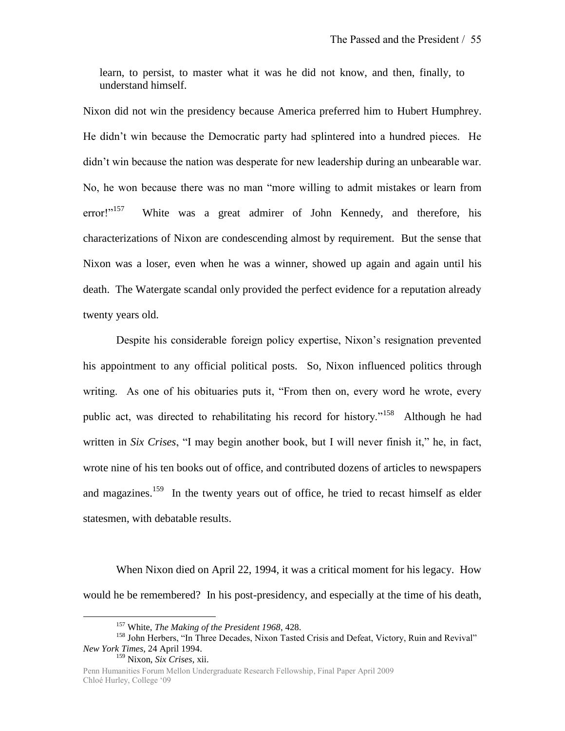learn, to persist, to master what it was he did not know, and then, finally, to understand himself.

Nixon did not win the presidency because America preferred him to Hubert Humphrey. He didn't win because the Democratic party had splintered into a hundred pieces. He didn't win because the nation was desperate for new leadership during an unbearable war. No, he won because there was no man "more willing to admit mistakes or learn from error!"[157] White was a great admirer of John Kennedy, and therefore, his characterizations of Nixon are condescending almost by requirement. But the sense that Nixon was a loser, even when he was a winner, showed up again and again until his death. The Watergate scandal only provided the perfect evidence for a reputation already twenty years old.

Despite his considerable foreign policy expertise, Nixon's resignation prevented his appointment to any official political posts. So, Nixon influenced politics through writing. As one of his obituaries puts it, "From then on, every word he wrote, every public act, was directed to rehabilitating his record for history."[158] Although he had written in *Six Crises*, "I may begin another book, but I will never finish it," he, in fact, wrote nine of his ten books out of office, and contributed dozens of articles to newspapers and magazines.[159] In the twenty years out of office, he tried to recast himself as elder statesmen, with debatable results.

When Nixon died on April 22, 1994, it was a critical moment for his legacy. How would he be remembered? In his post-presidency, and especially at the time of his death,

---

[157] White, *The Making of the President 1968*, 428.

[158] John Herbers, "In Three Decades, Nixon Tasted Crisis and Defeat, Victory, Ruin and Revival" *New York Times*, 24 April 1994.

[159] Nixon, *Six Crises*, xii.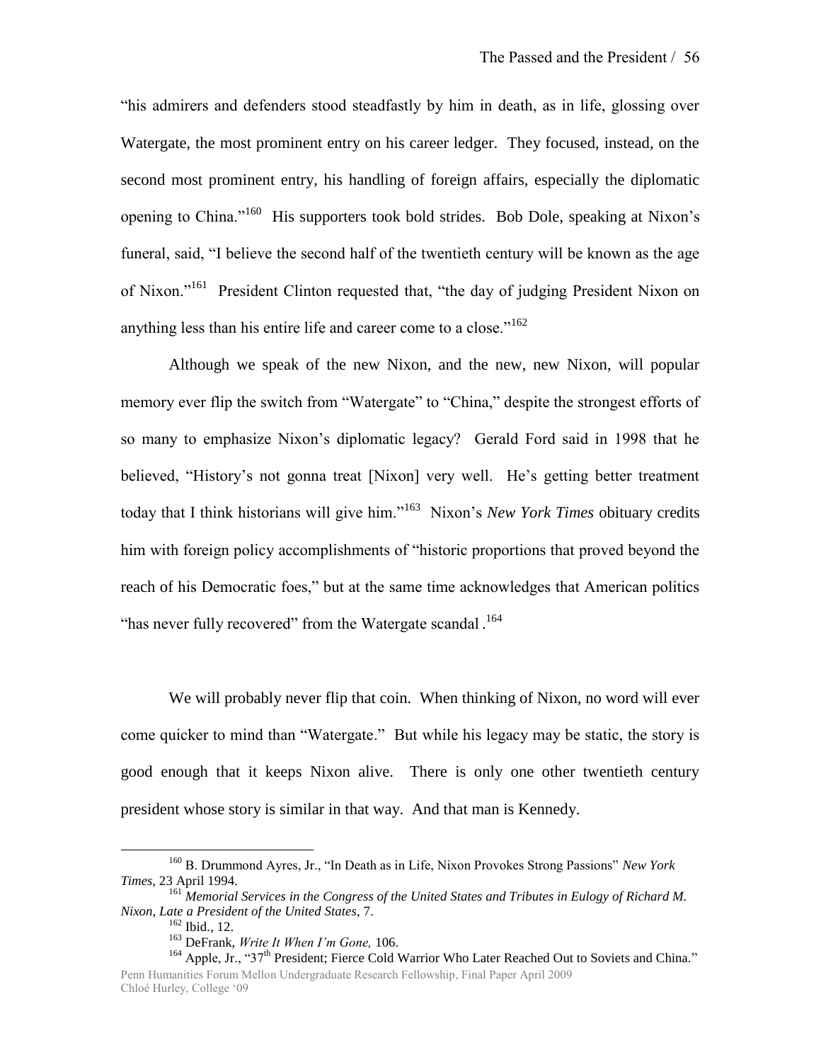"his admirers and defenders stood steadfastly by him in death, as in life, glossing over Watergate, the most prominent entry on his career ledger. They focused, instead, on the second most prominent entry, his handling of foreign affairs, especially the diplomatic opening to China."[160] His supporters took bold strides. Bob Dole, speaking at Nixon's funeral, said, "I believe the second half of the twentieth century will be known as the age of Nixon."[161] President Clinton requested that, "the day of judging President Nixon on anything less than his entire life and career come to a close."[162]

Although we speak of the new Nixon, and the new, new Nixon, will popular memory ever flip the switch from "Watergate" to "China," despite the strongest efforts of so many to emphasize Nixon's diplomatic legacy? Gerald Ford said in 1998 that he believed, "History's not gonna treat [Nixon] very well. He's getting better treatment today that I think historians will give him."[163] Nixon's *New York Times* obituary credits him with foreign policy accomplishments of "historic proportions that proved beyond the reach of his Democratic foes," but at the same time acknowledges that American politics "has never fully recovered" from the Watergate scandal .[164]

We will probably never flip that coin. When thinking of Nixon, no word will ever come quicker to mind than "Watergate." But while his legacy may be static, the story is good enough that it keeps Nixon alive. There is only one other twentieth century president whose story is similar in that way. And that man is Kennedy.

---

[160] B. Drummond Ayres, Jr., "In Death as in Life, Nixon Provokes Strong Passions" *New York Times*, 23 April 1994.

[161] *Memorial Services in the Congress of the United States and Tributes in Eulogy of Richard M. Nixon, Late a President of the United States*, 7.

[162] Ibid., 12.

[163] DeFrank, *Write It When I'm Gone,* 106.

[164] Apple, Jr., "37th President; Fierce Cold Warrior Who Later Reached Out to Soviets and China."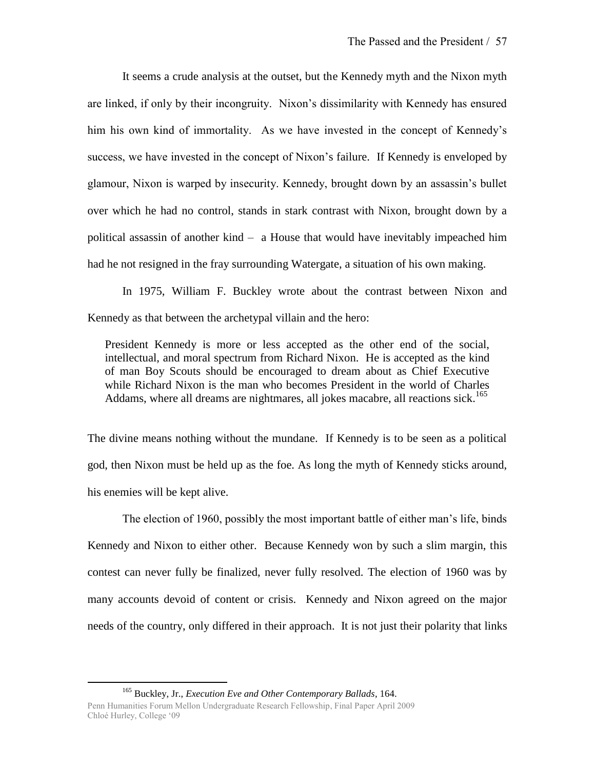It seems a crude analysis at the outset, but the Kennedy myth and the Nixon myth are linked, if only by their incongruity. Nixon's dissimilarity with Kennedy has ensured him his own kind of immortality. As we have invested in the concept of Kennedy's success, we have invested in the concept of Nixon's failure. If Kennedy is enveloped by glamour, Nixon is warped by insecurity. Kennedy, brought down by an assassin's bullet over which he had no control, stands in stark contrast with Nixon, brought down by a political assassin of another kind – a House that would have inevitably impeached him had he not resigned in the fray surrounding Watergate, a situation of his own making.

In 1975, William F. Buckley wrote about the contrast between Nixon and Kennedy as that between the archetypal villain and the hero:

> President Kennedy is more or less accepted as the other end of the social, intellectual, and moral spectrum from Richard Nixon. He is accepted as the kind of man Boy Scouts should be encouraged to dream about as Chief Executive while Richard Nixon is the man who becomes President in the world of Charles Addams, where all dreams are nightmares, all jokes macabre, all reactions sick.[165]

The divine means nothing without the mundane. If Kennedy is to be seen as a political god, then Nixon must be held up as the foe. As long the myth of Kennedy sticks around, his enemies will be kept alive.

The election of 1960, possibly the most important battle of either man's life, binds Kennedy and Nixon to either other. Because Kennedy won by such a slim margin, this contest can never fully be finalized, never fully resolved. The election of 1960 was by many accounts devoid of content or crisis. Kennedy and Nixon agreed on the major needs of the country, only differed in their approach. It is not just their polarity that links

---

[165] Buckley, Jr., *Execution Eve and Other Contemporary Ballads*, 164.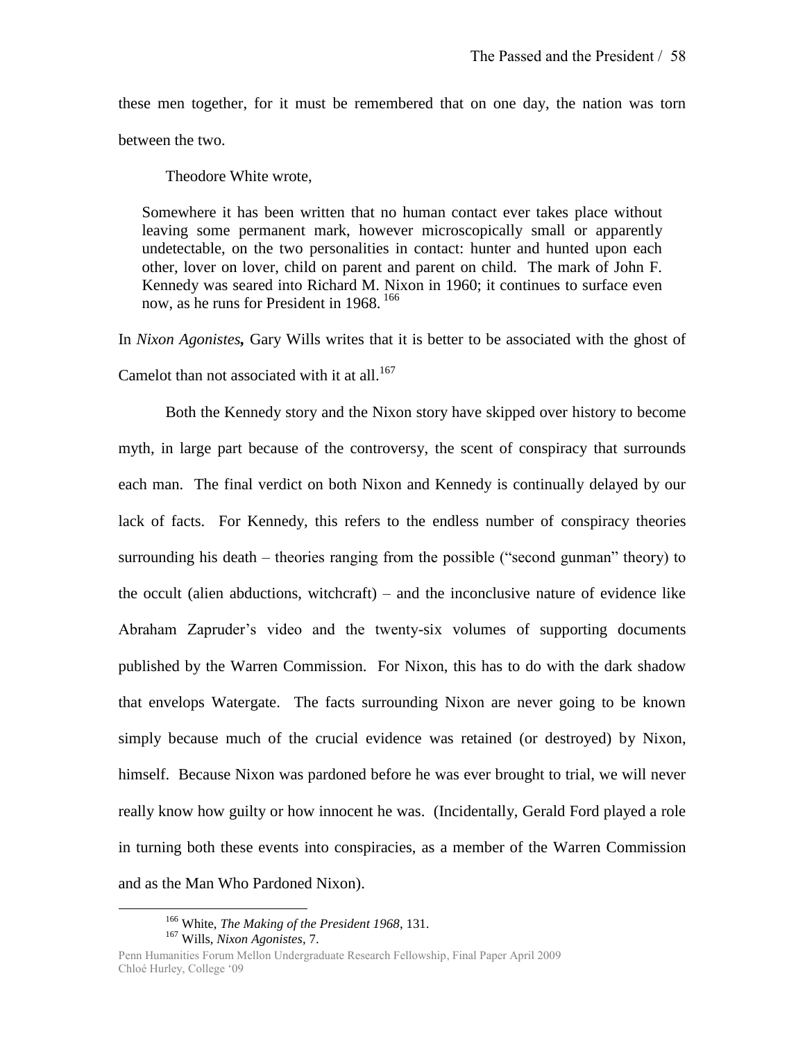these men together, for it must be remembered that on one day, the nation was torn between the two.

Theodore White wrote,

> Somewhere it has been written that no human contact ever takes place without leaving some permanent mark, however microscopically small or apparently undetectable, on the two personalities in contact: hunter and hunted upon each other, lover on lover, child on parent and parent on child. The mark of John F. Kennedy was seared into Richard M. Nixon in 1960; it continues to surface even now, as he runs for President in 1968. [166]

In ***Nixon Agonistes*,** Gary Wills writes that it is better to be associated with the ghost of Camelot than not associated with it at all.[167]

Both the Kennedy story and the Nixon story have skipped over history to become myth, in large part because of the controversy, the scent of conspiracy that surrounds each man. The final verdict on both Nixon and Kennedy is continually delayed by our lack of facts. For Kennedy, this refers to the endless number of conspiracy theories surrounding his death – theories ranging from the possible ("second gunman" theory) to the occult (alien abductions, witchcraft) – and the inconclusive nature of evidence like Abraham Zapruder's video and the twenty-six volumes of supporting documents published by the Warren Commission. For Nixon, this has to do with the dark shadow that envelops Watergate. The facts surrounding Nixon are never going to be known simply because much of the crucial evidence was retained (or destroyed) by Nixon, himself. Because Nixon was pardoned before he was ever brought to trial, we will never really know how guilty or how innocent he was. (Incidentally, Gerald Ford played a role in turning both these events into conspiracies, as a member of the Warren Commission and as the Man Who Pardoned Nixon).

---

[166] White, *The Making of the President 1968*, 131.

[167] Wills, *Nixon Agonistes*, 7.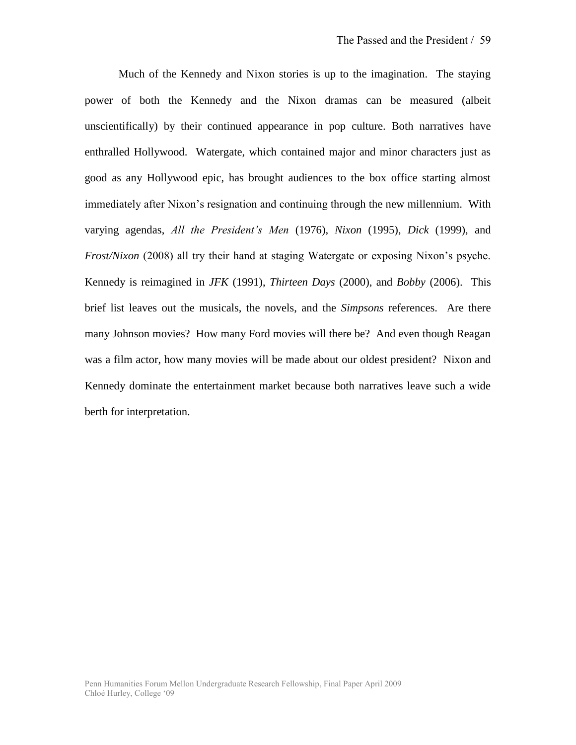Much of the Kennedy and Nixon stories is up to the imagination. The staying power of both the Kennedy and the Nixon dramas can be measured (albeit unscientifically) by their continued appearance in pop culture. Both narratives have enthralled Hollywood. Watergate, which contained major and minor characters just as good as any Hollywood epic, has brought audiences to the box office starting almost immediately after Nixon's resignation and continuing through the new millennium. With varying agendas, *All the President's Men* (1976), *Nixon* (1995), *Dick* (1999), and *Frost/Nixon* (2008) all try their hand at staging Watergate or exposing Nixon's psyche. Kennedy is reimagined in *JFK* (1991), *Thirteen Days* (2000), and *Bobby* (2006). This brief list leaves out the musicals, the novels, and the *Simpsons* references. Are there many Johnson movies? How many Ford movies will there be? And even though Reagan was a film actor, how many movies will be made about our oldest president? Nixon and Kennedy dominate the entertainment market because both narratives leave such a wide berth for interpretation.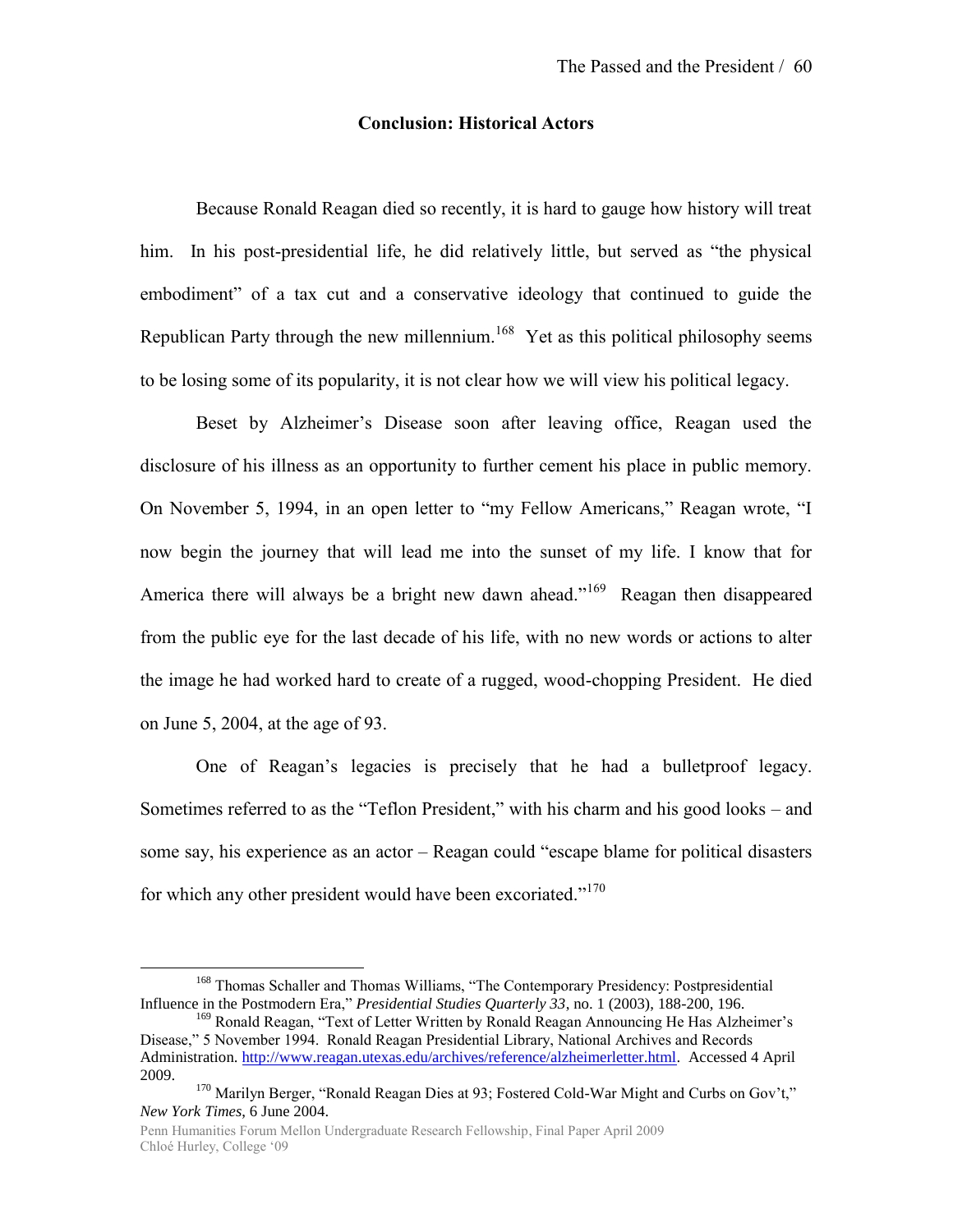## Conclusion: Historical Actors

Because Ronald Reagan died so recently, it is hard to gauge how history will treat him. In his post-presidential life, he did relatively little, but served as "the physical embodiment" of a tax cut and a conservative ideology that continued to guide the Republican Party through the new millennium.[168] Yet as this political philosophy seems to be losing some of its popularity, it is not clear how we will view his political legacy.

Beset by Alzheimer's Disease soon after leaving office, Reagan used the disclosure of his illness as an opportunity to further cement his place in public memory. On November 5, 1994, in an open letter to "my Fellow Americans," Reagan wrote, "I now begin the journey that will lead me into the sunset of my life. I know that for America there will always be a bright new dawn ahead."[169] Reagan then disappeared from the public eye for the last decade of his life, with no new words or actions to alter the image he had worked hard to create of a rugged, wood-chopping President. He died on June 5, 2004, at the age of 93.

One of Reagan's legacies is precisely that he had a bulletproof legacy. Sometimes referred to as the "Teflon President," with his charm and his good looks – and some say, his experience as an actor – Reagan could "escape blame for political disasters for which any other president would have been excoriated."[170]

---

[168] Thomas Schaller and Thomas Williams, "The Contemporary Presidency: Postpresidential Influence in the Postmodern Era," *Presidential Studies Quarterly 33*, no. 1 (2003), 188-200, 196.

[169] Ronald Reagan, "Text of Letter Written by Ronald Reagan Announcing He Has Alzheimer's Disease," 5 November 1994. Ronald Reagan Presidential Library, National Archives and Records Administration. http://www.reagan.utexas.edu/archives/reference/alzheimerletter.html. Accessed 4 April 2009.

[170] Marilyn Berger, "Ronald Reagan Dies at 93; Fostered Cold-War Might and Curbs on Gov't," *New York Times*, 6 June 2004.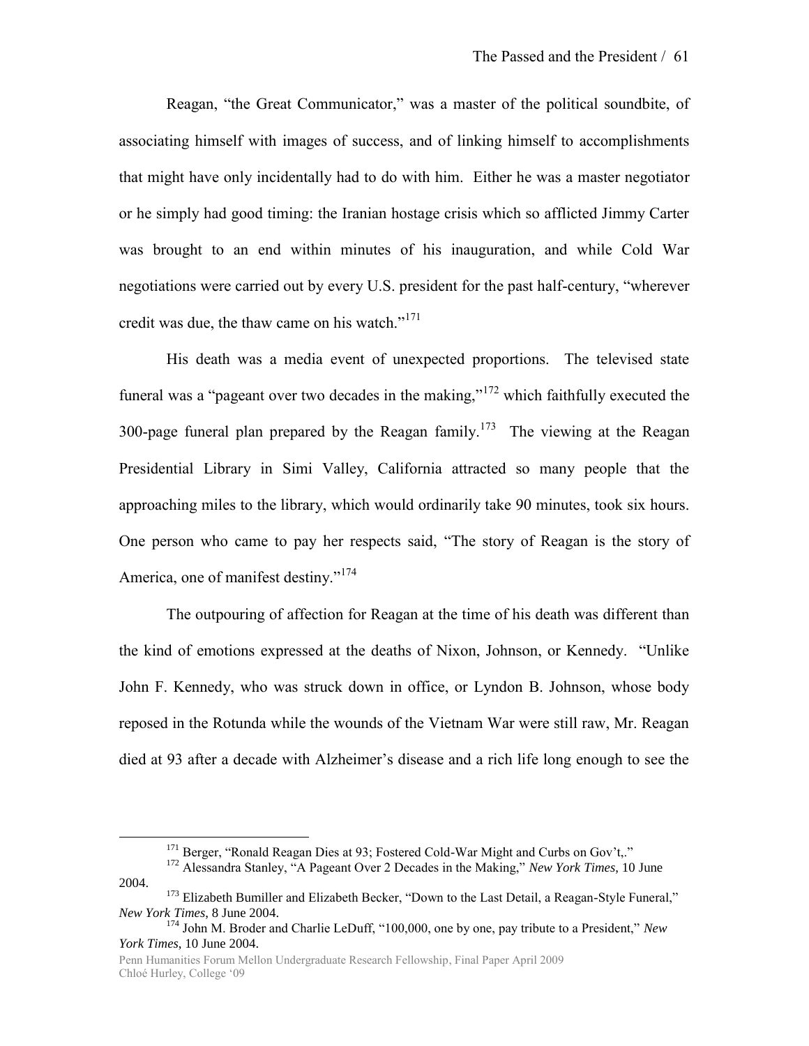Reagan, "the Great Communicator," was a master of the political soundbite, of associating himself with images of success, and of linking himself to accomplishments that might have only incidentally had to do with him. Either he was a master negotiator or he simply had good timing: the Iranian hostage crisis which so afflicted Jimmy Carter was brought to an end within minutes of his inauguration, and while Cold War negotiations were carried out by every U.S. president for the past half-century, "wherever credit was due, the thaw came on his watch."[171]

His death was a media event of unexpected proportions. The televised state funeral was a "pageant over two decades in the making,"[172] which faithfully executed the 300-page funeral plan prepared by the Reagan family.[173] The viewing at the Reagan Presidential Library in Simi Valley, California attracted so many people that the approaching miles to the library, which would ordinarily take 90 minutes, took six hours. One person who came to pay her respects said, "The story of Reagan is the story of America, one of manifest destiny."[174]

The outpouring of affection for Reagan at the time of his death was different than the kind of emotions expressed at the deaths of Nixon, Johnson, or Kennedy. "Unlike John F. Kennedy, who was struck down in office, or Lyndon B. Johnson, whose body reposed in the Rotunda while the wounds of the Vietnam War were still raw, Mr. Reagan died at 93 after a decade with Alzheimer's disease and a rich life long enough to see the

---

[171] Berger, "Ronald Reagan Dies at 93; Fostered Cold-War Might and Curbs on Gov't,."

[172] Alessandra Stanley, "A Pageant Over 2 Decades in the Making," *New York Times,* 10 June 2004.

[173] Elizabeth Bumiller and Elizabeth Becker, "Down to the Last Detail, a Reagan-Style Funeral," *New York Times,* 8 June 2004.

[174] John M. Broder and Charlie LeDuff, "100,000, one by one, pay tribute to a President," *New York Times,* 10 June 2004.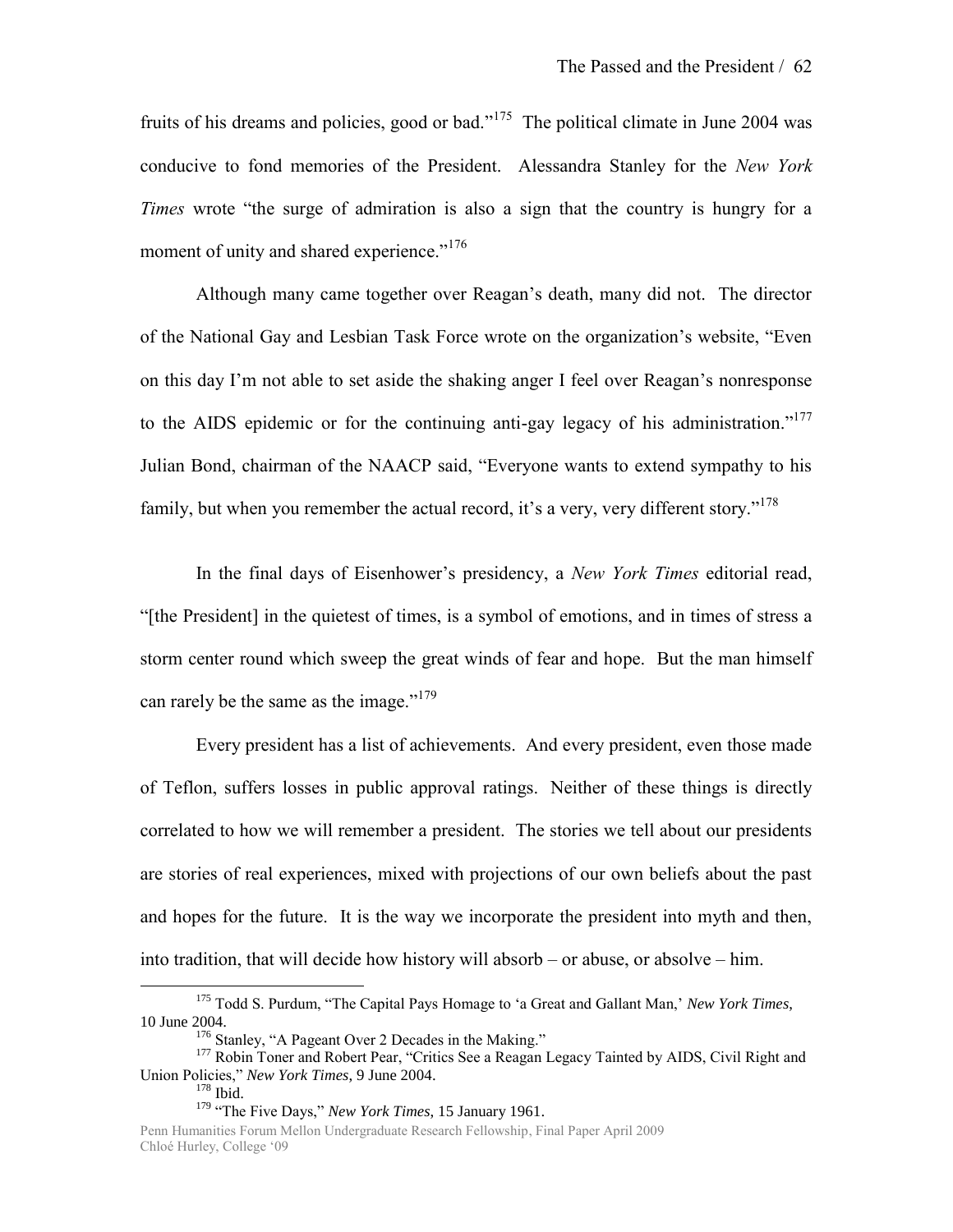fruits of his dreams and policies, good or bad."[175] The political climate in June 2004 was conducive to fond memories of the President. Alessandra Stanley for the *New York Times* wrote "the surge of admiration is also a sign that the country is hungry for a moment of unity and shared experience."[176]

Although many came together over Reagan's death, many did not. The director of the National Gay and Lesbian Task Force wrote on the organization's website, "Even on this day I'm not able to set aside the shaking anger I feel over Reagan's nonresponse to the AIDS epidemic or for the continuing anti-gay legacy of his administration."[177] Julian Bond, chairman of the NAACP said, "Everyone wants to extend sympathy to his family, but when you remember the actual record, it's a very, very different story."[178]

In the final days of Eisenhower's presidency, a *New York Times* editorial read, "[the President] in the quietest of times, is a symbol of emotions, and in times of stress a storm center round which sweep the great winds of fear and hope. But the man himself can rarely be the same as the image."[179]

Every president has a list of achievements. And every president, even those made of Teflon, suffers losses in public approval ratings. Neither of these things is directly correlated to how we will remember a president. The stories we tell about our presidents are stories of real experiences, mixed with projections of our own beliefs about the past and hopes for the future. It is the way we incorporate the president into myth and then, into tradition, that will decide how history will absorb – or abuse, or absolve – him.

---

[175] Todd S. Purdum, "The Capital Pays Homage to 'a Great and Gallant Man,' *New York Times,* 10 June 2004.

[176] Stanley, "A Pageant Over 2 Decades in the Making."

[177] Robin Toner and Robert Pear, "Critics See a Reagan Legacy Tainted by AIDS, Civil Right and Union Policies," *New York Times,* 9 June 2004.

[178] Ibid.

[179] "The Five Days," *New York Times,* 15 January 1961.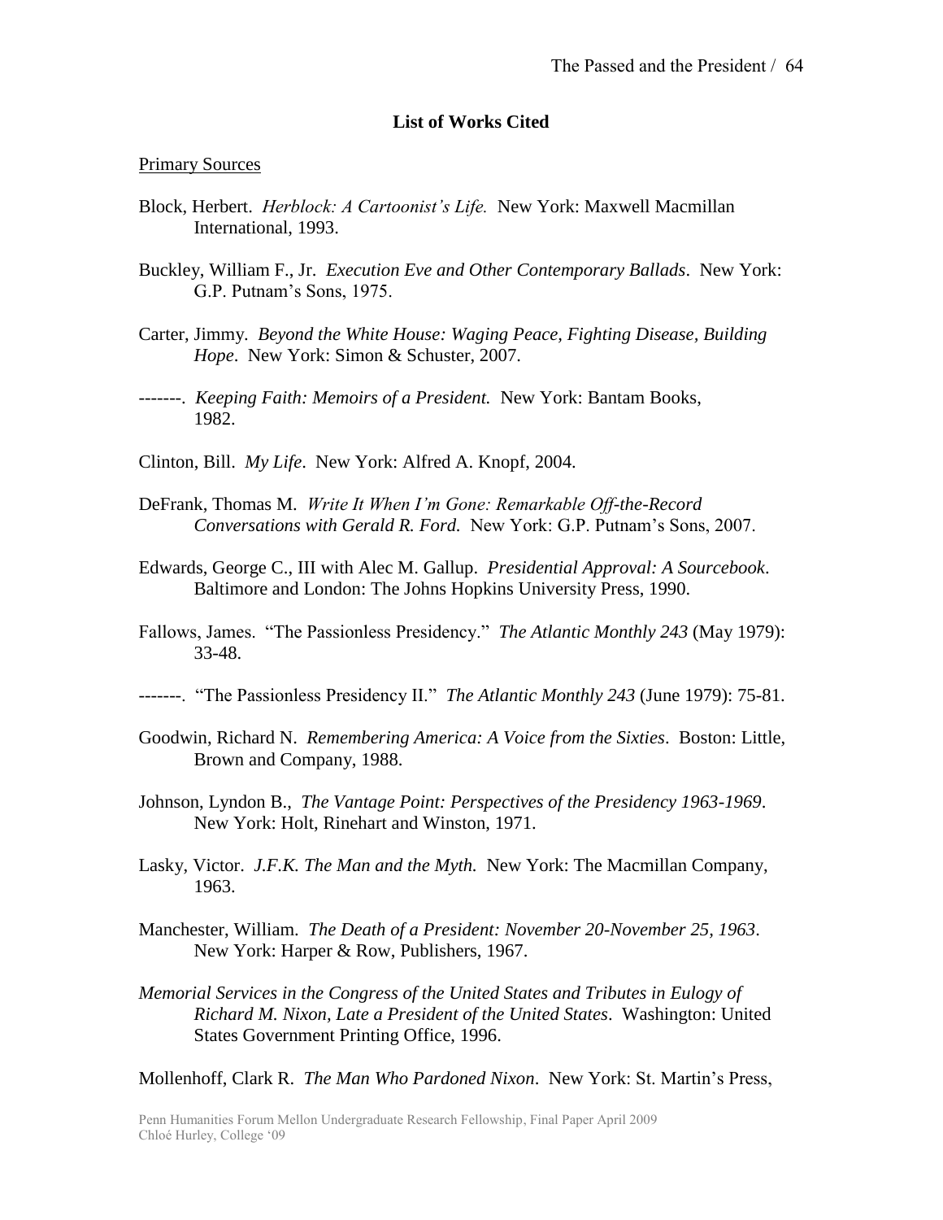**List of Works Cited**

Primary Sources

Block, Herbert. *Herblock: A Cartoonist's Life.* New York: Maxwell Macmillan International, 1993.

Buckley, William F., Jr. *Execution Eve and Other Contemporary Ballads*. New York: G.P. Putnam's Sons, 1975.

Carter, Jimmy. *Beyond the White House: Waging Peace, Fighting Disease, Building Hope*. New York: Simon & Schuster, 2007.

-------. *Keeping Faith: Memoirs of a President.* New York: Bantam Books, 1982.

Clinton, Bill. *My Life*. New York: Alfred A. Knopf, 2004.

DeFrank, Thomas M. *Write It When I'm Gone: Remarkable Off-the-Record Conversations with Gerald R. Ford.* New York: G.P. Putnam's Sons, 2007.

Edwards, George C., III with Alec M. Gallup. *Presidential Approval: A Sourcebook*. Baltimore and London: The Johns Hopkins University Press, 1990.

Fallows, James. "The Passionless Presidency." *The Atlantic Monthly 243* (May 1979): 33-48.

-------. "The Passionless Presidency II." *The Atlantic Monthly 243* (June 1979): 75-81.

Goodwin, Richard N. *Remembering America: A Voice from the Sixties*. Boston: Little, Brown and Company, 1988.

Johnson, Lyndon B., *The Vantage Point: Perspectives of the Presidency 1963-1969*. New York: Holt, Rinehart and Winston, 1971.

Lasky, Victor. *J.F.K. The Man and the Myth.* New York: The Macmillan Company, 1963.

Manchester, William. *The Death of a President: November 20-November 25, 1963*. New York: Harper & Row, Publishers, 1967.

*Memorial Services in the Congress of the United States and Tributes in Eulogy of Richard M. Nixon, Late a President of the United States*. Washington: United States Government Printing Office, 1996.

Mollenhoff, Clark R. *The Man Who Pardoned Nixon*. New York: St. Martin's Press,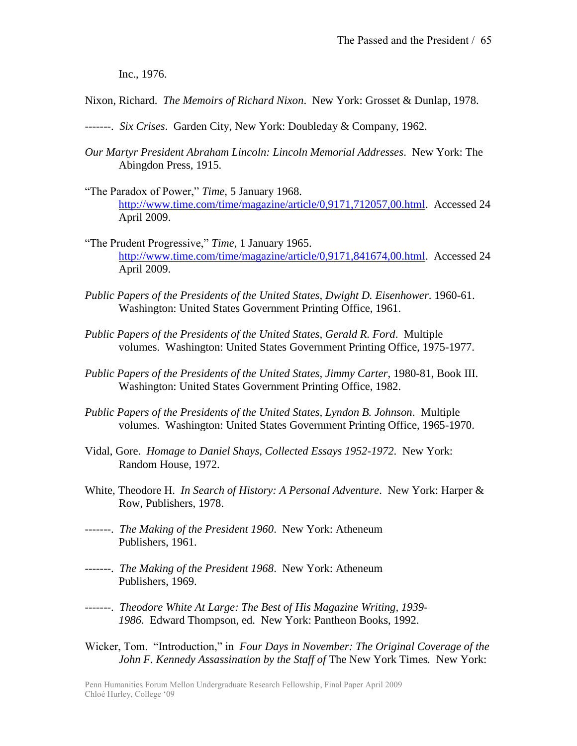Inc., 1976.

Nixon, Richard. *The Memoirs of Richard Nixon*. New York: Grosset & Dunlap, 1978.

-------. *Six Crises*. Garden City, New York: Doubleday & Company, 1962.

*Our Martyr President Abraham Lincoln: Lincoln Memorial Addresses*. New York: The Abingdon Press, 1915.

"The Paradox of Power," *Time*, 5 January 1968. http://www.time.com/time/magazine/article/0,9171,712057,00.html. Accessed 24 April 2009.

"The Prudent Progressive," *Time*, 1 January 1965. http://www.time.com/time/magazine/article/0,9171,841674,00.html. Accessed 24 April 2009.

*Public Papers of the Presidents of the United States, Dwight D. Eisenhower*. 1960-61. Washington: United States Government Printing Office, 1961.

*Public Papers of the Presidents of the United States, Gerald R. Ford*. Multiple volumes. Washington: United States Government Printing Office, 1975-1977.

*Public Papers of the Presidents of the United States, Jimmy Carter*, 1980-81, Book III. Washington: United States Government Printing Office, 1982.

*Public Papers of the Presidents of the United States, Lyndon B. Johnson*. Multiple volumes. Washington: United States Government Printing Office, 1965-1970.

Vidal, Gore. *Homage to Daniel Shays, Collected Essays 1952-1972*. New York: Random House, 1972.

White, Theodore H. *In Search of History: A Personal Adventure*. New York: Harper & Row, Publishers, 1978.

-------. *The Making of the President 1960*. New York: Atheneum Publishers, 1961.

-------. *The Making of the President 1968*. New York: Atheneum Publishers, 1969.

-------. *Theodore White At Large: The Best of His Magazine Writing, 1939-1986*. Edward Thompson, ed. New York: Pantheon Books, 1992.

Wicker, Tom. "Introduction," in *Four Days in November: The Original Coverage of the John F. Kennedy Assassination by the Staff of* The New York Times*.* New York: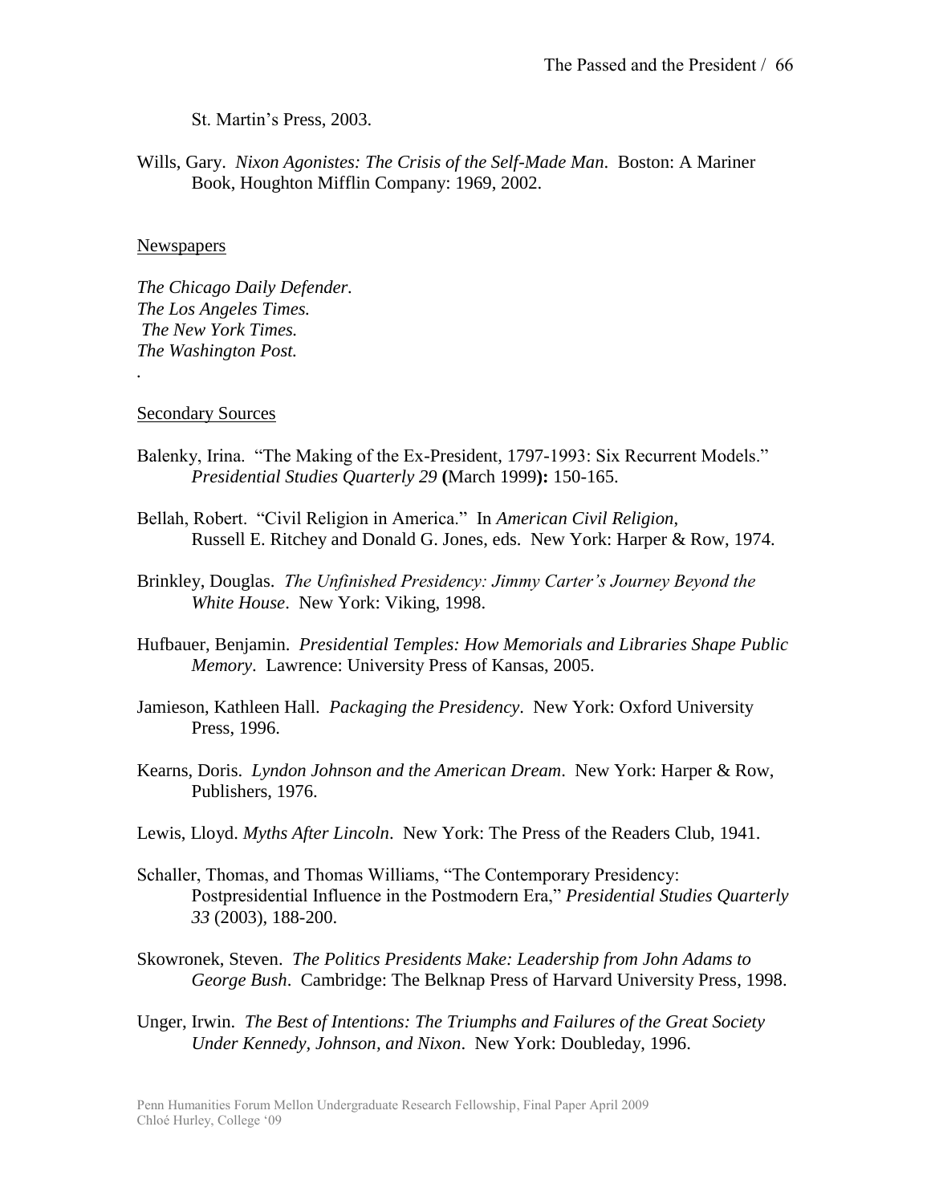St. Martin's Press, 2003.

Wills, Gary. *Nixon Agonistes: The Crisis of the Self-Made Man*. Boston: A Mariner Book, Houghton Mifflin Company: 1969, 2002.

Newspapers

*The Chicago Daily Defender.*
*The Los Angeles Times.*
*The New York Times.*
*The Washington Post.*

.

Secondary Sources

Balenky, Irina. "The Making of the Ex-President, 1797-1993: Six Recurrent Models." *Presidential Studies Quarterly 29* **(**March 1999**):** 150-165.

Bellah, Robert. "Civil Religion in America." In *American Civil Religion*, Russell E. Ritchey and Donald G. Jones, eds. New York: Harper & Row, 1974.

Brinkley, Douglas. *The Unfinished Presidency: Jimmy Carter's Journey Beyond the White House*. New York: Viking, 1998.

Hufbauer, Benjamin. *Presidential Temples: How Memorials and Libraries Shape Public Memory*. Lawrence: University Press of Kansas, 2005.

Jamieson, Kathleen Hall. *Packaging the Presidency*. New York: Oxford University Press, 1996.

Kearns, Doris. *Lyndon Johnson and the American Dream*. New York: Harper & Row, Publishers, 1976.

Lewis, Lloyd. *Myths After Lincoln*. New York: The Press of the Readers Club, 1941.

Schaller, Thomas, and Thomas Williams, "The Contemporary Presidency: Postpresidential Influence in the Postmodern Era," *Presidential Studies Quarterly 33* (2003), 188-200.

Skowronek, Steven. *The Politics Presidents Make: Leadership from John Adams to George Bush*. Cambridge: The Belknap Press of Harvard University Press, 1998.

Unger, Irwin. *The Best of Intentions: The Triumphs and Failures of the Great Society Under Kennedy, Johnson, and Nixon*. New York: Doubleday, 1996.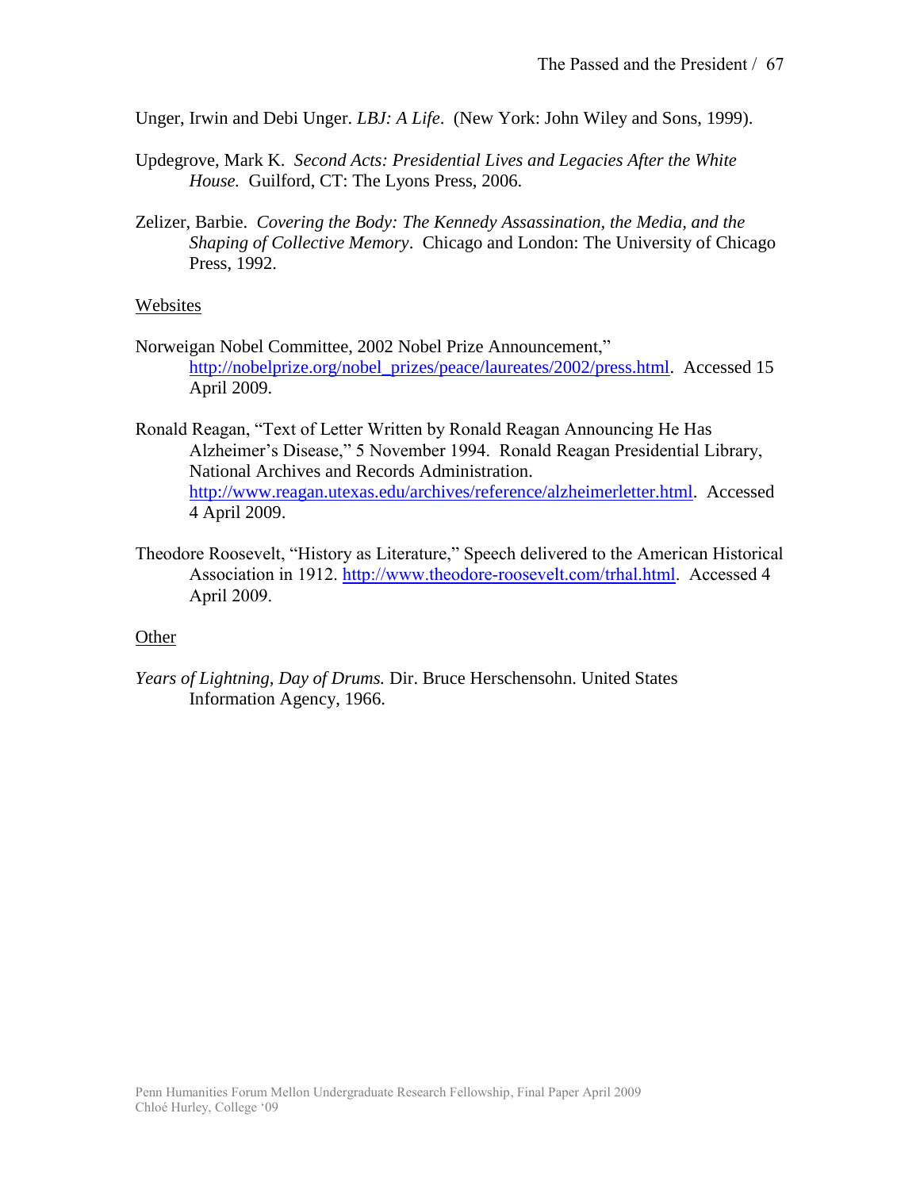Unger, Irwin and Debi Unger. *LBJ: A Life*. (New York: John Wiley and Sons, 1999).

Updegrove, Mark K. *Second Acts: Presidential Lives and Legacies After the White House.* Guilford, CT: The Lyons Press, 2006.

Zelizer, Barbie. *Covering the Body: The Kennedy Assassination, the Media, and the Shaping of Collective Memory*. Chicago and London: The University of Chicago Press, 1992.

<u>Websites</u>

Norweigan Nobel Committee, 2002 Nobel Prize Announcement," http://nobelprize.org/nobel_prizes/peace/laureates/2002/press.html. Accessed 15 April 2009.

Ronald Reagan, "Text of Letter Written by Ronald Reagan Announcing He Has Alzheimer's Disease," 5 November 1994. Ronald Reagan Presidential Library, National Archives and Records Administration. http://www.reagan.utexas.edu/archives/reference/alzheimerletter.html. Accessed 4 April 2009.

Theodore Roosevelt, "History as Literature," Speech delivered to the American Historical Association in 1912. http://www.theodore-roosevelt.com/trhal.html. Accessed 4 April 2009.

<u>Other</u>

*Years of Lightning, Day of Drums.* Dir. Bruce Herschensohn. United States Information Agency, 1966.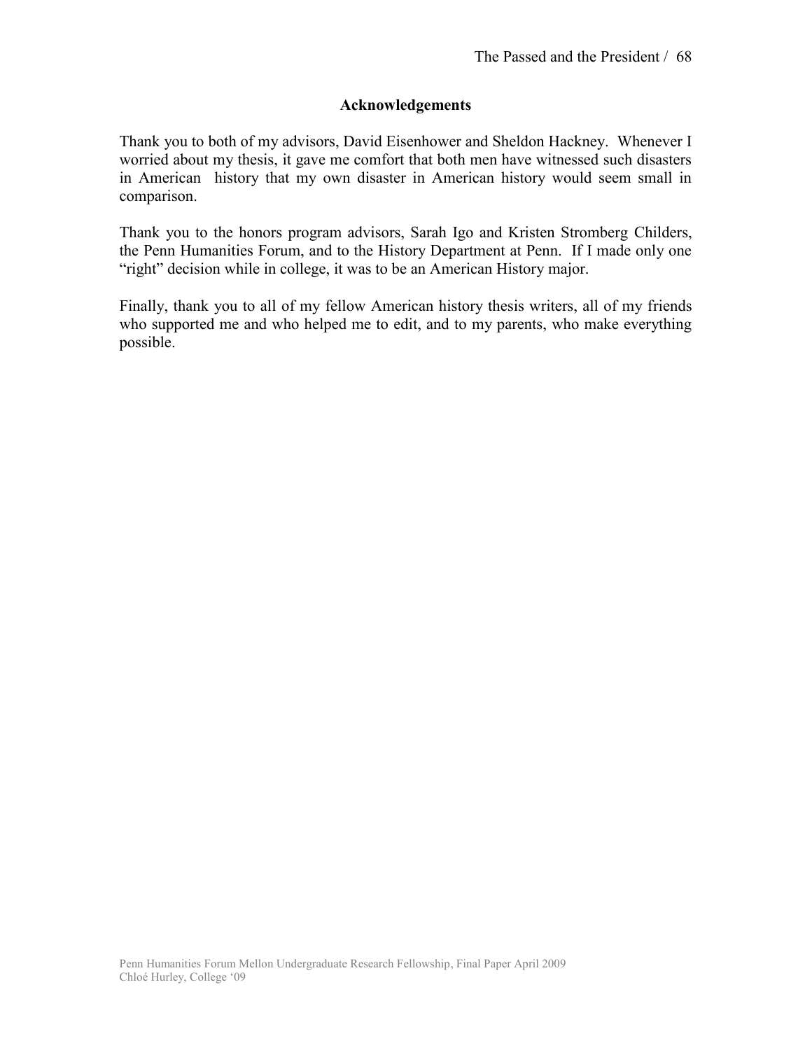## Acknowledgements

Thank you to both of my advisors, David Eisenhower and Sheldon Hackney. Whenever I worried about my thesis, it gave me comfort that both men have witnessed such disasters in American history that my own disaster in American history would seem small in comparison.

Thank you to the honors program advisors, Sarah Igo and Kristen Stromberg Childers, the Penn Humanities Forum, and to the History Department at Penn. If I made only one "right" decision while in college, it was to be an American History major.

Finally, thank you to all of my fellow American history thesis writers, all of my friends who supported me and who helped me to edit, and to my parents, who make everything possible.